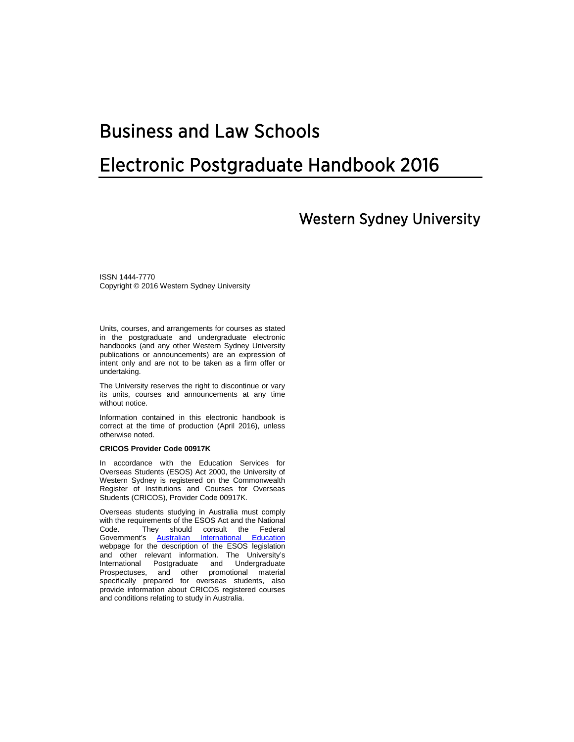# Business and Law Schools

# Electronic Postgraduate Handbook 2016

## Western Sydney University

ISSN 1444-7770
Copyright © 2016 Western Sydney University

Units, courses, and arrangements for courses as stated in the postgraduate and undergraduate electronic handbooks (and any other Western Sydney University publications or announcements) are an expression of intent only and are not to be taken as a firm offer or undertaking.

The University reserves the right to discontinue or vary its units, courses and announcements at any time without notice.

Information contained in this electronic handbook is correct at the time of production (April 2016), unless otherwise noted.

**CRICOS Provider Code 00917K**

In accordance with the Education Services for Overseas Students (ESOS) Act 2000, the University of Western Sydney is registered on the Commonwealth Register of Institutions and Courses for Overseas Students (CRICOS), Provider Code 00917K.

Overseas students studying in Australia must comply with the requirements of the ESOS Act and the National Code. They should consult the Federal Government's [Australian International Education](#) webpage for the description of the ESOS legislation and other relevant information. The University's International Postgraduate and Undergraduate Prospectuses, and other promotional material specifically prepared for overseas students, also provide information about CRICOS registered courses and conditions relating to study in Australia.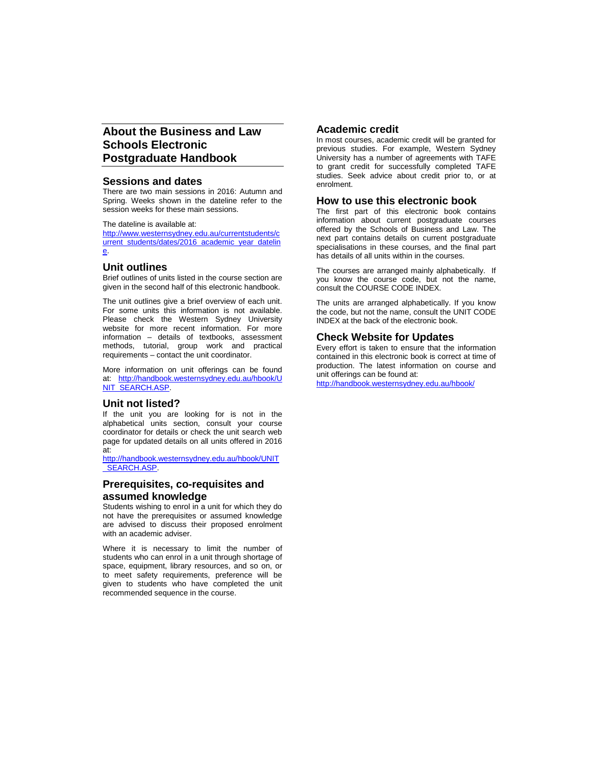# About the Business and Law Schools Electronic Postgraduate Handbook

## Sessions and dates

There are two main sessions in 2016: Autumn and Spring. Weeks shown in the dateline refer to the session weeks for these main sessions.

The dateline is available at:
[http://www.westernsydney.edu.au/currentstudents/current_students/dates/2016_academic_year_dateline](http://www.westernsydney.edu.au/currentstudents/current_students/dates/2016_academic_year_dateline).

## Unit outlines

Brief outlines of units listed in the course section are given in the second half of this electronic handbook.

The unit outlines give a brief overview of each unit. For some units this information is not available. Please check the Western Sydney University website for more recent information. For more information – details of textbooks, assessment methods, tutorial, group work and practical requirements – contact the unit coordinator.

More information on unit offerings can be found at: [http://handbook.westernsydney.edu.au/hbook/UNIT_SEARCH.ASP](http://handbook.westernsydney.edu.au/hbook/UNIT_SEARCH.ASP).

## Unit not listed?

If the unit you are looking for is not in the alphabetical units section, consult your course coordinator for details or check the unit search web page for updated details on all units offered in 2016 at:
[http://handbook.westernsydney.edu.au/hbook/UNIT_SEARCH.ASP](http://handbook.westernsydney.edu.au/hbook/UNIT_SEARCH.ASP).

## Prerequisites, co-requisites and assumed knowledge

Students wishing to enrol in a unit for which they do not have the prerequisites or assumed knowledge are advised to discuss their proposed enrolment with an academic adviser.

Where it is necessary to limit the number of students who can enrol in a unit through shortage of space, equipment, library resources, and so on, or to meet safety requirements, preference will be given to students who have completed the unit recommended sequence in the course.

## Academic credit

In most courses, academic credit will be granted for previous studies. For example, Western Sydney University has a number of agreements with TAFE to grant credit for successfully completed TAFE studies. Seek advice about credit prior to, or at enrolment.

## How to use this electronic book

The first part of this electronic book contains information about current postgraduate courses offered by the Schools of Business and Law. The next part contains details on current postgraduate specialisations in these courses, and the final part has details of all units within in the courses.

The courses are arranged mainly alphabetically. If you know the course code, but not the name, consult the COURSE CODE INDEX.

The units are arranged alphabetically. If you know the code, but not the name, consult the UNIT CODE INDEX at the back of the electronic book.

## Check Website for Updates

Every effort is taken to ensure that the information contained in this electronic book is correct at time of production. The latest information on course and unit offerings can be found at:
[http://handbook.westernsydney.edu.au/hbook/](http://handbook.westernsydney.edu.au/hbook/)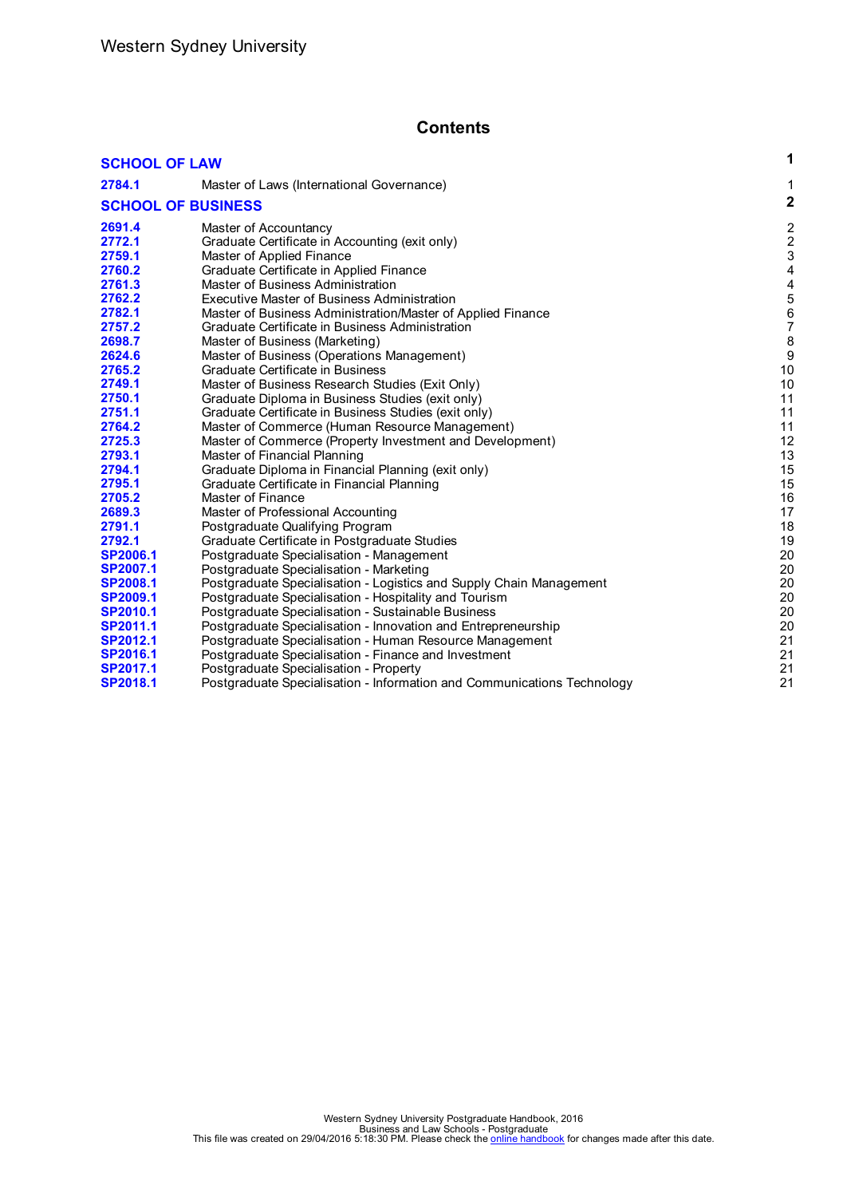# Contents

| | | |
|---|---|---|
| **SCHOOL OF LAW** | | **1** |
| **2784.1** | Master of Laws (International Governance) | 1 |
| **SCHOOL OF BUSINESS** | | **2** |
| **2691.4** | Master of Accountancy | 2 |
| **2772.1** | Graduate Certificate in Accounting (exit only) | 2 |
| **2759.1** | Master of Applied Finance | 3 |
| **2760.2** | Graduate Certificate in Applied Finance | 4 |
| **2761.3** | Master of Business Administration | 4 |
| **2762.2** | Executive Master of Business Administration | 5 |
| **2782.1** | Master of Business Administration/Master of Applied Finance | 6 |
| **2757.2** | Graduate Certificate in Business Administration | 7 |
| **2698.7** | Master of Business (Marketing) | 8 |
| **2624.6** | Master of Business (Operations Management) | 9 |
| **2765.2** | Graduate Certificate in Business | 10 |
| **2749.1** | Master of Business Research Studies (Exit Only) | 10 |
| **2750.1** | Graduate Diploma in Business Studies (exit only) | 11 |
| **2751.1** | Graduate Certificate in Business Studies (exit only) | 11 |
| **2764.2** | Master of Commerce (Human Resource Management) | 11 |
| **2725.3** | Master of Commerce (Property Investment and Development) | 12 |
| **2793.1** | Master of Financial Planning | 13 |
| **2794.1** | Graduate Diploma in Financial Planning (exit only) | 15 |
| **2795.1** | Graduate Certificate in Financial Planning | 15 |
| **2705.2** | Master of Finance | 16 |
| **2689.3** | Master of Professional Accounting | 17 |
| **2791.1** | Postgraduate Qualifying Program | 18 |
| **2792.1** | Graduate Certificate in Postgraduate Studies | 19 |
| **SP2006.1** | Postgraduate Specialisation - Management | 20 |
| **SP2007.1** | Postgraduate Specialisation - Marketing | 20 |
| **SP2008.1** | Postgraduate Specialisation - Logistics and Supply Chain Management | 20 |
| **SP2009.1** | Postgraduate Specialisation - Hospitality and Tourism | 20 |
| **SP2010.1** | Postgraduate Specialisation - Sustainable Business | 20 |
| **SP2011.1** | Postgraduate Specialisation - Innovation and Entrepreneurship | 20 |
| **SP2012.1** | Postgraduate Specialisation - Human Resource Management | 21 |
| **SP2016.1** | Postgraduate Specialisation - Finance and Investment | 21 |
| **SP2017.1** | Postgraduate Specialisation - Property | 21 |
| **SP2018.1** | Postgraduate Specialisation - Information and Communications Technology | 21 |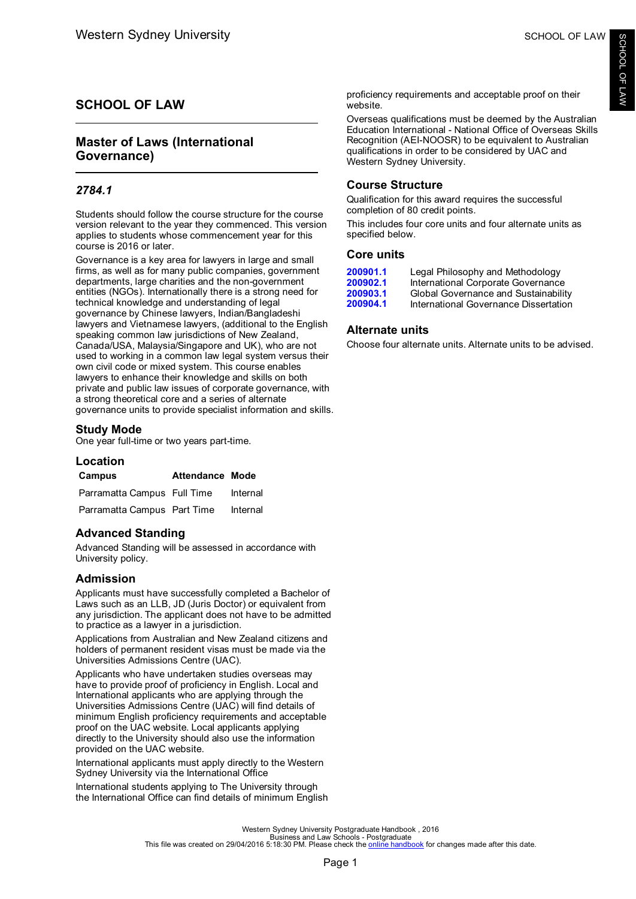## SCHOOL OF LAW

## Master of Laws (International Governance)

### *2784.1*

Students should follow the course structure for the course version relevant to the year they commenced. This version applies to students whose commencement year for this course is 2016 or later.

Governance is a key area for lawyers in large and small firms, as well as for many public companies, government departments, large charities and the non-government entities (NGOs). Internationally there is a strong need for technical knowledge and understanding of legal governance by Chinese lawyers, Indian/Bangladeshi lawyers and Vietnamese lawyers, (additional to the English speaking common law jurisdictions of New Zealand, Canada/USA, Malaysia/Singapore and UK), who are not used to working in a common law legal system versus their own civil code or mixed system. This course enables lawyers to enhance their knowledge and skills on both private and public law issues of corporate governance, with a strong theoretical core and a series of alternate governance units to provide specialist information and skills.

### Study Mode

One year full-time or two years part-time.

### Location

| Campus | Attendance | Mode |
| --- | --- | --- |
| Parramatta Campus | Full Time | Internal |
| Parramatta Campus | Part Time | Internal |

### Advanced Standing

Advanced Standing will be assessed in accordance with University policy.

### Admission

Applicants must have successfully completed a Bachelor of Laws such as an LLB, JD (Juris Doctor) or equivalent from any jurisdiction. The applicant does not have to be admitted to practice as a lawyer in a jurisdiction.

Applications from Australian and New Zealand citizens and holders of permanent resident visas must be made via the Universities Admissions Centre (UAC).

Applicants who have undertaken studies overseas may have to provide proof of proficiency in English. Local and International applicants who are applying through the Universities Admissions Centre (UAC) will find details of minimum English proficiency requirements and acceptable proof on the UAC website. Local applicants applying directly to the University should also use the information provided on the UAC website.

International applicants must apply directly to the Western Sydney University via the International Office

International students applying to The University through the International Office can find details of minimum English proficiency requirements and acceptable proof on their website.

Overseas qualifications must be deemed by the Australian Education International - National Office of Overseas Skills Recognition (AEI-NOOSR) to be equivalent to Australian qualifications in order to be considered by UAC and Western Sydney University.

### Course Structure

Qualification for this award requires the successful completion of 80 credit points.

This includes four core units and four alternate units as specified below.

### Core units

| | |
| --- | --- |
| 200901.1 | Legal Philosophy and Methodology |
| 200902.1 | International Corporate Governance |
| 200903.1 | Global Governance and Sustainability |
| 200904.1 | International Governance Dissertation |

### Alternate units

Choose four alternate units. Alternate units to be advised.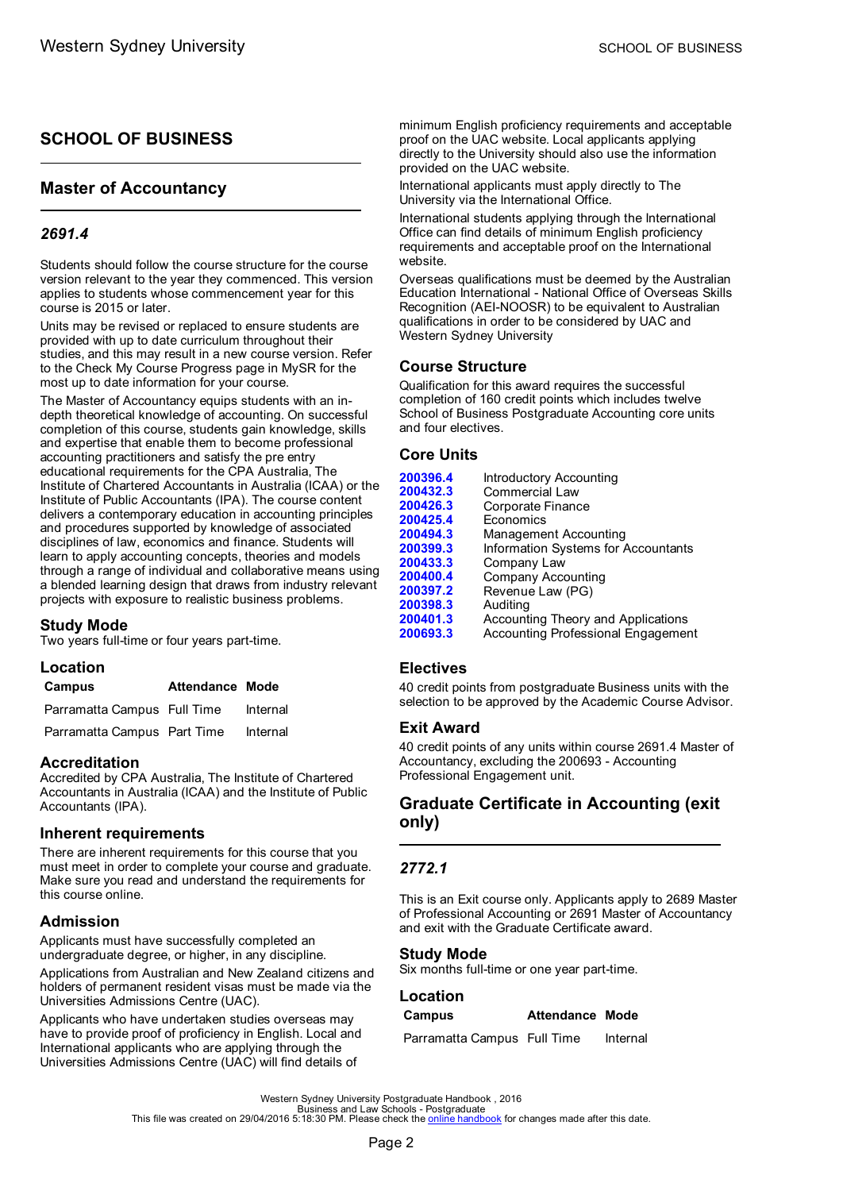# SCHOOL OF BUSINESS

## Master of Accountancy

### *2691.4*

Students should follow the course structure for the course version relevant to the year they commenced. This version applies to students whose commencement year for this course is 2015 or later.

Units may be revised or replaced to ensure students are provided with up to date curriculum throughout their studies, and this may result in a new course version. Refer to the Check My Course Progress page in MySR for the most up to date information for your course.

The Master of Accountancy equips students with an in-depth theoretical knowledge of accounting. On successful completion of this course, students gain knowledge, skills and expertise that enable them to become professional accounting practitioners and satisfy the pre entry educational requirements for the CPA Australia, The Institute of Chartered Accountants in Australia (ICAA) or the Institute of Public Accountants (IPA). The course content delivers a contemporary education in accounting principles and procedures supported by knowledge of associated disciplines of law, economics and finance. Students will learn to apply accounting concepts, theories and models through a range of individual and collaborative means using a blended learning design that draws from industry relevant projects with exposure to realistic business problems.

### Study Mode

Two years full-time or four years part-time.

### Location

| Campus | Attendance | Mode |
|---|---|---|
| Parramatta Campus | Full Time | Internal |
| Parramatta Campus | Part Time | Internal |

### Accreditation

Accredited by CPA Australia, The Institute of Chartered Accountants in Australia (ICAA) and the Institute of Public Accountants (IPA).

### Inherent requirements

There are inherent requirements for this course that you must meet in order to complete your course and graduate. Make sure you read and understand the requirements for this course online.

### Admission

Applicants must have successfully completed an undergraduate degree, or higher, in any discipline.

Applications from Australian and New Zealand citizens and holders of permanent resident visas must be made via the Universities Admissions Centre (UAC).

Applicants who have undertaken studies overseas may have to provide proof of proficiency in English. Local and International applicants who are applying through the Universities Admissions Centre (UAC) will find details of minimum English proficiency requirements and acceptable proof on the UAC website. Local applicants applying directly to the University should also use the information provided on the UAC website.

International applicants must apply directly to The University via the International Office.

International students applying through the International Office can find details of minimum English proficiency requirements and acceptable proof on the International website.

Overseas qualifications must be deemed by the Australian Education International - National Office of Overseas Skills Recognition (AEI-NOOSR) to be equivalent to Australian qualifications in order to be considered by UAC and Western Sydney University

### Course Structure

Qualification for this award requires the successful completion of 160 credit points which includes twelve School of Business Postgraduate Accounting core units and four electives.

### Core Units

| | |
|---|---|
| 200396.4 | Introductory Accounting |
| 200432.3 | Commercial Law |
| 200426.3 | Corporate Finance |
| 200425.4 | Economics |
| 200494.3 | Management Accounting |
| 200399.3 | Information Systems for Accountants |
| 200433.3 | Company Law |
| 200400.4 | Company Accounting |
| 200397.2 | Revenue Law (PG) |
| 200398.3 | Auditing |
| 200401.3 | Accounting Theory and Applications |
| 200693.3 | Accounting Professional Engagement |

### Electives

40 credit points from postgraduate Business units with the selection to be approved by the Academic Course Advisor.

### Exit Award

40 credit points of any units within course 2691.4 Master of Accountancy, excluding the 200693 - Accounting Professional Engagement unit.

## Graduate Certificate in Accounting (exit only)

### *2772.1*

This is an Exit course only. Applicants apply to 2689 Master of Professional Accounting or 2691 Master of Accountancy and exit with the Graduate Certificate award.

### Study Mode

Six months full-time or one year part-time.

### Location

| Campus | Attendance | Mode |
|---|---|---|
| Parramatta Campus | Full Time | Internal |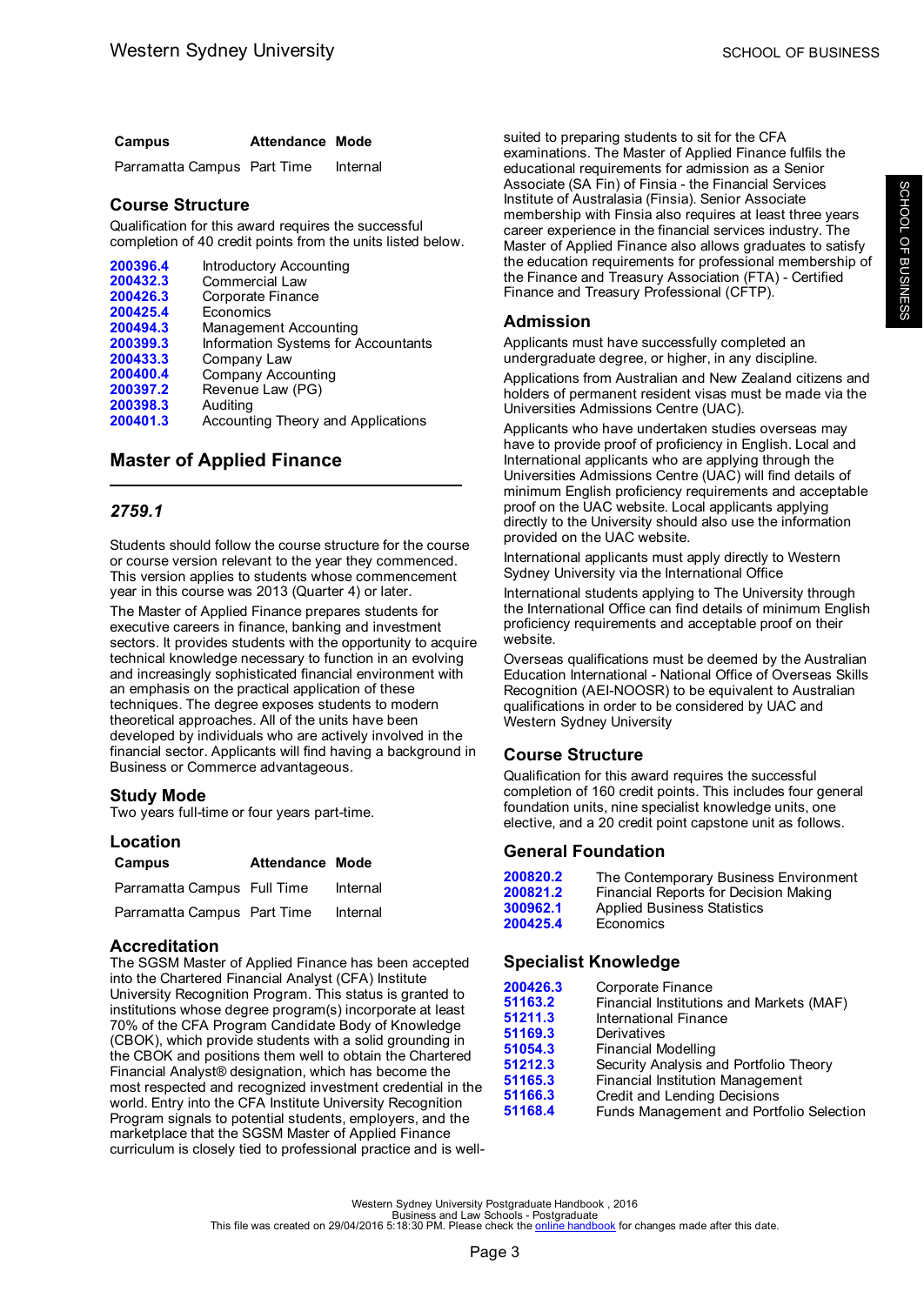| Campus | Attendance | Mode |
|---|---|---|
| Parramatta Campus | Part Time | Internal |

### Course Structure

Qualification for this award requires the successful completion of 40 credit points from the units listed below.

| | |
|---|---|
| 200396.4 | Introductory Accounting |
| 200432.3 | Commercial Law |
| 200426.3 | Corporate Finance |
| 200425.4 | Economics |
| 200494.3 | Management Accounting |
| 200399.3 | Information Systems for Accountants |
| 200433.3 | Company Law |
| 200400.4 | Company Accounting |
| 200397.2 | Revenue Law (PG) |
| 200398.3 | Auditing |
| 200401.3 | Accounting Theory and Applications |

## Master of Applied Finance

### *2759.1*

Students should follow the course structure for the course or course version relevant to the year they commenced. This version applies to students whose commencement year in this course was 2013 (Quarter 4) or later.

The Master of Applied Finance prepares students for executive careers in finance, banking and investment sectors. It provides students with the opportunity to acquire technical knowledge necessary to function in an evolving and increasingly sophisticated financial environment with an emphasis on the practical application of these techniques. The degree exposes students to modern theoretical approaches. All of the units have been developed by individuals who are actively involved in the financial sector. Applicants will find having a background in Business or Commerce advantageous.

### Study Mode

Two years full-time or four years part-time.

### Location

| Campus | Attendance | Mode |
|---|---|---|
| Parramatta Campus | Full Time | Internal |
| Parramatta Campus | Part Time | Internal |

### Accreditation

The SGSM Master of Applied Finance has been accepted into the Chartered Financial Analyst (CFA) Institute University Recognition Program. This status is granted to institutions whose degree program(s) incorporate at least 70% of the CFA Program Candidate Body of Knowledge (CBOK), which provide students with a solid grounding in the CBOK and positions them well to obtain the Chartered Financial Analyst® designation, which has become the most respected and recognized investment credential in the world. Entry into the CFA Institute University Recognition Program signals to potential students, employers, and the marketplace that the SGSM Master of Applied Finance curriculum is closely tied to professional practice and is well-suited to preparing students to sit for the CFA examinations. The Master of Applied Finance fulfils the educational requirements for admission as a Senior Associate (SA Fin) of Finsia - the Financial Services Institute of Australasia (Finsia). Senior Associate membership with Finsia also requires at least three years career experience in the financial services industry. The Master of Applied Finance also allows graduates to satisfy the education requirements for professional membership of the Finance and Treasury Association (FTA) - Certified Finance and Treasury Professional (CFTP).

### Admission

Applicants must have successfully completed an undergraduate degree, or higher, in any discipline.

Applications from Australian and New Zealand citizens and holders of permanent resident visas must be made via the Universities Admissions Centre (UAC).

Applicants who have undertaken studies overseas may have to provide proof of proficiency in English. Local and International applicants who are applying through the Universities Admissions Centre (UAC) will find details of minimum English proficiency requirements and acceptable proof on the UAC website. Local applicants applying directly to the University should also use the information provided on the UAC website.

International applicants must apply directly to Western Sydney University via the International Office

International students applying to The University through the International Office can find details of minimum English proficiency requirements and acceptable proof on their website.

Overseas qualifications must be deemed by the Australian Education International - National Office of Overseas Skills Recognition (AEI-NOOSR) to be equivalent to Australian qualifications in order to be considered by UAC and Western Sydney University

### Course Structure

Qualification for this award requires the successful completion of 160 credit points. This includes four general foundation units, nine specialist knowledge units, one elective, and a 20 credit point capstone unit as follows.

### General Foundation

| | |
|---|---|
| 200820.2 | The Contemporary Business Environment |
| 200821.2 | Financial Reports for Decision Making |
| 300962.1 | Applied Business Statistics |
| 200425.4 | Economics |

### Specialist Knowledge

| | |
|---|---|
| 200426.3 | Corporate Finance |
| 51163.2 | Financial Institutions and Markets (MAF) |
| 51211.3 | International Finance |
| 51169.3 | Derivatives |
| 51054.3 | Financial Modelling |
| 51212.3 | Security Analysis and Portfolio Theory |
| 51165.3 | Financial Institution Management |
| 51166.3 | Credit and Lending Decisions |
| 51168.4 | Funds Management and Portfolio Selection |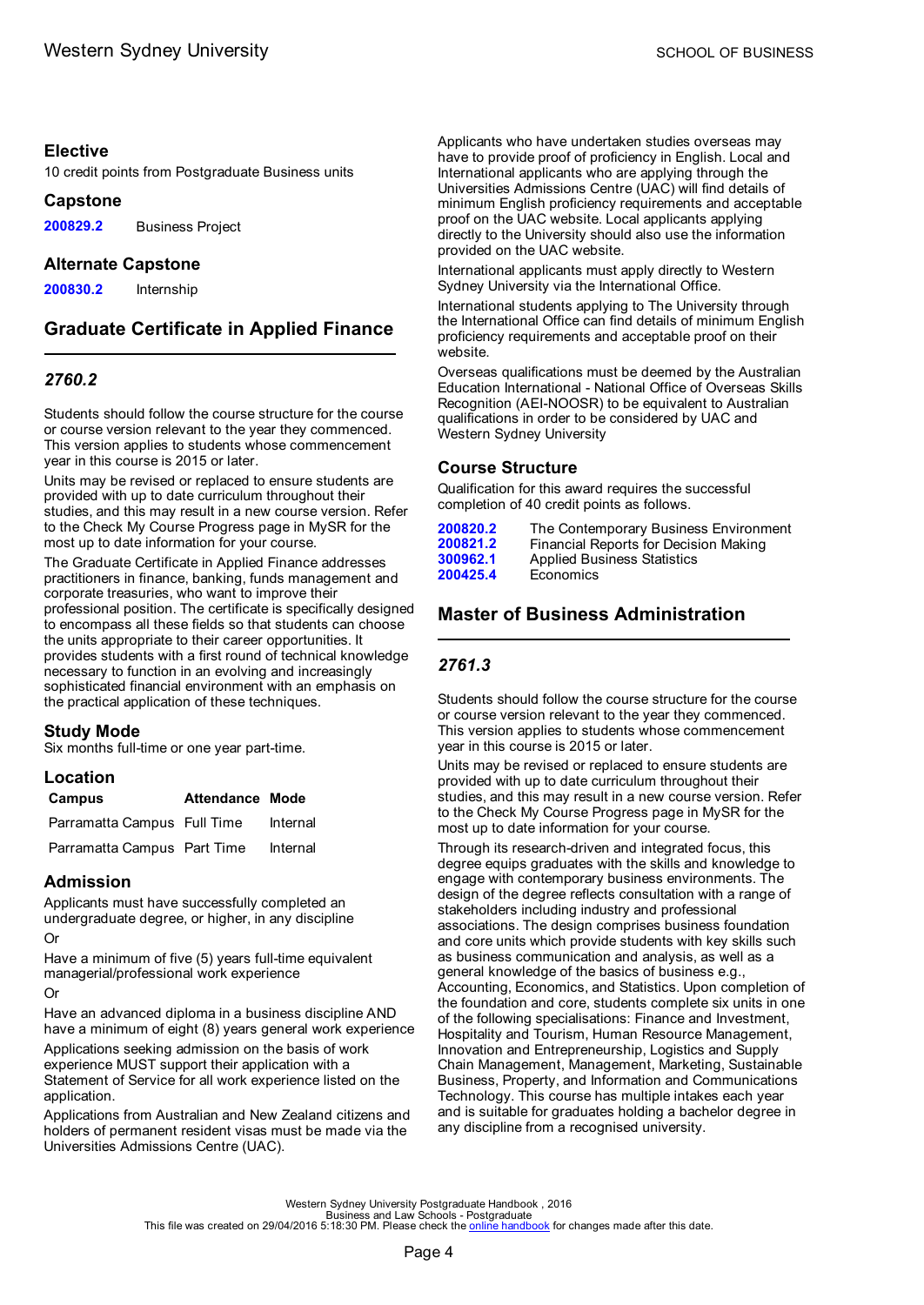### Elective

10 credit points from Postgraduate Business units

### Capstone

| | |
|---|---|
| 200829.2 | Business Project |

### Alternate Capstone

| | |
|---|---|
| 200830.2 | Internship |

## Graduate Certificate in Applied Finance

### *2760.2*

Students should follow the course structure for the course or course version relevant to the year they commenced. This version applies to students whose commencement year in this course is 2015 or later.

Units may be revised or replaced to ensure students are provided with up to date curriculum throughout their studies, and this may result in a new course version. Refer to the Check My Course Progress page in MySR for the most up to date information for your course.

The Graduate Certificate in Applied Finance addresses practitioners in finance, banking, funds management and corporate treasuries, who want to improve their professional position. The certificate is specifically designed to encompass all these fields so that students can choose the units appropriate to their career opportunities. It provides students with a first round of technical knowledge necessary to function in an evolving and increasingly sophisticated financial environment with an emphasis on the practical application of these techniques.

### Study Mode

Six months full-time or one year part-time.

### Location

| Campus | Attendance | Mode |
|---|---|---|
| Parramatta Campus | Full Time | Internal |
| Parramatta Campus | Part Time | Internal |

### Admission

Applicants must have successfully completed an undergraduate degree, or higher, in any discipline

Or

Have a minimum of five (5) years full-time equivalent managerial/professional work experience

Or

Have an advanced diploma in a business discipline AND have a minimum of eight (8) years general work experience

Applications seeking admission on the basis of work experience MUST support their application with a Statement of Service for all work experience listed on the application.

Applications from Australian and New Zealand citizens and holders of permanent resident visas must be made via the Universities Admissions Centre (UAC).

Applicants who have undertaken studies overseas may have to provide proof of proficiency in English. Local and International applicants who are applying through the Universities Admissions Centre (UAC) will find details of minimum English proficiency requirements and acceptable proof on the UAC website. Local applicants applying directly to the University should also use the information provided on the UAC website.

International applicants must apply directly to Western Sydney University via the International Office.

International students applying to The University through the International Office can find details of minimum English proficiency requirements and acceptable proof on their website.

Overseas qualifications must be deemed by the Australian Education International - National Office of Overseas Skills Recognition (AEI-NOOSR) to be equivalent to Australian qualifications in order to be considered by UAC and Western Sydney University

### Course Structure

Qualification for this award requires the successful completion of 40 credit points as follows.

| | |
|---|---|
| 200820.2 | The Contemporary Business Environment |
| 200821.2 | Financial Reports for Decision Making |
| 300962.1 | Applied Business Statistics |
| 200425.4 | Economics |

## Master of Business Administration

### *2761.3*

Students should follow the course structure for the course or course version relevant to the year they commenced. This version applies to students whose commencement year in this course is 2015 or later.

Units may be revised or replaced to ensure students are provided with up to date curriculum throughout their studies, and this may result in a new course version. Refer to the Check My Course Progress page in MySR for the most up to date information for your course.

Through its research-driven and integrated focus, this degree equips graduates with the skills and knowledge to engage with contemporary business environments. The design of the degree reflects consultation with a range of stakeholders including industry and professional associations. The design comprises business foundation and core units which provide students with key skills such as business communication and analysis, as well as a general knowledge of the basics of business e.g., Accounting, Economics, and Statistics. Upon completion of the foundation and core, students complete six units in one of the following specialisations: Finance and Investment, Hospitality and Tourism, Human Resource Management, Innovation and Entrepreneurship, Logistics and Supply Chain Management, Management, Marketing, Sustainable Business, Property, and Information and Communications Technology. This course has multiple intakes each year and is suitable for graduates holding a bachelor degree in any discipline from a recognised university.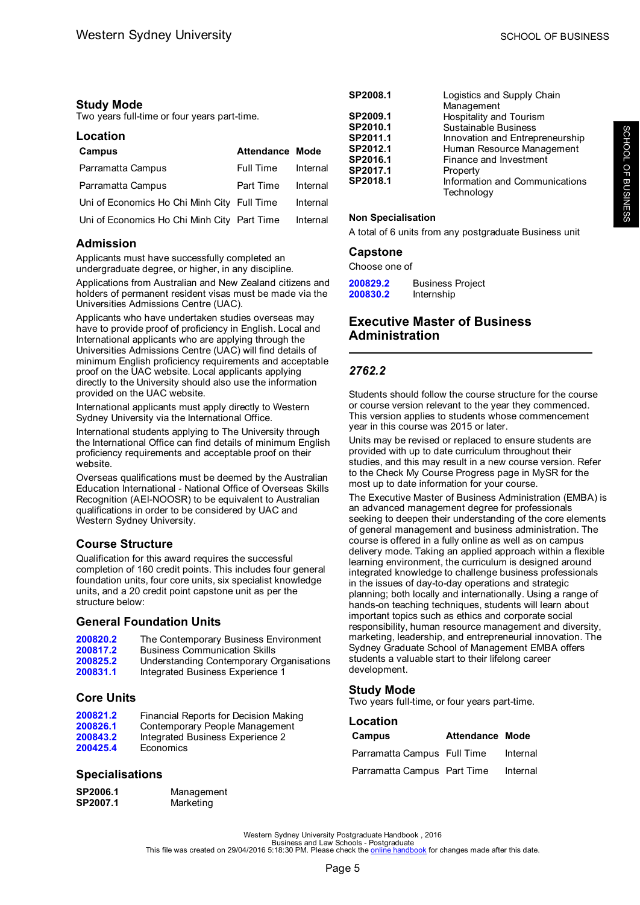### Study Mode

Two years full-time or four years part-time.

### Location

| Campus | Attendance | Mode |
|---|---|---|
| Parramatta Campus | Full Time | Internal |
| Parramatta Campus | Part Time | Internal |
| Uni of Economics Ho Chi Minh City | Full Time | Internal |
| Uni of Economics Ho Chi Minh City | Part Time | Internal |

### Admission

Applicants must have successfully completed an undergraduate degree, or higher, in any discipline.

Applications from Australian and New Zealand citizens and holders of permanent resident visas must be made via the Universities Admissions Centre (UAC).

Applicants who have undertaken studies overseas may have to provide proof of proficiency in English. Local and International applicants who are applying through the Universities Admissions Centre (UAC) will find details of minimum English proficiency requirements and acceptable proof on the UAC website. Local applicants applying directly to the University should also use the information provided on the UAC website.

International applicants must apply directly to Western Sydney University via the International Office.

International students applying to The University through the International Office can find details of minimum English proficiency requirements and acceptable proof on their website.

Overseas qualifications must be deemed by the Australian Education International - National Office of Overseas Skills Recognition (AEI-NOOSR) to be equivalent to Australian qualifications in order to be considered by UAC and Western Sydney University.

### Course Structure

Qualification for this award requires the successful completion of 160 credit points. This includes four general foundation units, four core units, six specialist knowledge units, and a 20 credit point capstone unit as per the structure below:

### General Foundation Units

| | |
|---|---|
| 200820.2 | The Contemporary Business Environment |
| 200817.2 | Business Communication Skills |
| 200825.2 | Understanding Contemporary Organisations |
| 200831.1 | Integrated Business Experience 1 |

### Core Units

| | |
|---|---|
| 200821.2 | Financial Reports for Decision Making |
| 200826.1 | Contemporary People Management |
| 200843.2 | Integrated Business Experience 2 |
| 200425.4 | Economics |

### Specialisations

| | |
|---|---|
| **SP2006.1** | Management |
| **SP2007.1** | Marketing |
| **SP2008.1** | Logistics and Supply Chain Management |
| **SP2009.1** | Hospitality and Tourism |
| **SP2010.1** | Sustainable Business |
| **SP2011.1** | Innovation and Entrepreneurship |
| **SP2012.1** | Human Resource Management |
| **SP2016.1** | Finance and Investment |
| **SP2017.1** | Property |
| **SP2018.1** | Information and Communications Technology |

#### Non Specialisation

A total of 6 units from any postgraduate Business unit

### Capstone

Choose one of

| | |
|---|---|
| 200829.2 | Business Project |
| 200830.2 | Internship |

## Executive Master of Business Administration

### *2762.2*

Students should follow the course structure for the course or course version relevant to the year they commenced. This version applies to students whose commencement year in this course was 2015 or later.

Units may be revised or replaced to ensure students are provided with up to date curriculum throughout their studies, and this may result in a new course version. Refer to the Check My Course Progress page in MySR for the most up to date information for your course.

The Executive Master of Business Administration (EMBA) is an advanced management degree for professionals seeking to deepen their understanding of the core elements of general management and business administration. The course is offered in a fully online as well as on campus delivery mode. Taking an applied approach within a flexible learning environment, the curriculum is designed around integrated knowledge to challenge business professionals in the issues of day-to-day operations and strategic planning; both locally and internationally. Using a range of hands-on teaching techniques, students will learn about important topics such as ethics and corporate social responsibility, human resource management and diversity, marketing, leadership, and entrepreneurial innovation. The Sydney Graduate School of Management EMBA offers students a valuable start to their lifelong career development.

### Study Mode

Two years full-time, or four years part-time.

### Location

| Campus | Attendance | Mode |
|---|---|---|
| Parramatta Campus | Full Time | Internal |
| Parramatta Campus | Part Time | Internal |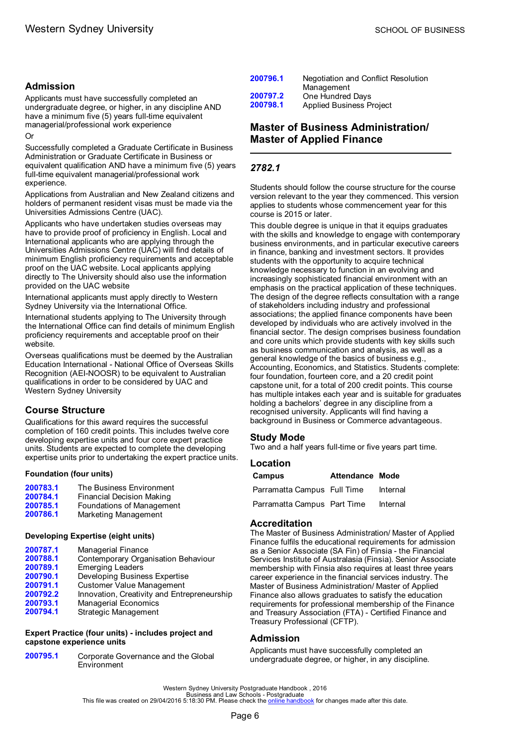## Admission

Applicants must have successfully completed an undergraduate degree, or higher, in any discipline AND have a minimum five (5) years full-time equivalent managerial/professional work experience

Or

Successfully completed a Graduate Certificate in Business Administration or Graduate Certificate in Business or equivalent qualification AND have a minimum five (5) years full-time equivalent managerial/professional work experience.

Applications from Australian and New Zealand citizens and holders of permanent resident visas must be made via the Universities Admissions Centre (UAC).

Applicants who have undertaken studies overseas may have to provide proof of proficiency in English. Local and International applicants who are applying through the Universities Admissions Centre (UAC) will find details of minimum English proficiency requirements and acceptable proof on the UAC website. Local applicants applying directly to The University should also use the information provided on the UAC website

International applicants must apply directly to Western Sydney University via the International Office.

International students applying to The University through the International Office can find details of minimum English proficiency requirements and acceptable proof on their website.

Overseas qualifications must be deemed by the Australian Education International - National Office of Overseas Skills Recognition (AEI-NOOSR) to be equivalent to Australian qualifications in order to be considered by UAC and Western Sydney University

## Course Structure

Qualifications for this award requires the successful completion of 160 credit points. This includes twelve core developing expertise units and four core expert practice units. Students are expected to complete the developing expertise units prior to undertaking the expert practice units.

### Foundation (four units)

| | |
|---|---|
| 200783.1 | The Business Environment |
| 200784.1 | Financial Decision Making |
| 200785.1 | Foundations of Management |
| 200786.1 | Marketing Management |

### Developing Expertise (eight units)

| | |
|---|---|
| 200787.1 | Managerial Finance |
| 200788.1 | Contemporary Organisation Behaviour |
| 200789.1 | Emerging Leaders |
| 200790.1 | Developing Business Expertise |
| 200791.1 | Customer Value Management |
| 200792.2 | Innovation, Creativity and Entrepreneurship |
| 200793.1 | Managerial Economics |
| 200794.1 | Strategic Management |

### Expert Practice (four units) - includes project and capstone experience units

| | |
|---|---|
| 200795.1 | Corporate Governance and the Global Environment |
| 200796.1 | Negotiation and Conflict Resolution Management |
| 200797.2 | One Hundred Days |
| 200798.1 | Applied Business Project |

# Master of Business Administration/ Master of Applied Finance

### *2782.1*

Students should follow the course structure for the course version relevant to the year they commenced. This version applies to students whose commencement year for this course is 2015 or later.

This double degree is unique in that it equips graduates with the skills and knowledge to engage with contemporary business environments, and in particular executive careers in finance, banking and investment sectors. It provides students with the opportunity to acquire technical knowledge necessary to function in an evolving and increasingly sophisticated financial environment with an emphasis on the practical application of these techniques. The design of the degree reflects consultation with a range of stakeholders including industry and professional associations; the applied finance components have been developed by individuals who are actively involved in the financial sector. The design comprises business foundation and core units which provide students with key skills such as business communication and analysis, as well as a general knowledge of the basics of business e.g., Accounting, Economics, and Statistics. Students complete: four foundation, fourteen core, and a 20 credit point capstone unit, for a total of 200 credit points. This course has multiple intakes each year and is suitable for graduates holding a bachelors' degree in any discipline from a recognised university. Applicants will find having a background in Business or Commerce advantageous.

## Study Mode

Two and a half years full-time or five years part time.

## Location

| Campus | Attendance | Mode |
|---|---|---|
| Parramatta Campus | Full Time | Internal |
| Parramatta Campus | Part Time | Internal |

## Accreditation

The Master of Business Administration/ Master of Applied Finance fulfils the educational requirements for admission as a Senior Associate (SA Fin) of Finsia - the Financial Services Institute of Australasia (Finsia). Senior Associate membership with Finsia also requires at least three years career experience in the financial services industry. The Master of Business Administration/ Master of Applied Finance also allows graduates to satisfy the education requirements for professional membership of the Finance and Treasury Association (FTA) - Certified Finance and Treasury Professional (CFTP).

## Admission

Applicants must have successfully completed an undergraduate degree, or higher, in any discipline.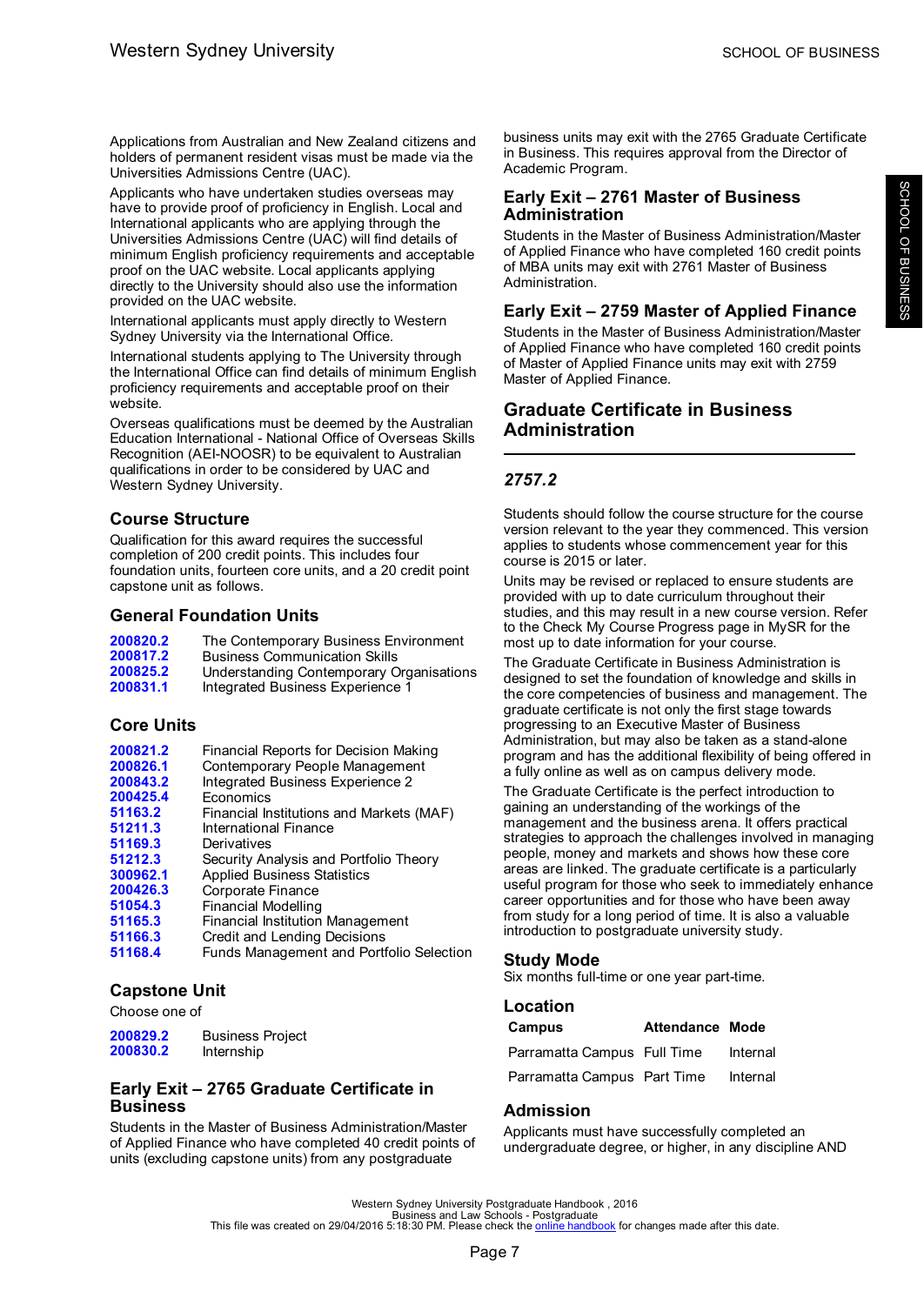Applications from Australian and New Zealand citizens and holders of permanent resident visas must be made via the Universities Admissions Centre (UAC).

Applicants who have undertaken studies overseas may have to provide proof of proficiency in English. Local and International applicants who are applying through the Universities Admissions Centre (UAC) will find details of minimum English proficiency requirements and acceptable proof on the UAC website. Local applicants applying directly to the University should also use the information provided on the UAC website.

International applicants must apply directly to Western Sydney University via the International Office.

International students applying to The University through the International Office can find details of minimum English proficiency requirements and acceptable proof on their website.

Overseas qualifications must be deemed by the Australian Education International - National Office of Overseas Skills Recognition (AEI-NOOSR) to be equivalent to Australian qualifications in order to be considered by UAC and Western Sydney University.

## Course Structure

Qualification for this award requires the successful completion of 200 credit points. This includes four foundation units, fourteen core units, and a 20 credit point capstone unit as follows.

### General Foundation Units

| | |
|---|---|
| 200820.2 | The Contemporary Business Environment |
| 200817.2 | Business Communication Skills |
| 200825.2 | Understanding Contemporary Organisations |
| 200831.1 | Integrated Business Experience 1 |

### Core Units

| | |
|---|---|
| 200821.2 | Financial Reports for Decision Making |
| 200826.1 | Contemporary People Management |
| 200843.2 | Integrated Business Experience 2 |
| 200425.4 | Economics |
| 51163.2 | Financial Institutions and Markets (MAF) |
| 51211.3 | International Finance |
| 51169.3 | Derivatives |
| 51212.3 | Security Analysis and Portfolio Theory |
| 300962.1 | Applied Business Statistics |
| 200426.3 | Corporate Finance |
| 51054.3 | Financial Modelling |
| 51165.3 | Financial Institution Management |
| 51166.3 | Credit and Lending Decisions |
| 51168.4 | Funds Management and Portfolio Selection |

### Capstone Unit

Choose one of

| | |
|---|---|
| 200829.2 | Business Project |
| 200830.2 | Internship |

### Early Exit – 2765 Graduate Certificate in Business

Students in the Master of Business Administration/Master of Applied Finance who have completed 40 credit points of units (excluding capstone units) from any postgraduate business units may exit with the 2765 Graduate Certificate in Business. This requires approval from the Director of Academic Program.

### Early Exit – 2761 Master of Business Administration

Students in the Master of Business Administration/Master of Applied Finance who have completed 160 credit points of MBA units may exit with 2761 Master of Business Administration.

### Early Exit – 2759 Master of Applied Finance

Students in the Master of Business Administration/Master of Applied Finance who have completed 160 credit points of Master of Applied Finance units may exit with 2759 Master of Applied Finance.

## Graduate Certificate in Business Administration

### *2757.2*

Students should follow the course structure for the course version relevant to the year they commenced. This version applies to students whose commencement year for this course is 2015 or later.

Units may be revised or replaced to ensure students are provided with up to date curriculum throughout their studies, and this may result in a new course version. Refer to the Check My Course Progress page in MySR for the most up to date information for your course.

The Graduate Certificate in Business Administration is designed to set the foundation of knowledge and skills in the core competencies of business and management. The graduate certificate is not only the first stage towards progressing to an Executive Master of Business Administration, but may also be taken as a stand-alone program and has the additional flexibility of being offered in a fully online as well as on campus delivery mode.

The Graduate Certificate is the perfect introduction to gaining an understanding of the workings of the management and the business arena. It offers practical strategies to approach the challenges involved in managing people, money and markets and shows how these core areas are linked. The graduate certificate is a particularly useful program for those who seek to immediately enhance career opportunities and for those who have been away from study for a long period of time. It is also a valuable introduction to postgraduate university study.

### Study Mode

Six months full-time or one year part-time.

### Location

| Campus | Attendance | Mode |
|---|---|---|
| Parramatta Campus | Full Time | Internal |
| Parramatta Campus | Part Time | Internal |

### Admission

Applicants must have successfully completed an undergraduate degree, or higher, in any discipline AND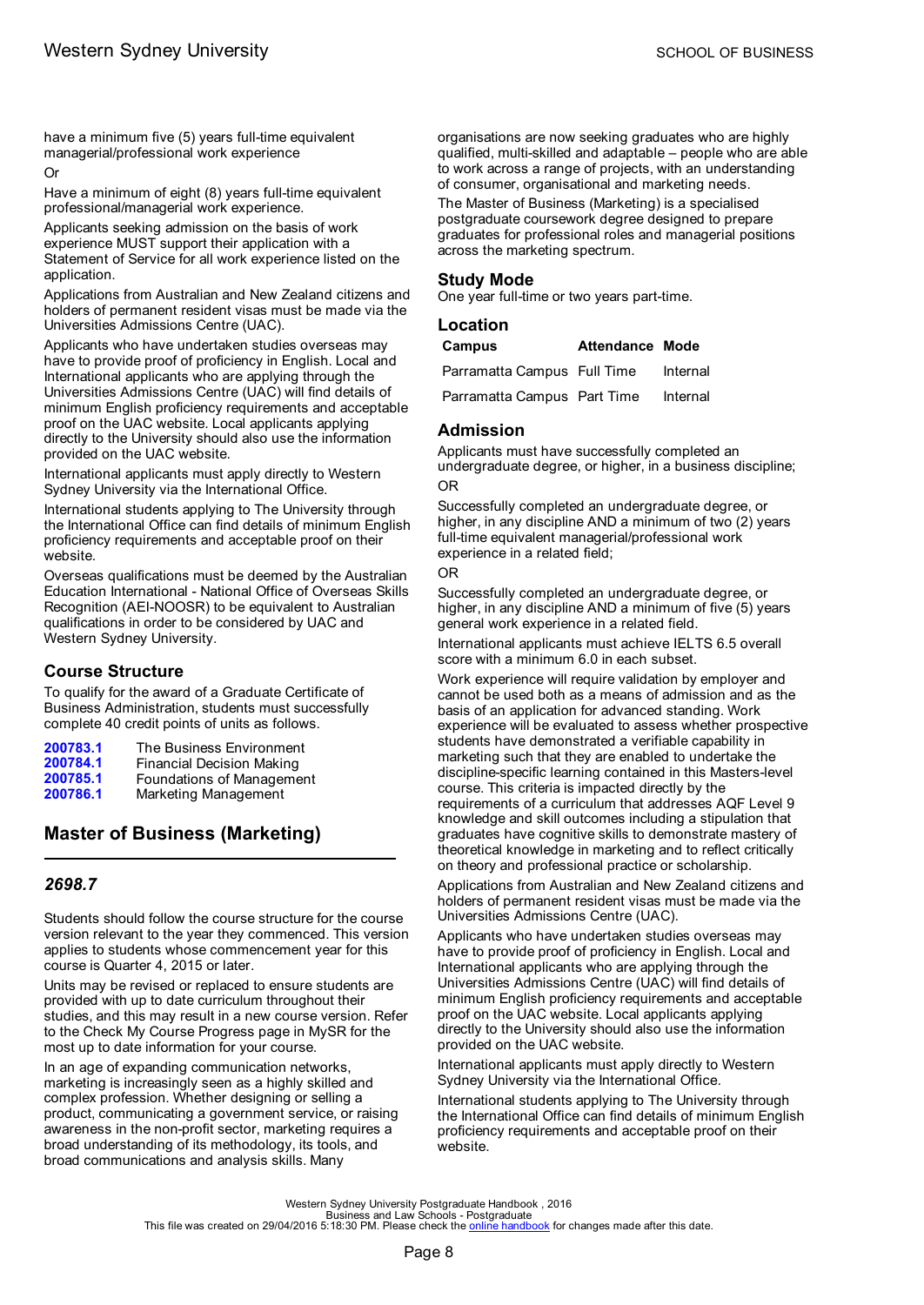have a minimum five (5) years full-time equivalent managerial/professional work experience

Or

Have a minimum of eight (8) years full-time equivalent professional/managerial work experience.

Applicants seeking admission on the basis of work experience MUST support their application with a Statement of Service for all work experience listed on the application.

Applications from Australian and New Zealand citizens and holders of permanent resident visas must be made via the Universities Admissions Centre (UAC).

Applicants who have undertaken studies overseas may have to provide proof of proficiency in English. Local and International applicants who are applying through the Universities Admissions Centre (UAC) will find details of minimum English proficiency requirements and acceptable proof on the UAC website. Local applicants applying directly to the University should also use the information provided on the UAC website.

International applicants must apply directly to Western Sydney University via the International Office.

International students applying to The University through the International Office can find details of minimum English proficiency requirements and acceptable proof on their website.

Overseas qualifications must be deemed by the Australian Education International - National Office of Overseas Skills Recognition (AEI-NOOSR) to be equivalent to Australian qualifications in order to be considered by UAC and Western Sydney University.

### Course Structure

To qualify for the award of a Graduate Certificate of Business Administration, students must successfully complete 40 credit points of units as follows.

| | |
|---|---|
| **200783.1** | The Business Environment |
| **200784.1** | Financial Decision Making |
| **200785.1** | Foundations of Management |
| **200786.1** | Marketing Management |

## Master of Business (Marketing)

### *2698.7*

Students should follow the course structure for the course version relevant to the year they commenced. This version applies to students whose commencement year for this course is Quarter 4, 2015 or later.

Units may be revised or replaced to ensure students are provided with up to date curriculum throughout their studies, and this may result in a new course version. Refer to the Check My Course Progress page in MySR for the most up to date information for your course.

In an age of expanding communication networks, marketing is increasingly seen as a highly skilled and complex profession. Whether designing or selling a product, communicating a government service, or raising awareness in the non-profit sector, marketing requires a broad understanding of its methodology, its tools, and broad communications and analysis skills. Many organisations are now seeking graduates who are highly qualified, multi-skilled and adaptable – people who are able to work across a range of projects, with an understanding of consumer, organisational and marketing needs.

The Master of Business (Marketing) is a specialised postgraduate coursework degree designed to prepare graduates for professional roles and managerial positions across the marketing spectrum.

### Study Mode

One year full-time or two years part-time.

### Location

| Campus | Attendance | Mode |
|---|---|---|
| Parramatta Campus | Full Time | Internal |
| Parramatta Campus | Part Time | Internal |

### Admission

Applicants must have successfully completed an undergraduate degree, or higher, in a business discipline;

OR

Successfully completed an undergraduate degree, or higher, in any discipline AND a minimum of two (2) years full-time equivalent managerial/professional work experience in a related field;

OR

Successfully completed an undergraduate degree, or higher, in any discipline AND a minimum of five (5) years general work experience in a related field.

International applicants must achieve IELTS 6.5 overall score with a minimum 6.0 in each subset.

Work experience will require validation by employer and cannot be used both as a means of admission and as the basis of an application for advanced standing. Work experience will be evaluated to assess whether prospective students have demonstrated a verifiable capability in marketing such that they are enabled to undertake the discipline-specific learning contained in this Masters-level course. This criteria is impacted directly by the requirements of a curriculum that addresses AQF Level 9 knowledge and skill outcomes including a stipulation that graduates have cognitive skills to demonstrate mastery of theoretical knowledge in marketing and to reflect critically on theory and professional practice or scholarship.

Applications from Australian and New Zealand citizens and holders of permanent resident visas must be made via the Universities Admissions Centre (UAC).

Applicants who have undertaken studies overseas may have to provide proof of proficiency in English. Local and International applicants who are applying through the Universities Admissions Centre (UAC) will find details of minimum English proficiency requirements and acceptable proof on the UAC website. Local applicants applying directly to the University should also use the information provided on the UAC website.

International applicants must apply directly to Western Sydney University via the International Office.

International students applying to The University through the International Office can find details of minimum English proficiency requirements and acceptable proof on their website.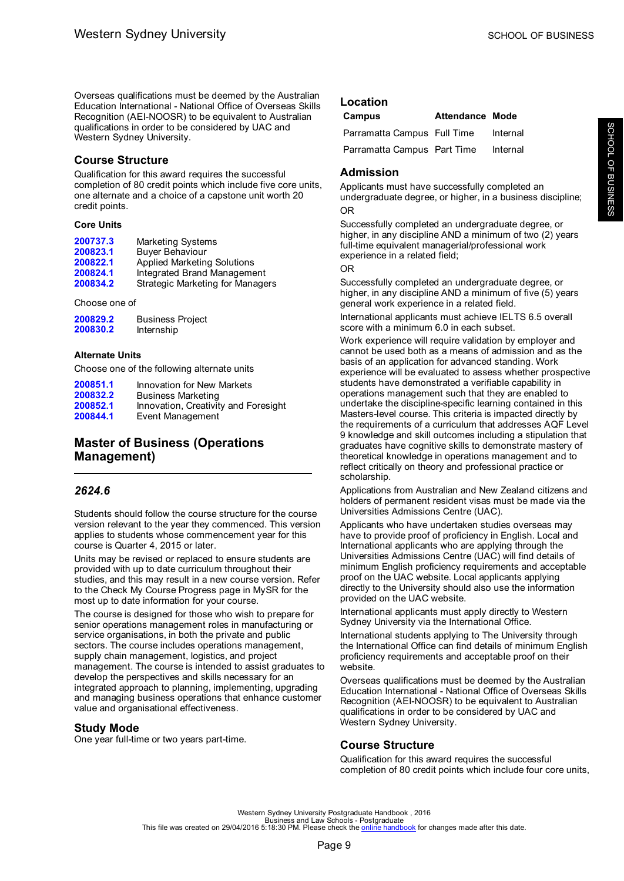Overseas qualifications must be deemed by the Australian Education International - National Office of Overseas Skills Recognition (AEI-NOOSR) to be equivalent to Australian qualifications in order to be considered by UAC and Western Sydney University.

### Course Structure

Qualification for this award requires the successful completion of 80 credit points which include five core units, one alternate and a choice of a capstone unit worth 20 credit points.

#### Core Units

| | |
|---|---|
| **200737.3** | Marketing Systems |
| **200823.1** | Buyer Behaviour |
| **200822.1** | Applied Marketing Solutions |
| **200824.1** | Integrated Brand Management |
| **200834.2** | Strategic Marketing for Managers |

Choose one of

| | |
|---|---|
| **200829.2** | Business Project |
| **200830.2** | Internship |

#### Alternate Units

Choose one of the following alternate units

| | |
|---|---|
| **200851.1** | Innovation for New Markets |
| **200832.2** | Business Marketing |
| **200852.1** | Innovation, Creativity and Foresight |
| **200844.1** | Event Management |

## Master of Business (Operations Management)

### *2624.6*

Students should follow the course structure for the course version relevant to the year they commenced. This version applies to students whose commencement year for this course is Quarter 4, 2015 or later.

Units may be revised or replaced to ensure students are provided with up to date curriculum throughout their studies, and this may result in a new course version. Refer to the Check My Course Progress page in MySR for the most up to date information for your course.

The course is designed for those who wish to prepare for senior operations management roles in manufacturing or service organisations, in both the private and public sectors. The course includes operations management, supply chain management, logistics, and project management. The course is intended to assist graduates to develop the perspectives and skills necessary for an integrated approach to planning, implementing, upgrading and managing business operations that enhance customer value and organisational effectiveness.

### Study Mode

One year full-time or two years part-time.

### Location

| Campus | Attendance | Mode |
|---|---|---|
| Parramatta Campus | Full Time | Internal |
| Parramatta Campus | Part Time | Internal |

### Admission

Applicants must have successfully completed an undergraduate degree, or higher, in a business discipline;

OR

Successfully completed an undergraduate degree, or higher, in any discipline AND a minimum of two (2) years full-time equivalent managerial/professional work experience in a related field;

OR

Successfully completed an undergraduate degree, or higher, in any discipline AND a minimum of five (5) years general work experience in a related field.

International applicants must achieve IELTS 6.5 overall score with a minimum 6.0 in each subset.

Work experience will require validation by employer and cannot be used both as a means of admission and as the basis of an application for advanced standing. Work experience will be evaluated to assess whether prospective students have demonstrated a verifiable capability in operations management such that they are enabled to undertake the discipline-specific learning contained in this Masters-level course. This criteria is impacted directly by the requirements of a curriculum that addresses AQF Level 9 knowledge and skill outcomes including a stipulation that graduates have cognitive skills to demonstrate mastery of theoretical knowledge in operations management and to reflect critically on theory and professional practice or scholarship.

Applications from Australian and New Zealand citizens and holders of permanent resident visas must be made via the Universities Admissions Centre (UAC).

Applicants who have undertaken studies overseas may have to provide proof of proficiency in English. Local and International applicants who are applying through the Universities Admissions Centre (UAC) will find details of minimum English proficiency requirements and acceptable proof on the UAC website. Local applicants applying directly to the University should also use the information provided on the UAC website.

International applicants must apply directly to Western Sydney University via the International Office.

International students applying to The University through the International Office can find details of minimum English proficiency requirements and acceptable proof on their website.

Overseas qualifications must be deemed by the Australian Education International - National Office of Overseas Skills Recognition (AEI-NOOSR) to be equivalent to Australian qualifications in order to be considered by UAC and Western Sydney University.

### Course Structure

Qualification for this award requires the successful completion of 80 credit points which include four core units,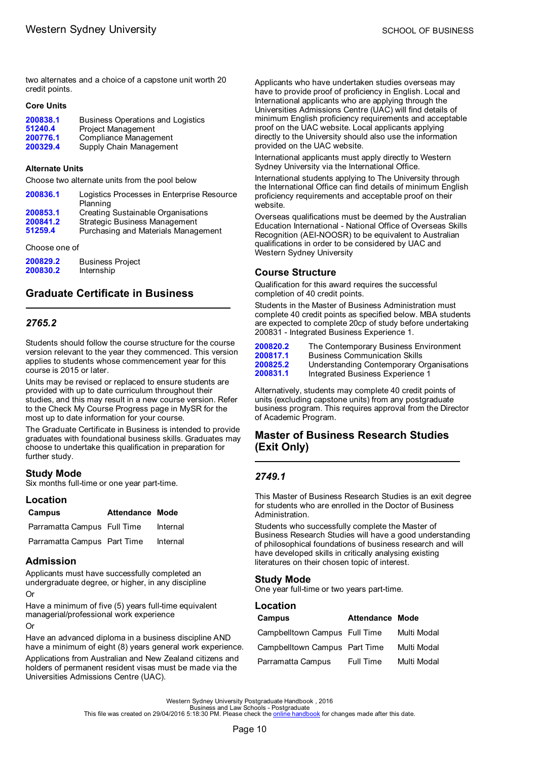two alternates and a choice of a capstone unit worth 20 credit points.

### Core Units

| | |
|---|---|
| **200838.1** | Business Operations and Logistics |
| **51240.4** | Project Management |
| **200776.1** | Compliance Management |
| **200329.4** | Supply Chain Management |

### Alternate Units

Choose two alternate units from the pool below

| | |
|---|---|
| **200836.1** | Logistics Processes in Enterprise Resource Planning |
| **200853.1** | Creating Sustainable Organisations |
| **200841.2** | Strategic Business Management |
| **51259.4** | Purchasing and Materials Management |

Choose one of

| | |
|---|---|
| **200829.2** | Business Project |
| **200830.2** | Internship |

## Graduate Certificate in Business

### *2765.2*

Students should follow the course structure for the course version relevant to the year they commenced. This version applies to students whose commencement year for this course is 2015 or later.

Units may be revised or replaced to ensure students are provided with up to date curriculum throughout their studies, and this may result in a new course version. Refer to the Check My Course Progress page in MySR for the most up to date information for your course.

The Graduate Certificate in Business is intended to provide graduates with foundational business skills. Graduates may choose to undertake this qualification in preparation for further study.

### Study Mode

Six months full-time or one year part-time.

### Location

| Campus | Attendance | Mode |
|---|---|---|
| Parramatta Campus | Full Time | Internal |
| Parramatta Campus | Part Time | Internal |

### Admission

Applicants must have successfully completed an undergraduate degree, or higher, in any discipline

Or

Have a minimum of five (5) years full-time equivalent managerial/professional work experience

Or

Have an advanced diploma in a business discipline AND have a minimum of eight (8) years general work experience.

Applications from Australian and New Zealand citizens and holders of permanent resident visas must be made via the Universities Admissions Centre (UAC).

Applicants who have undertaken studies overseas may have to provide proof of proficiency in English. Local and International applicants who are applying through the Universities Admissions Centre (UAC) will find details of minimum English proficiency requirements and acceptable proof on the UAC website. Local applicants applying directly to the University should also use the information provided on the UAC website.

International applicants must apply directly to Western Sydney University via the International Office.

International students applying to The University through the International Office can find details of minimum English proficiency requirements and acceptable proof on their website.

Overseas qualifications must be deemed by the Australian Education International - National Office of Overseas Skills Recognition (AEI-NOOSR) to be equivalent to Australian qualifications in order to be considered by UAC and Western Sydney University

### Course Structure

Qualification for this award requires the successful completion of 40 credit points.

Students in the Master of Business Administration must complete 40 credit points as specified below. MBA students are expected to complete 20cp of study before undertaking 200831 - Integrated Business Experience 1.

| | |
|---|---|
| **200820.2** | The Contemporary Business Environment |
| **200817.1** | Business Communication Skills |
| **200825.2** | Understanding Contemporary Organisations |
| **200831.1** | Integrated Business Experience 1 |

Alternatively, students may complete 40 credit points of units (excluding capstone units) from any postgraduate business program. This requires approval from the Director of Academic Program.

## Master of Business Research Studies (Exit Only)

### *2749.1*

This Master of Business Research Studies is an exit degree for students who are enrolled in the Doctor of Business Administration.

Students who successfully complete the Master of Business Research Studies will have a good understanding of philosophical foundations of business research and will have developed skills in critically analysing existing literatures on their chosen topic of interest.

### Study Mode

One year full-time or two years part-time.

### Location

| Campus | Attendance | Mode |
|---|---|---|
| Campbelltown Campus | Full Time | Multi Modal |
| Campbelltown Campus | Part Time | Multi Modal |
| Parramatta Campus | Full Time | Multi Modal |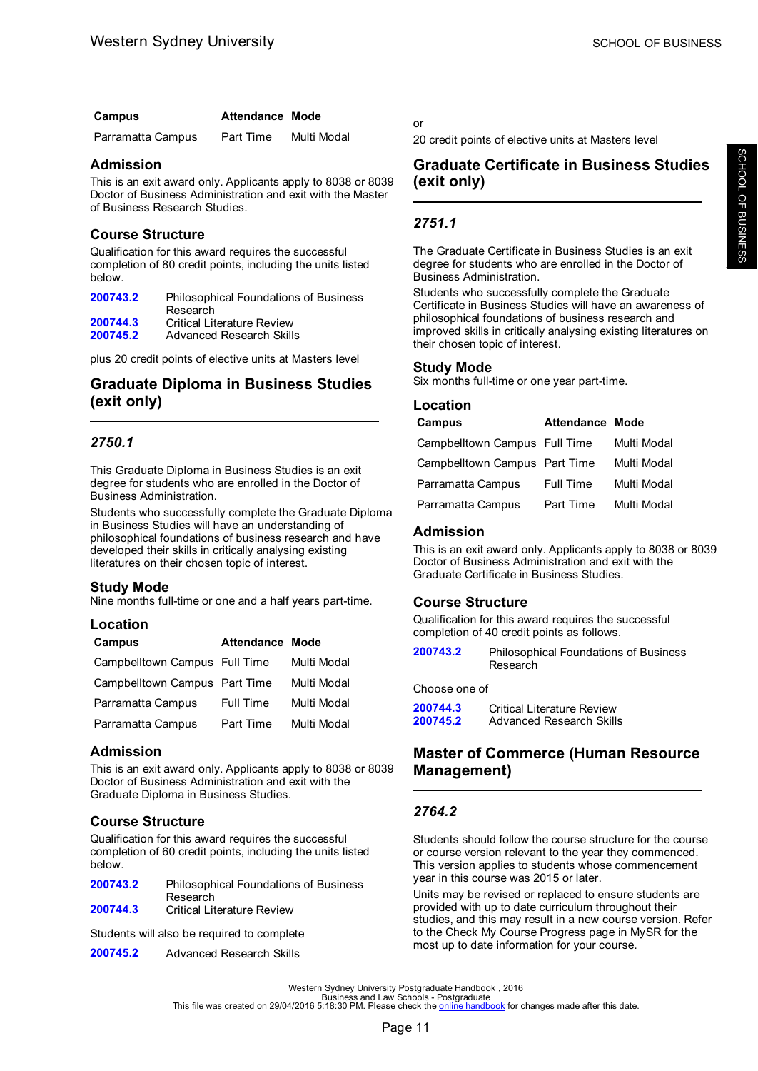| Campus | Attendance | Mode |
|---|---|---|
| Parramatta Campus | Part Time | Multi Modal |

### Admission

This is an exit award only. Applicants apply to 8038 or 8039 Doctor of Business Administration and exit with the Master of Business Research Studies.

### Course Structure

Qualification for this award requires the successful completion of 80 credit points, including the units listed below.

| | |
|---|---|
| 200743.2 | Philosophical Foundations of Business Research |
| 200744.3 | Critical Literature Review |
| 200745.2 | Advanced Research Skills |

plus 20 credit points of elective units at Masters level

## Graduate Diploma in Business Studies (exit only)

### *2750.1*

This Graduate Diploma in Business Studies is an exit degree for students who are enrolled in the Doctor of Business Administration.

Students who successfully complete the Graduate Diploma in Business Studies will have an understanding of philosophical foundations of business research and have developed their skills in critically analysing existing literatures on their chosen topic of interest.

### Study Mode

Nine months full-time or one and a half years part-time.

### Location

| Campus | Attendance | Mode |
|---|---|---|
| Campbelltown Campus | Full Time | Multi Modal |
| Campbelltown Campus | Part Time | Multi Modal |
| Parramatta Campus | Full Time | Multi Modal |
| Parramatta Campus | Part Time | Multi Modal |

### Admission

This is an exit award only. Applicants apply to 8038 or 8039 Doctor of Business Administration and exit with the Graduate Diploma in Business Studies.

### Course Structure

Qualification for this award requires the successful completion of 60 credit points, including the units listed below.

| | |
|---|---|
| 200743.2 | Philosophical Foundations of Business Research |
| 200744.3 | Critical Literature Review |

Students will also be required to complete

| | |
|---|---|
| 200745.2 | Advanced Research Skills |

or

20 credit points of elective units at Masters level

## Graduate Certificate in Business Studies (exit only)

### *2751.1*

The Graduate Certificate in Business Studies is an exit degree for students who are enrolled in the Doctor of Business Administration.

Students who successfully complete the Graduate Certificate in Business Studies will have an awareness of philosophical foundations of business research and improved skills in critically analysing existing literatures on their chosen topic of interest.

### Study Mode

Six months full-time or one year part-time.

### Location

| Campus | Attendance | Mode |
|---|---|---|
| Campbelltown Campus | Full Time | Multi Modal |
| Campbelltown Campus | Part Time | Multi Modal |
| Parramatta Campus | Full Time | Multi Modal |
| Parramatta Campus | Part Time | Multi Modal |

### Admission

This is an exit award only. Applicants apply to 8038 or 8039 Doctor of Business Administration and exit with the Graduate Certificate in Business Studies.

### Course Structure

Qualification for this award requires the successful completion of 40 credit points as follows.

| | |
|---|---|
| 200743.2 | Philosophical Foundations of Business Research |

Choose one of

| | |
|---|---|
| 200744.3 | Critical Literature Review |
| 200745.2 | Advanced Research Skills |

## Master of Commerce (Human Resource Management)

### *2764.2*

Students should follow the course structure for the course or course version relevant to the year they commenced. This version applies to students whose commencement year in this course was 2015 or later.

Units may be revised or replaced to ensure students are provided with up to date curriculum throughout their studies, and this may result in a new course version. Refer to the Check My Course Progress page in MySR for the most up to date information for your course.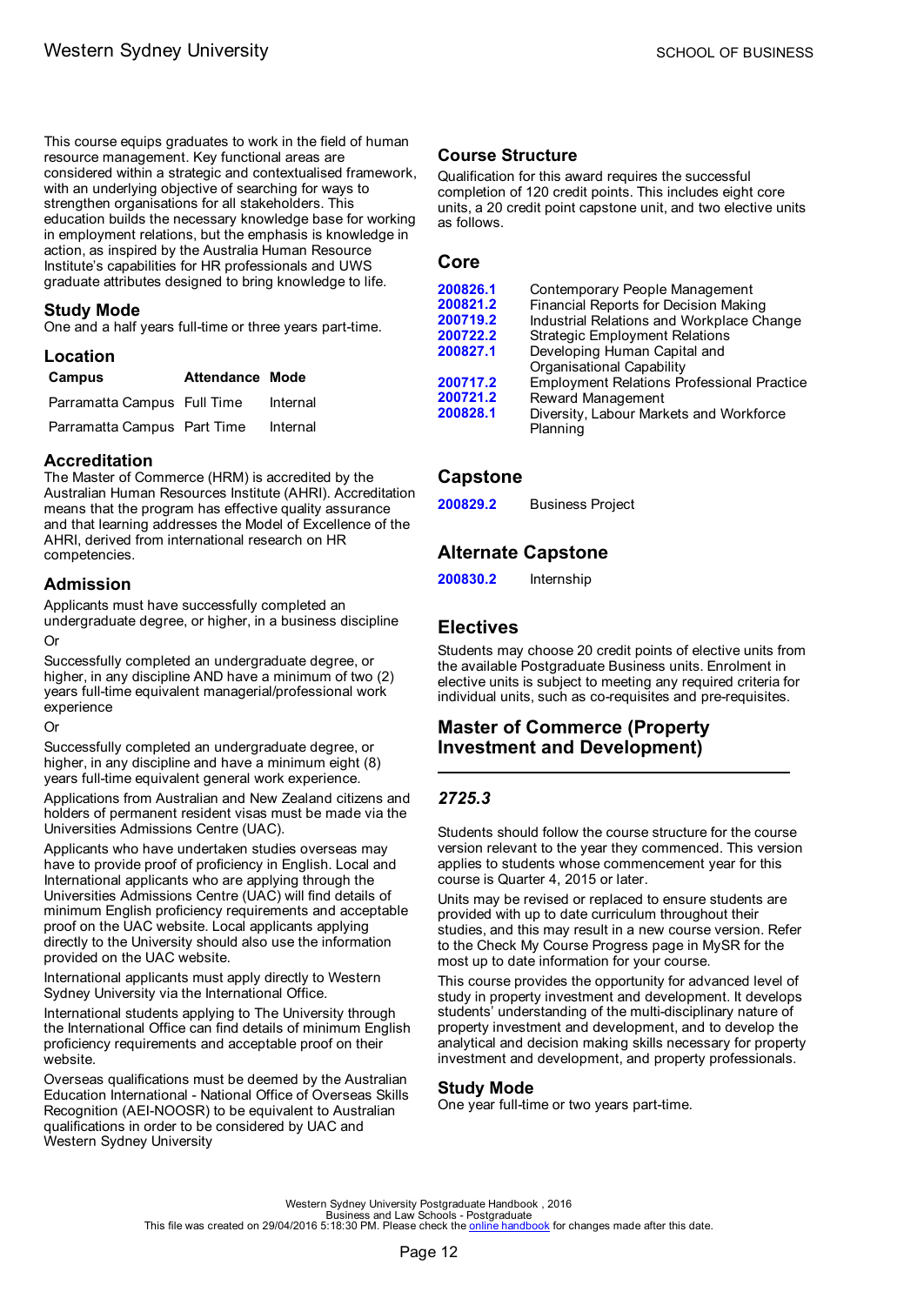This course equips graduates to work in the field of human resource management. Key functional areas are considered within a strategic and contextualised framework, with an underlying objective of searching for ways to strengthen organisations for all stakeholders. This education builds the necessary knowledge base for working in employment relations, but the emphasis is knowledge in action, as inspired by the Australia Human Resource Institute's capabilities for HR professionals and UWS graduate attributes designed to bring knowledge to life.

## Study Mode

One and a half years full-time or three years part-time.

## Location

| Campus | Attendance | Mode |
|---|---|---|
| Parramatta Campus | Full Time | Internal |
| Parramatta Campus | Part Time | Internal |

## Accreditation

The Master of Commerce (HRM) is accredited by the Australian Human Resources Institute (AHRI). Accreditation means that the program has effective quality assurance and that learning addresses the Model of Excellence of the AHRI, derived from international research on HR competencies.

## Admission

Applicants must have successfully completed an undergraduate degree, or higher, in a business discipline

Or

Successfully completed an undergraduate degree, or higher, in any discipline AND have a minimum of two (2) years full-time equivalent managerial/professional work experience

Or

Successfully completed an undergraduate degree, or higher, in any discipline and have a minimum eight (8) years full-time equivalent general work experience.

Applications from Australian and New Zealand citizens and holders of permanent resident visas must be made via the Universities Admissions Centre (UAC).

Applicants who have undertaken studies overseas may have to provide proof of proficiency in English. Local and International applicants who are applying through the Universities Admissions Centre (UAC) will find details of minimum English proficiency requirements and acceptable proof on the UAC website. Local applicants applying directly to the University should also use the information provided on the UAC website.

International applicants must apply directly to Western Sydney University via the International Office.

International students applying to The University through the International Office can find details of minimum English proficiency requirements and acceptable proof on their website.

Overseas qualifications must be deemed by the Australian Education International - National Office of Overseas Skills Recognition (AEI-NOOSR) to be equivalent to Australian qualifications in order to be considered by UAC and Western Sydney University

## Course Structure

Qualification for this award requires the successful completion of 120 credit points. This includes eight core units, a 20 credit point capstone unit, and two elective units as follows.

## Core

| | |
|---|---|
| 200826.1 | Contemporary People Management |
| 200821.2 | Financial Reports for Decision Making |
| 200719.2 | Industrial Relations and Workplace Change |
| 200722.2 | Strategic Employment Relations |
| 200827.1 | Developing Human Capital and Organisational Capability |
| 200717.2 | Employment Relations Professional Practice |
| 200721.2 | Reward Management |
| 200828.1 | Diversity, Labour Markets and Workforce Planning |

## Capstone

| | |
|---|---|
| 200829.2 | Business Project |

## Alternate Capstone

| | |
|---|---|
| 200830.2 | Internship |

## Electives

Students may choose 20 credit points of elective units from the available Postgraduate Business units. Enrolment in elective units is subject to meeting any required criteria for individual units, such as co-requisites and pre-requisites.

# Master of Commerce (Property Investment and Development)

### *2725.3*

Students should follow the course structure for the course version relevant to the year they commenced. This version applies to students whose commencement year for this course is Quarter 4, 2015 or later.

Units may be revised or replaced to ensure students are provided with up to date curriculum throughout their studies, and this may result in a new course version. Refer to the Check My Course Progress page in MySR for the most up to date information for your course.

This course provides the opportunity for advanced level of study in property investment and development. It develops students' understanding of the multi-disciplinary nature of property investment and development, and to develop the analytical and decision making skills necessary for property investment and development, and property professionals.

## Study Mode

One year full-time or two years part-time.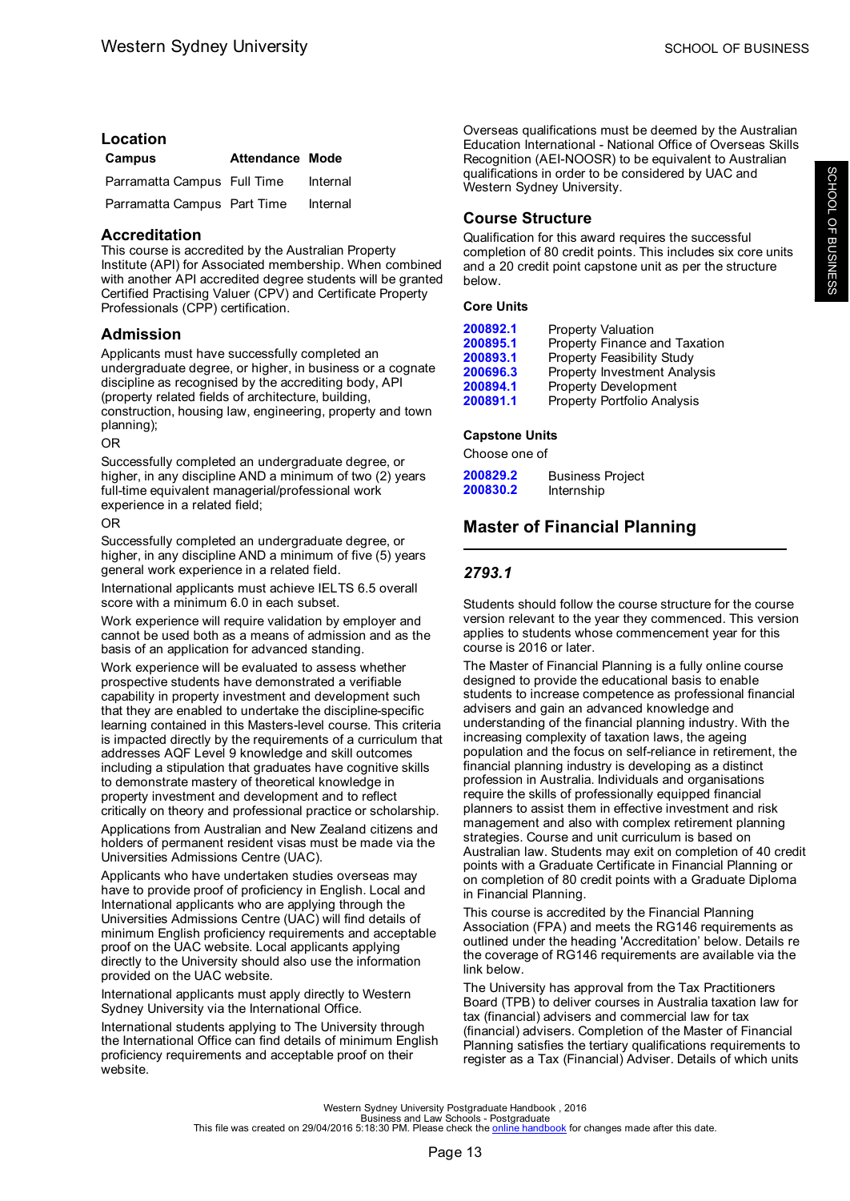## Location

| Campus | Attendance | Mode |
| --- | --- | --- |
| Parramatta Campus | Full Time | Internal |
| Parramatta Campus | Part Time | Internal |

## Accreditation

This course is accredited by the Australian Property Institute (API) for Associated membership. When combined with another API accredited degree students will be granted Certified Practising Valuer (CPV) and Certificate Property Professionals (CPP) certification.

## Admission

Applicants must have successfully completed an undergraduate degree, or higher, in business or a cognate discipline as recognised by the accrediting body, API (property related fields of architecture, building, construction, housing law, engineering, property and town planning);

OR

Successfully completed an undergraduate degree, or higher, in any discipline AND a minimum of two (2) years full-time equivalent managerial/professional work experience in a related field;

OR

Successfully completed an undergraduate degree, or higher, in any discipline AND a minimum of five (5) years general work experience in a related field.

International applicants must achieve IELTS 6.5 overall score with a minimum 6.0 in each subset.

Work experience will require validation by employer and cannot be used both as a means of admission and as the basis of an application for advanced standing.

Work experience will be evaluated to assess whether prospective students have demonstrated a verifiable capability in property investment and development such that they are enabled to undertake the discipline-specific learning contained in this Masters-level course. This criteria is impacted directly by the requirements of a curriculum that addresses AQF Level 9 knowledge and skill outcomes including a stipulation that graduates have cognitive skills to demonstrate mastery of theoretical knowledge in property investment and development and to reflect critically on theory and professional practice or scholarship.

Applications from Australian and New Zealand citizens and holders of permanent resident visas must be made via the Universities Admissions Centre (UAC).

Applicants who have undertaken studies overseas may have to provide proof of proficiency in English. Local and International applicants who are applying through the Universities Admissions Centre (UAC) will find details of minimum English proficiency requirements and acceptable proof on the UAC website. Local applicants applying directly to the University should also use the information provided on the UAC website.

International applicants must apply directly to Western Sydney University via the International Office.

International students applying to The University through the International Office can find details of minimum English proficiency requirements and acceptable proof on their website.

Overseas qualifications must be deemed by the Australian Education International - National Office of Overseas Skills Recognition (AEI-NOOSR) to be equivalent to Australian qualifications in order to be considered by UAC and Western Sydney University.

## Course Structure

Qualification for this award requires the successful completion of 80 credit points. This includes six core units and a 20 credit point capstone unit as per the structure below.

### Core Units

| | |
| --- | --- |
| 200892.1 | Property Valuation |
| 200895.1 | Property Finance and Taxation |
| 200893.1 | Property Feasibility Study |
| 200696.3 | Property Investment Analysis |
| 200894.1 | Property Development |
| 200891.1 | Property Portfolio Analysis |

### Capstone Units

Choose one of

| | |
| --- | --- |
| 200829.2 | Business Project |
| 200830.2 | Internship |

## Master of Financial Planning

### *2793.1*

Students should follow the course structure for the course version relevant to the year they commenced. This version applies to students whose commencement year for this course is 2016 or later.

The Master of Financial Planning is a fully online course designed to provide the educational basis to enable students to increase competence as professional financial advisers and gain an advanced knowledge and understanding of the financial planning industry. With the increasing complexity of taxation laws, the ageing population and the focus on self-reliance in retirement, the financial planning industry is developing as a distinct profession in Australia. Individuals and organisations require the skills of professionally equipped financial planners to assist them in effective investment and risk management and also with complex retirement planning strategies. Course and unit curriculum is based on Australian law. Students may exit on completion of 40 credit points with a Graduate Certificate in Financial Planning or on completion of 80 credit points with a Graduate Diploma in Financial Planning.

This course is accredited by the Financial Planning Association (FPA) and meets the RG146 requirements as outlined under the heading 'Accreditation' below. Details re the coverage of RG146 requirements are available via the link below.

The University has approval from the Tax Practitioners Board (TPB) to deliver courses in Australia taxation law for tax (financial) advisers and commercial law for tax (financial) advisers. Completion of the Master of Financial Planning satisfies the tertiary qualifications requirements to register as a Tax (Financial) Adviser. Details of which units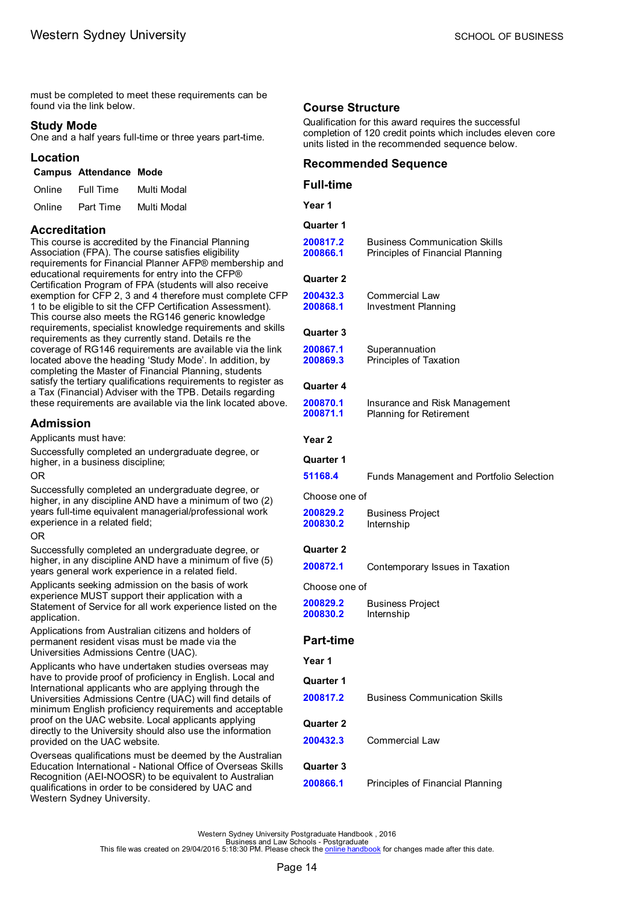must be completed to meet these requirements can be found via the link below.

## Study Mode

One and a half years full-time or three years part-time.

## Location

| Campus | Attendance | Mode |
| --- | --- | --- |
| Online | Full Time | Multi Modal |
| Online | Part Time | Multi Modal |

## Accreditation

This course is accredited by the Financial Planning Association (FPA). The course satisfies eligibility requirements for Financial Planner AFP® membership and educational requirements for entry into the CFP® Certification Program of FPA (students will also receive exemption for CFP 2, 3 and 4 therefore must complete CFP 1 to be eligible to sit the CFP Certification Assessment). This course also meets the RG146 generic knowledge requirements, specialist knowledge requirements and skills requirements as they currently stand. Details re the coverage of RG146 requirements are available via the link located above the heading 'Study Mode'. In addition, by completing the Master of Financial Planning, students satisfy the tertiary qualifications requirements to register as a Tax (Financial) Adviser with the TPB. Details regarding these requirements are available via the link located above.

## Admission

Applicants must have:

Successfully completed an undergraduate degree, or higher, in a business discipline;

OR

Successfully completed an undergraduate degree, or higher, in any discipline AND have a minimum of two (2) years full-time equivalent managerial/professional work experience in a related field;

OR

Successfully completed an undergraduate degree, or higher, in any discipline AND have a minimum of five (5) years general work experience in a related field.

Applicants seeking admission on the basis of work experience MUST support their application with a Statement of Service for all work experience listed on the application.

Applications from Australian citizens and holders of permanent resident visas must be made via the Universities Admissions Centre (UAC).

Applicants who have undertaken studies overseas may have to provide proof of proficiency in English. Local and International applicants who are applying through the Universities Admissions Centre (UAC) will find details of minimum English proficiency requirements and acceptable proof on the UAC website. Local applicants applying directly to the University should also use the information provided on the UAC website.

Overseas qualifications must be deemed by the Australian Education International - National Office of Overseas Skills Recognition (AEI-NOOSR) to be equivalent to Australian qualifications in order to be considered by UAC and Western Sydney University.

## Course Structure

Qualification for this award requires the successful completion of 120 credit points which includes eleven core units listed in the recommended sequence below.

## Recommended Sequence

### Full-time

**Year 1**

**Quarter 1**

200817.2 Business Communication Skills
200866.1 Principles of Financial Planning

**Quarter 2**

200432.3 Commercial Law
200868.1 Investment Planning

**Quarter 3**

200867.1 Superannuation
200869.3 Principles of Taxation

**Quarter 4**

200870.1 Insurance and Risk Management
200871.1 Planning for Retirement

**Year 2**

**Quarter 1**

51168.4 Funds Management and Portfolio Selection

Choose one of

200829.2 Business Project
200830.2 Internship

**Quarter 2**

200872.1 Contemporary Issues in Taxation

Choose one of

200829.2 Business Project
200830.2 Internship

### Part-time

**Year 1**

**Quarter 1**

200817.2 Business Communication Skills

**Quarter 2**

200432.3 Commercial Law

**Quarter 3**

200866.1 Principles of Financial Planning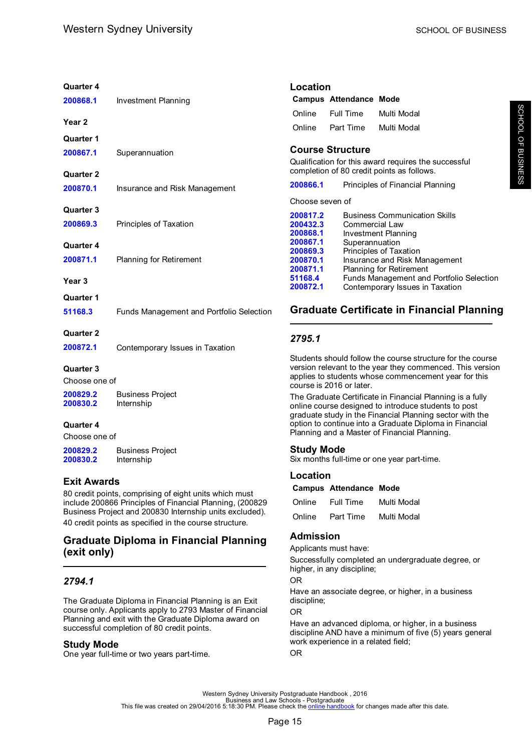Quarter 4

| | |
|---|---|
| 200868.1 | Investment Planning |

Year 2

Quarter 1

| | |
|---|---|
| 200867.1 | Superannuation |

Quarter 2

| | |
|---|---|
| 200870.1 | Insurance and Risk Management |

Quarter 3

| | |
|---|---|
| 200869.3 | Principles of Taxation |

Quarter 4

| | |
|---|---|
| 200871.1 | Planning for Retirement |

Year 3

Quarter 1

| | |
|---|---|
| 51168.3 | Funds Management and Portfolio Selection |

Quarter 2

| | |
|---|---|
| 200872.1 | Contemporary Issues in Taxation |

Quarter 3

Choose one of

| | |
|---|---|
| 200829.2 | Business Project |
| 200830.2 | Internship |

Quarter 4

Choose one of

| | |
|---|---|
| 200829.2 | Business Project |
| 200830.2 | Internship |

## Exit Awards

80 credit points, comprising of eight units which must include 200866 Principles of Financial Planning, (200829 Business Project and 200830 Internship units excluded).

40 credit points as specified in the course structure.

# Graduate Diploma in Financial Planning (exit only)

## *2794.1*

The Graduate Diploma in Financial Planning is an Exit course only. Applicants apply to 2793 Master of Financial Planning and exit with the Graduate Diploma award on successful completion of 80 credit points.

## Study Mode

One year full-time or two years part-time.

## Location

| Campus | Attendance | Mode |
|---|---|---|
| Online | Full Time | Multi Modal |
| Online | Part Time | Multi Modal |

## Course Structure

Qualification for this award requires the successful completion of 80 credit points as follows.

| | |
|---|---|
| 200866.1 | Principles of Financial Planning |

Choose seven of

| | |
|---|---|
| 200817.2 | Business Communication Skills |
| 200432.3 | Commercial Law |
| 200868.1 | Investment Planning |
| 200867.1 | Superannuation |
| 200869.3 | Principles of Taxation |
| 200870.1 | Insurance and Risk Management |
| 200871.1 | Planning for Retirement |
| 51168.4 | Funds Management and Portfolio Selection |
| 200872.1 | Contemporary Issues in Taxation |

# Graduate Certificate in Financial Planning

## *2795.1*

Students should follow the course structure for the course version relevant to the year they commenced. This version applies to students whose commencement year for this course is 2016 or later.

The Graduate Certificate in Financial Planning is a fully online course designed to introduce students to post graduate study in the Financial Planning sector with the option to continue into a Graduate Diploma in Financial Planning and a Master of Financial Planning.

## Study Mode

Six months full-time or one year part-time.

## Location

| Campus | Attendance | Mode |
|---|---|---|
| Online | Full Time | Multi Modal |
| Online | Part Time | Multi Modal |

## Admission

Applicants must have:

Successfully completed an undergraduate degree, or higher, in any discipline;

OR

Have an associate degree, or higher, in a business discipline;

OR

Have an advanced diploma, or higher, in a business discipline AND have a minimum of five (5) years general work experience in a related field;

OR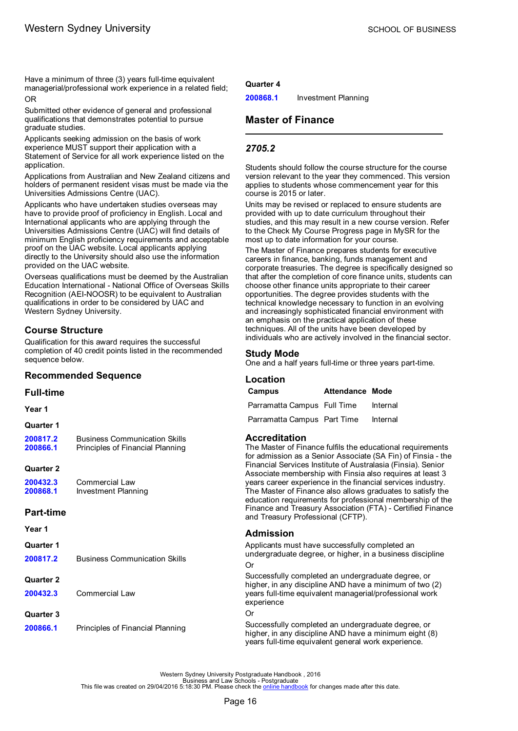Have a minimum of three (3) years full-time equivalent managerial/professional work experience in a related field;

OR

Submitted other evidence of general and professional qualifications that demonstrates potential to pursue graduate studies.

Applicants seeking admission on the basis of work experience MUST support their application with a Statement of Service for all work experience listed on the application.

Applications from Australian and New Zealand citizens and holders of permanent resident visas must be made via the Universities Admissions Centre (UAC).

Applicants who have undertaken studies overseas may have to provide proof of proficiency in English. Local and International applicants who are applying through the Universities Admissions Centre (UAC) will find details of minimum English proficiency requirements and acceptable proof on the UAC website. Local applicants applying directly to the University should also use the information provided on the UAC website.

Overseas qualifications must be deemed by the Australian Education International - National Office of Overseas Skills Recognition (AEI-NOOSR) to be equivalent to Australian qualifications in order to be considered by UAC and Western Sydney University.

## Course Structure

Qualification for this award requires the successful completion of 40 credit points listed in the recommended sequence below.

## Recommended Sequence

### Full-time

**Year 1**

**Quarter 1**

| | |
|---|---|
| 200817.2 | Business Communication Skills |
| 200866.1 | Principles of Financial Planning |

**Quarter 2**

| | |
|---|---|
| 200432.3 | Commercial Law |
| 200868.1 | Investment Planning |

### Part-time

**Year 1**

**Quarter 1**

| | |
|---|---|
| 200817.2 | Business Communication Skills |

**Quarter 2**

| | |
|---|---|
| 200432.3 | Commercial Law |

**Quarter 3**

| | |
|---|---|
| 200866.1 | Principles of Financial Planning |

**Quarter 4**

| | |
|---|---|
| 200868.1 | Investment Planning |

## Master of Finance

### *2705.2*

Students should follow the course structure for the course version relevant to the year they commenced. This version applies to students whose commencement year for this course is 2015 or later.

Units may be revised or replaced to ensure students are provided with up to date curriculum throughout their studies, and this may result in a new course version. Refer to the Check My Course Progress page in MySR for the most up to date information for your course.

The Master of Finance prepares students for executive careers in finance, banking, funds management and corporate treasuries. The degree is specifically designed so that after the completion of core finance units, students can choose other finance units appropriate to their career opportunities. The degree provides students with the technical knowledge necessary to function in an evolving and increasingly sophisticated financial environment with an emphasis on the practical application of these techniques. All of the units have been developed by individuals who are actively involved in the financial sector.

### Study Mode

One and a half years full-time or three years part-time.

### Location

| Campus | Attendance | Mode |
|---|---|---|
| Parramatta Campus | Full Time | Internal |
| Parramatta Campus | Part Time | Internal |

### Accreditation

The Master of Finance fulfils the educational requirements for admission as a Senior Associate (SA Fin) of Finsia - the Financial Services Institute of Australasia (Finsia). Senior Associate membership with Finsia also requires at least 3 years career experience in the financial services industry. The Master of Finance also allows graduates to satisfy the education requirements for professional membership of the Finance and Treasury Association (FTA) - Certified Finance and Treasury Professional (CFTP).

### Admission

Applicants must have successfully completed an undergraduate degree, or higher, in a business discipline

Or

Successfully completed an undergraduate degree, or higher, in any discipline AND have a minimum of two (2) years full-time equivalent managerial/professional work experience

Or

Successfully completed an undergraduate degree, or higher, in any discipline AND have a minimum eight (8) years full-time equivalent general work experience.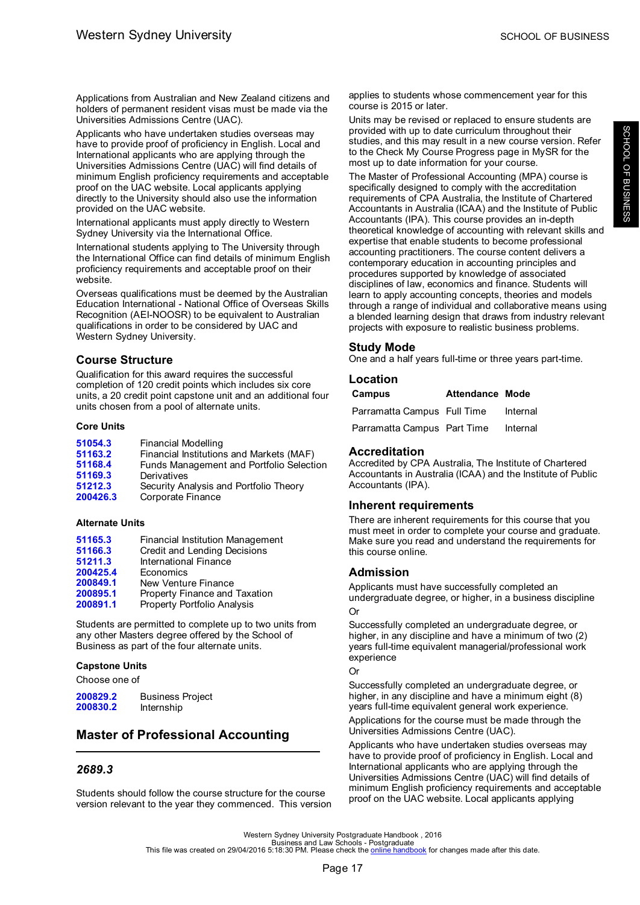Applications from Australian and New Zealand citizens and holders of permanent resident visas must be made via the Universities Admissions Centre (UAC).

Applicants who have undertaken studies overseas may have to provide proof of proficiency in English. Local and International applicants who are applying through the Universities Admissions Centre (UAC) will find details of minimum English proficiency requirements and acceptable proof on the UAC website. Local applicants applying directly to the University should also use the information provided on the UAC website.

International applicants must apply directly to Western Sydney University via the International Office.

International students applying to The University through the International Office can find details of minimum English proficiency requirements and acceptable proof on their website.

Overseas qualifications must be deemed by the Australian Education International - National Office of Overseas Skills Recognition (AEI-NOOSR) to be equivalent to Australian qualifications in order to be considered by UAC and Western Sydney University.

### Course Structure

Qualification for this award requires the successful completion of 120 credit points which includes six core units, a 20 credit point capstone unit and an additional four units chosen from a pool of alternate units.

#### Core Units

| | |
|---|---|
| 51054.3 | Financial Modelling |
| 51163.2 | Financial Institutions and Markets (MAF) |
| 51168.4 | Funds Management and Portfolio Selection |
| 51169.3 | Derivatives |
| 51212.3 | Security Analysis and Portfolio Theory |
| 200426.3 | Corporate Finance |

#### Alternate Units

| | |
|---|---|
| 51165.3 | Financial Institution Management |
| 51166.3 | Credit and Lending Decisions |
| 51211.3 | International Finance |
| 200425.4 | Economics |
| 200849.1 | New Venture Finance |
| 200895.1 | Property Finance and Taxation |
| 200891.1 | Property Portfolio Analysis |

Students are permitted to complete up to two units from any other Masters degree offered by the School of Business as part of the four alternate units.

#### Capstone Units

Choose one of

| | |
|---|---|
| 200829.2 | Business Project |
| 200830.2 | Internship |

## Master of Professional Accounting

### *2689.3*

Students should follow the course structure for the course version relevant to the year they commenced. This version applies to students whose commencement year for this course is 2015 or later.

Units may be revised or replaced to ensure students are provided with up to date curriculum throughout their studies, and this may result in a new course version. Refer to the Check My Course Progress page in MySR for the most up to date information for your course.

The Master of Professional Accounting (MPA) course is specifically designed to comply with the accreditation requirements of CPA Australia, the Institute of Chartered Accountants in Australia (ICAA) and the Institute of Public Accountants (IPA). This course provides an in-depth theoretical knowledge of accounting with relevant skills and expertise that enable students to become professional accounting practitioners. The course content delivers a contemporary education in accounting principles and procedures supported by knowledge of associated disciplines of law, economics and finance. Students will learn to apply accounting concepts, theories and models through a range of individual and collaborative means using a blended learning design that draws from industry relevant projects with exposure to realistic business problems.

### Study Mode

One and a half years full-time or three years part-time.

### Location

| Campus | Attendance | Mode |
|---|---|---|
| Parramatta Campus | Full Time | Internal |
| Parramatta Campus | Part Time | Internal |

### Accreditation

Accredited by CPA Australia, The Institute of Chartered Accountants in Australia (ICAA) and the Institute of Public Accountants (IPA).

### Inherent requirements

There are inherent requirements for this course that you must meet in order to complete your course and graduate. Make sure you read and understand the requirements for this course online.

### Admission

Applicants must have successfully completed an undergraduate degree, or higher, in a business discipline

Or

Successfully completed an undergraduate degree, or higher, in any discipline and have a minimum of two (2) years full-time equivalent managerial/professional work experience

Or

Successfully completed an undergraduate degree, or higher, in any discipline and have a minimum eight (8) years full-time equivalent general work experience.

Applications for the course must be made through the Universities Admissions Centre (UAC).

Applicants who have undertaken studies overseas may have to provide proof of proficiency in English. Local and International applicants who are applying through the Universities Admissions Centre (UAC) will find details of minimum English proficiency requirements and acceptable proof on the UAC website. Local applicants applying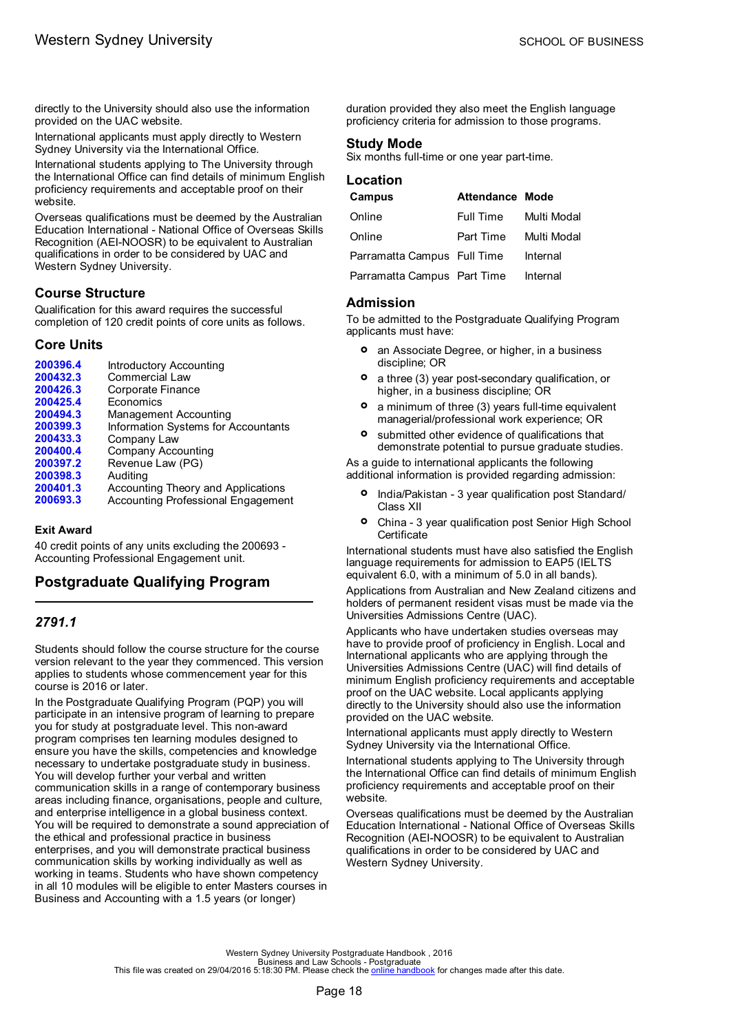directly to the University should also use the information provided on the UAC website.

International applicants must apply directly to Western Sydney University via the International Office.

International students applying to The University through the International Office can find details of minimum English proficiency requirements and acceptable proof on their website.

Overseas qualifications must be deemed by the Australian Education International - National Office of Overseas Skills Recognition (AEI-NOOSR) to be equivalent to Australian qualifications in order to be considered by UAC and Western Sydney University.

### Course Structure

Qualification for this award requires the successful completion of 120 credit points of core units as follows.

### Core Units

| | |
|---|---|
| **200396.4** | Introductory Accounting |
| **200432.3** | Commercial Law |
| **200426.3** | Corporate Finance |
| **200425.4** | Economics |
| **200494.3** | Management Accounting |
| **200399.3** | Information Systems for Accountants |
| **200433.3** | Company Law |
| **200400.4** | Company Accounting |
| **200397.2** | Revenue Law (PG) |
| **200398.3** | Auditing |
| **200401.3** | Accounting Theory and Applications |
| **200693.3** | Accounting Professional Engagement |

#### Exit Award

40 credit points of any units excluding the 200693 - Accounting Professional Engagement unit.

## Postgraduate Qualifying Program

### *2791.1*

Students should follow the course structure for the course version relevant to the year they commenced. This version applies to students whose commencement year for this course is 2016 or later.

In the Postgraduate Qualifying Program (PQP) you will participate in an intensive program of learning to prepare you for study at postgraduate level. This non-award program comprises ten learning modules designed to ensure you have the skills, competencies and knowledge necessary to undertake postgraduate study in business. You will develop further your verbal and written communication skills in a range of contemporary business areas including finance, organisations, people and culture, and enterprise intelligence in a global business context. You will be required to demonstrate a sound appreciation of the ethical and professional practice in business enterprises, and you will demonstrate practical business communication skills by working individually as well as working in teams. Students who have shown competency in all 10 modules will be eligible to enter Masters courses in Business and Accounting with a 1.5 years (or longer) duration provided they also meet the English language proficiency criteria for admission to those programs.

### Study Mode

Six months full-time or one year part-time.

### Location

| Campus | Attendance | Mode |
|---|---|---|
| Online | Full Time | Multi Modal |
| Online | Part Time | Multi Modal |
| Parramatta Campus | Full Time | Internal |
| Parramatta Campus | Part Time | Internal |

### Admission

To be admitted to the Postgraduate Qualifying Program applicants must have:

- an Associate Degree, or higher, in a business discipline; OR
- a three (3) year post-secondary qualification, or higher, in a business discipline; OR
- a minimum of three (3) years full-time equivalent managerial/professional work experience; OR
- submitted other evidence of qualifications that demonstrate potential to pursue graduate studies.

As a guide to international applicants the following additional information is provided regarding admission:

- India/Pakistan - 3 year qualification post Standard/ Class XII
- China - 3 year qualification post Senior High School Certificate

International students must have also satisfied the English language requirements for admission to EAP5 (IELTS equivalent 6.0, with a minimum of 5.0 in all bands).

Applications from Australian and New Zealand citizens and holders of permanent resident visas must be made via the Universities Admissions Centre (UAC).

Applicants who have undertaken studies overseas may have to provide proof of proficiency in English. Local and International applicants who are applying through the Universities Admissions Centre (UAC) will find details of minimum English proficiency requirements and acceptable proof on the UAC website. Local applicants applying directly to the University should also use the information provided on the UAC website.

International applicants must apply directly to Western Sydney University via the International Office.

International students applying to The University through the International Office can find details of minimum English proficiency requirements and acceptable proof on their website.

Overseas qualifications must be deemed by the Australian Education International - National Office of Overseas Skills Recognition (AEI-NOOSR) to be equivalent to Australian qualifications in order to be considered by UAC and Western Sydney University.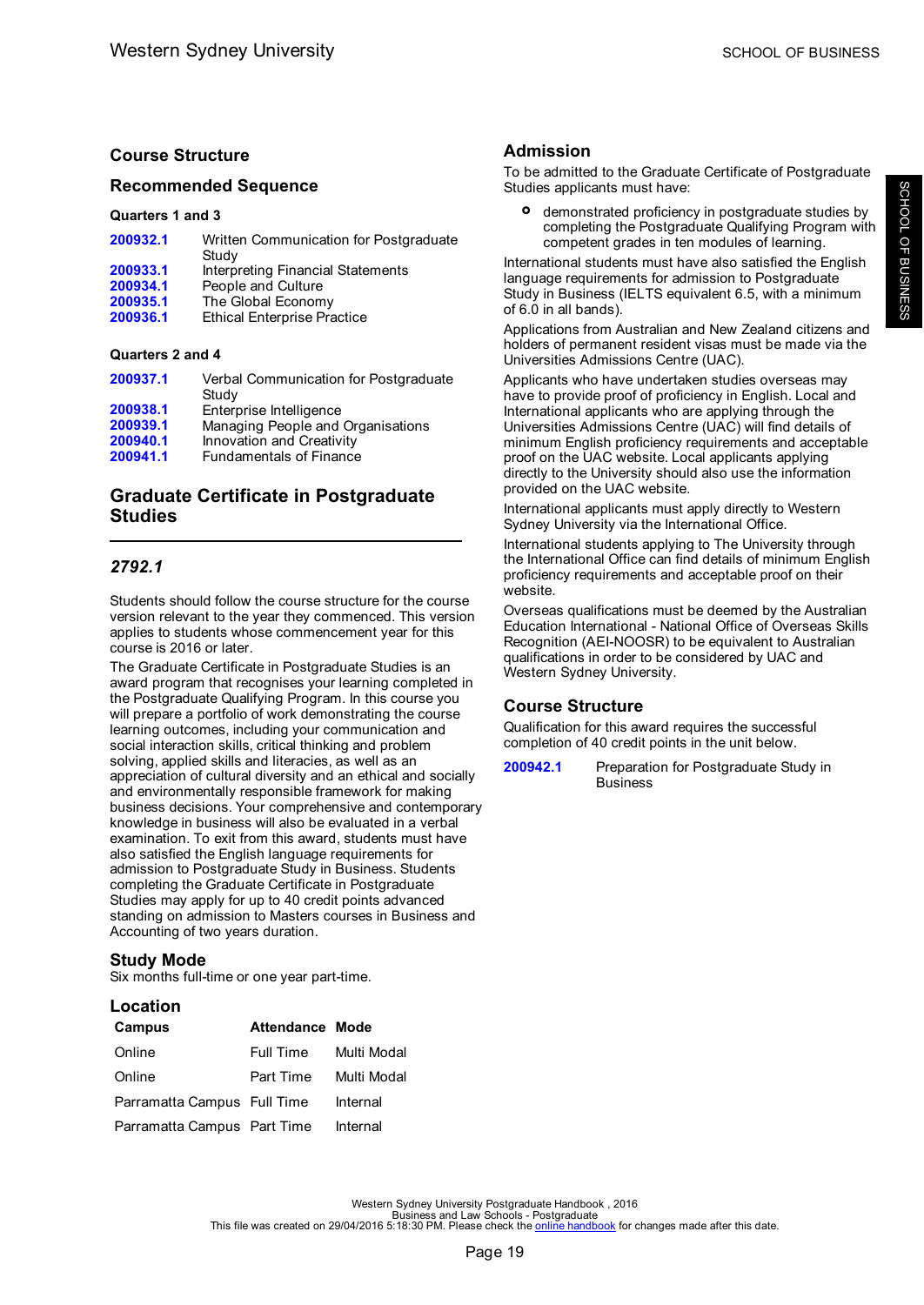## Course Structure

### Recommended Sequence

#### Quarters 1 and 3

| | |
|---|---|
| **200932.1** | Written Communication for Postgraduate Study |
| **200933.1** | Interpreting Financial Statements |
| **200934.1** | People and Culture |
| **200935.1** | The Global Economy |
| **200936.1** | Ethical Enterprise Practice |

#### Quarters 2 and 4

| | |
|---|---|
| **200937.1** | Verbal Communication for Postgraduate Study |
| **200938.1** | Enterprise Intelligence |
| **200939.1** | Managing People and Organisations |
| **200940.1** | Innovation and Creativity |
| **200941.1** | Fundamentals of Finance |

## Graduate Certificate in Postgraduate Studies

### *2792.1*

Students should follow the course structure for the course version relevant to the year they commenced. This version applies to students whose commencement year for this course is 2016 or later.

The Graduate Certificate in Postgraduate Studies is an award program that recognises your learning completed in the Postgraduate Qualifying Program. In this course you will prepare a portfolio of work demonstrating the course learning outcomes, including your communication and social interaction skills, critical thinking and problem solving, applied skills and literacies, as well as an appreciation of cultural diversity and an ethical and socially and environmentally responsible framework for making business decisions. Your comprehensive and contemporary knowledge in business will also be evaluated in a verbal examination. To exit from this award, students must have also satisfied the English language requirements for admission to Postgraduate Study in Business. Students completing the Graduate Certificate in Postgraduate Studies may apply for up to 40 credit points advanced standing on admission to Masters courses in Business and Accounting of two years duration.

### Study Mode

Six months full-time or one year part-time.

### Location

| Campus | Attendance | Mode |
|---|---|---|
| Online | Full Time | Multi Modal |
| Online | Part Time | Multi Modal |
| Parramatta Campus | Full Time | Internal |
| Parramatta Campus | Part Time | Internal |

### Admission

To be admitted to the Graduate Certificate of Postgraduate Studies applicants must have:

- demonstrated proficiency in postgraduate studies by completing the Postgraduate Qualifying Program with competent grades in ten modules of learning.

International students must have also satisfied the English language requirements for admission to Postgraduate Study in Business (IELTS equivalent 6.5, with a minimum of 6.0 in all bands).

Applications from Australian and New Zealand citizens and holders of permanent resident visas must be made via the Universities Admissions Centre (UAC).

Applicants who have undertaken studies overseas may have to provide proof of proficiency in English. Local and International applicants who are applying through the Universities Admissions Centre (UAC) will find details of minimum English proficiency requirements and acceptable proof on the UAC website. Local applicants applying directly to the University should also use the information provided on the UAC website.

International applicants must apply directly to Western Sydney University via the International Office.

International students applying to The University through the International Office can find details of minimum English proficiency requirements and acceptable proof on their website.

Overseas qualifications must be deemed by the Australian Education International - National Office of Overseas Skills Recognition (AEI-NOOSR) to be equivalent to Australian qualifications in order to be considered by UAC and Western Sydney University.

### Course Structure

Qualification for this award requires the successful completion of 40 credit points in the unit below.

| | |
|---|---|
| **200942.1** | Preparation for Postgraduate Study in Business |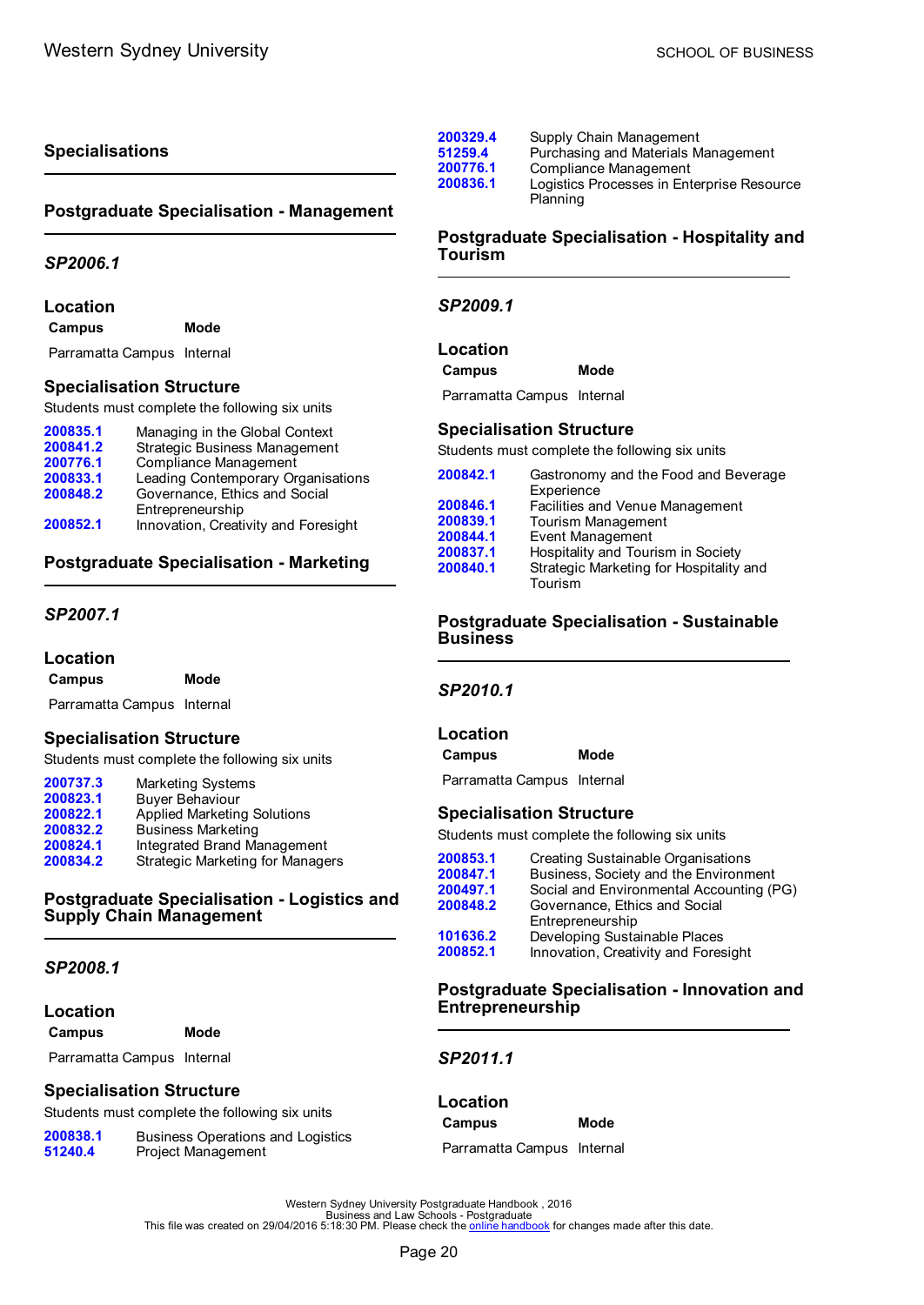## Specialisations

### Postgraduate Specialisation - Management

*SP2006.1*

#### Location

| Campus | Mode |
|---|---|
| Parramatta Campus | Internal |

#### Specialisation Structure

Students must complete the following six units

| | |
|---|---|
| 200835.1 | Managing in the Global Context |
| 200841.2 | Strategic Business Management |
| 200776.1 | Compliance Management |
| 200833.1 | Leading Contemporary Organisations |
| 200848.2 | Governance, Ethics and Social Entrepreneurship |
| 200852.1 | Innovation, Creativity and Foresight |

### Postgraduate Specialisation - Marketing

*SP2007.1*

#### Location

| Campus | Mode |
|---|---|
| Parramatta Campus | Internal |

#### Specialisation Structure

Students must complete the following six units

| | |
|---|---|
| 200737.3 | Marketing Systems |
| 200823.1 | Buyer Behaviour |
| 200822.1 | Applied Marketing Solutions |
| 200832.2 | Business Marketing |
| 200824.1 | Integrated Brand Management |
| 200834.2 | Strategic Marketing for Managers |

### Postgraduate Specialisation - Logistics and Supply Chain Management

*SP2008.1*

#### Location

| Campus | Mode |
|---|---|
| Parramatta Campus | Internal |

#### Specialisation Structure

Students must complete the following six units

| | |
|---|---|
| 200838.1 | Business Operations and Logistics |
| 51240.4 | Project Management |
| 200329.4 | Supply Chain Management |
| 51259.4 | Purchasing and Materials Management |
| 200776.1 | Compliance Management |
| 200836.1 | Logistics Processes in Enterprise Resource Planning |

### Postgraduate Specialisation - Hospitality and Tourism

*SP2009.1*

#### Location

| Campus | Mode |
|---|---|
| Parramatta Campus | Internal |

#### Specialisation Structure

Students must complete the following six units

| | |
|---|---|
| 200842.1 | Gastronomy and the Food and Beverage Experience |
| 200846.1 | Facilities and Venue Management |
| 200839.1 | Tourism Management |
| 200844.1 | Event Management |
| 200837.1 | Hospitality and Tourism in Society |
| 200840.1 | Strategic Marketing for Hospitality and Tourism |

### Postgraduate Specialisation - Sustainable Business

*SP2010.1*

#### Location

| Campus | Mode |
|---|---|
| Parramatta Campus | Internal |

#### Specialisation Structure

Students must complete the following six units

| | |
|---|---|
| 200853.1 | Creating Sustainable Organisations |
| 200847.1 | Business, Society and the Environment |
| 200497.1 | Social and Environmental Accounting (PG) |
| 200848.2 | Governance, Ethics and Social Entrepreneurship |
| 101636.2 | Developing Sustainable Places |
| 200852.1 | Innovation, Creativity and Foresight |

### Postgraduate Specialisation - Innovation and Entrepreneurship

*SP2011.1*

#### Location

| Campus | Mode |
|---|---|
| Parramatta Campus | Internal |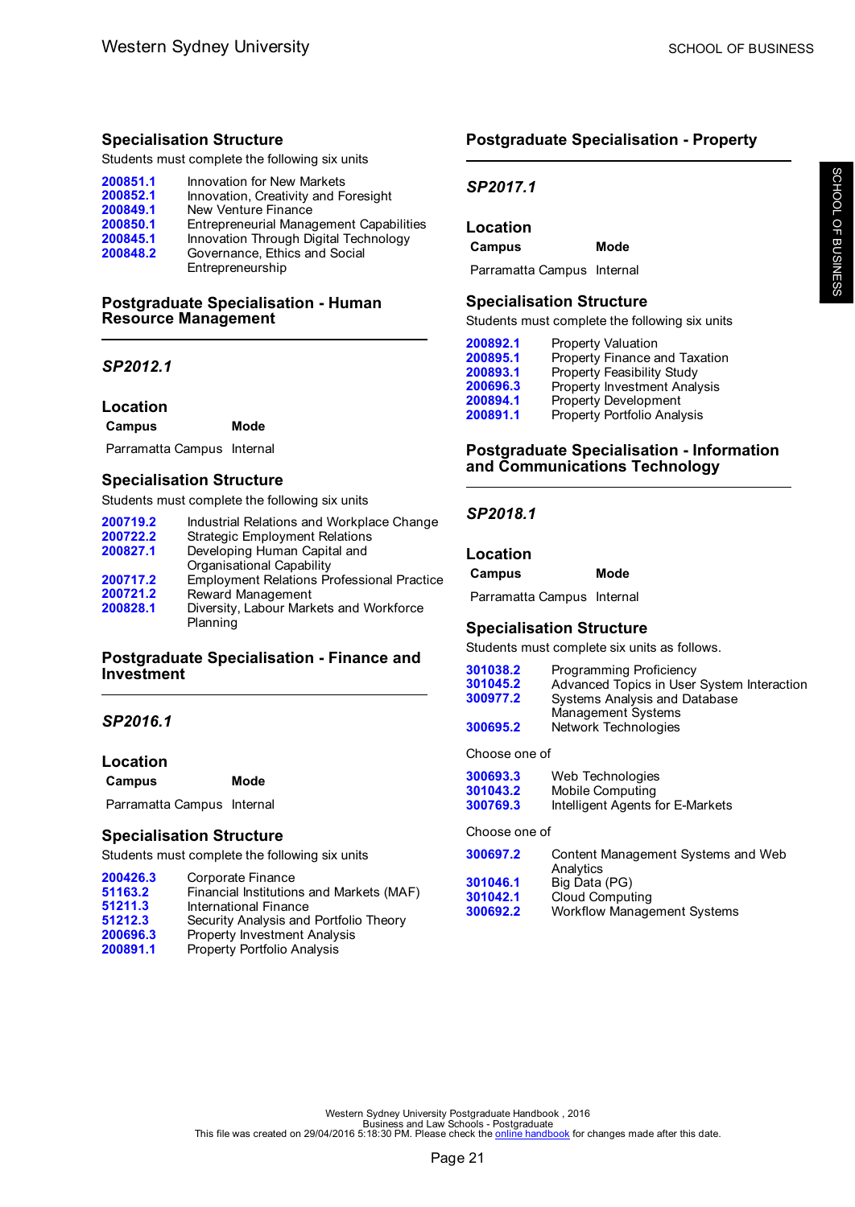### Specialisation Structure

Students must complete the following six units

| | |
|---|---|
| 200851.1 | Innovation for New Markets |
| 200852.1 | Innovation, Creativity and Foresight |
| 200849.1 | New Venture Finance |
| 200850.1 | Entrepreneurial Management Capabilities |
| 200845.1 | Innovation Through Digital Technology |
| 200848.2 | Governance, Ethics and Social Entrepreneurship |

## Postgraduate Specialisation - Human Resource Management

### *SP2012.1*

### Location

| Campus | Mode |
|---|---|
| Parramatta Campus | Internal |

### Specialisation Structure

Students must complete the following six units

| | |
|---|---|
| 200719.2 | Industrial Relations and Workplace Change |
| 200722.2 | Strategic Employment Relations |
| 200827.1 | Developing Human Capital and Organisational Capability |
| 200717.2 | Employment Relations Professional Practice |
| 200721.2 | Reward Management |
| 200828.1 | Diversity, Labour Markets and Workforce Planning |

## Postgraduate Specialisation - Finance and Investment

### *SP2016.1*

### Location

| Campus | Mode |
|---|---|
| Parramatta Campus | Internal |

### Specialisation Structure

Students must complete the following six units

| | |
|---|---|
| 200426.3 | Corporate Finance |
| 51163.2 | Financial Institutions and Markets (MAF) |
| 51211.3 | International Finance |
| 51212.3 | Security Analysis and Portfolio Theory |
| 200696.3 | Property Investment Analysis |
| 200891.1 | Property Portfolio Analysis |

## Postgraduate Specialisation - Property

### *SP2017.1*

### Location

| Campus | Mode |
|---|---|
| Parramatta Campus | Internal |

### Specialisation Structure

Students must complete the following six units

| | |
|---|---|
| 200892.1 | Property Valuation |
| 200895.1 | Property Finance and Taxation |
| 200893.1 | Property Feasibility Study |
| 200696.3 | Property Investment Analysis |
| 200894.1 | Property Development |
| 200891.1 | Property Portfolio Analysis |

## Postgraduate Specialisation - Information and Communications Technology

### *SP2018.1*

### Location

| Campus | Mode |
|---|---|
| Parramatta Campus | Internal |

### Specialisation Structure

Students must complete six units as follows.

| | |
|---|---|
| 301038.2 | Programming Proficiency |
| 301045.2 | Advanced Topics in User System Interaction |
| 300977.2 | Systems Analysis and Database Management Systems |
| 300695.2 | Network Technologies |

Choose one of

| | |
|---|---|
| 300693.3 | Web Technologies |
| 301043.2 | Mobile Computing |
| 300769.3 | Intelligent Agents for E-Markets |

Choose one of

| | |
|---|---|
| 300697.2 | Content Management Systems and Web Analytics |
| 301046.1 | Big Data (PG) |
| 301042.1 | Cloud Computing |
| 300692.2 | Workflow Management Systems |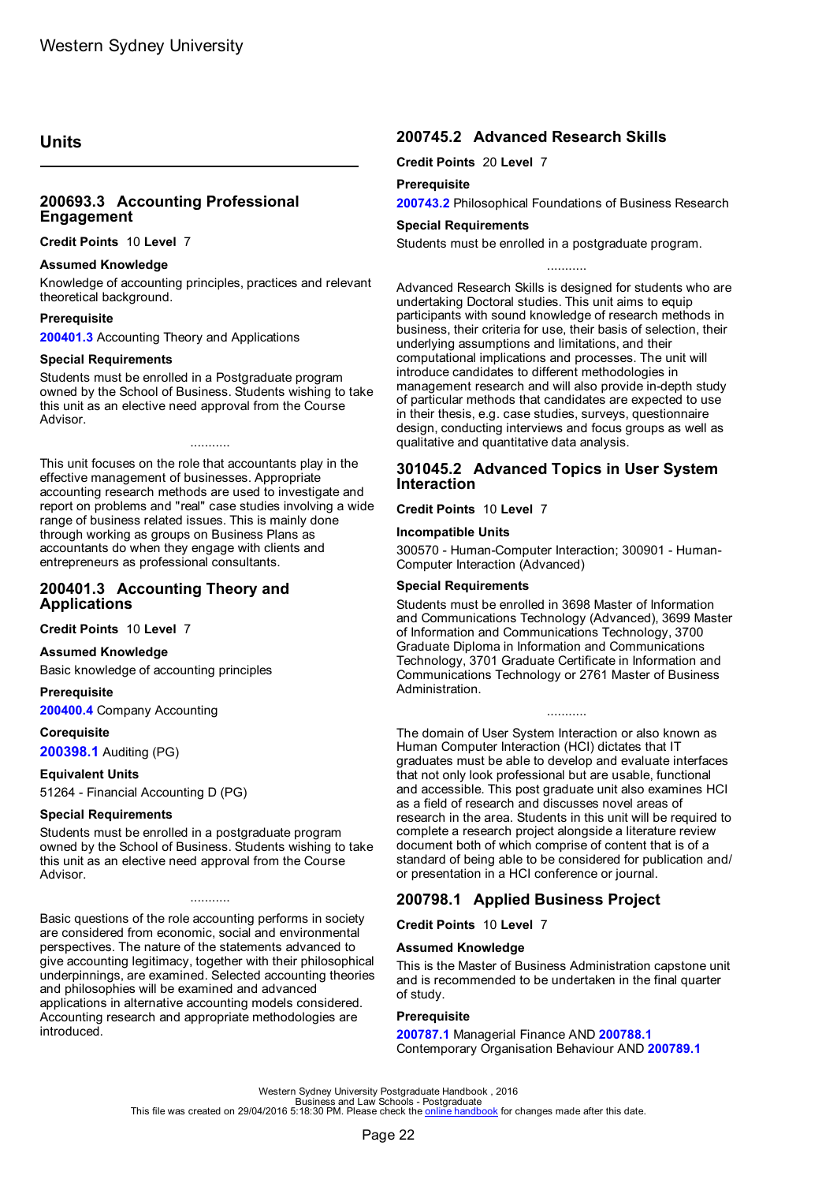## Units

### 200693.3 Accounting Professional Engagement

**Credit Points** 10 **Level** 7

#### Assumed Knowledge

Knowledge of accounting principles, practices and relevant theoretical background.

#### Prerequisite

**200401.3** Accounting Theory and Applications

#### Special Requirements

Students must be enrolled in a Postgraduate program owned by the School of Business. Students wishing to take this unit as an elective need approval from the Course Advisor.

...........

This unit focuses on the role that accountants play in the effective management of businesses. Appropriate accounting research methods are used to investigate and report on problems and "real" case studies involving a wide range of business related issues. This is mainly done through working as groups on Business Plans as accountants do when they engage with clients and entrepreneurs as professional consultants.

### 200401.3 Accounting Theory and Applications

**Credit Points** 10 **Level** 7

#### Assumed Knowledge

Basic knowledge of accounting principles

#### Prerequisite

**200400.4** Company Accounting

#### Corequisite

**200398.1** Auditing (PG)

#### Equivalent Units

51264 - Financial Accounting D (PG)

#### Special Requirements

Students must be enrolled in a postgraduate program owned by the School of Business. Students wishing to take this unit as an elective need approval from the Course Advisor.

...........

Basic questions of the role accounting performs in society are considered from economic, social and environmental perspectives. The nature of the statements advanced to give accounting legitimacy, together with their philosophical underpinnings, are examined. Selected accounting theories and philosophies will be examined and advanced applications in alternative accounting models considered. Accounting research and appropriate methodologies are introduced.

### 200745.2 Advanced Research Skills

**Credit Points** 20 **Level** 7

#### Prerequisite

**200743.2** Philosophical Foundations of Business Research

#### Special Requirements

Students must be enrolled in a postgraduate program.

...........

Advanced Research Skills is designed for students who are undertaking Doctoral studies. This unit aims to equip participants with sound knowledge of research methods in business, their criteria for use, their basis of selection, their underlying assumptions and limitations, and their computational implications and processes. The unit will introduce candidates to different methodologies in management research and will also provide in-depth study of particular methods that candidates are expected to use in their thesis, e.g. case studies, surveys, questionnaire design, conducting interviews and focus groups as well as qualitative and quantitative data analysis.

### 301045.2 Advanced Topics in User System Interaction

**Credit Points** 10 **Level** 7

#### Incompatible Units

300570 - Human-Computer Interaction; 300901 - Human-Computer Interaction (Advanced)

#### Special Requirements

Students must be enrolled in 3698 Master of Information and Communications Technology (Advanced), 3699 Master of Information and Communications Technology, 3700 Graduate Diploma in Information and Communications Technology, 3701 Graduate Certificate in Information and Communications Technology or 2761 Master of Business Administration.

...........

The domain of User System Interaction or also known as Human Computer Interaction (HCI) dictates that IT graduates must be able to develop and evaluate interfaces that not only look professional but are usable, functional and accessible. This post graduate unit also examines HCI as a field of research and discusses novel areas of research in the area. Students in this unit will be required to complete a research project alongside a literature review document both of which comprise of content that is of a standard of being able to be considered for publication and/or presentation in a HCI conference or journal.

### 200798.1 Applied Business Project

**Credit Points** 10 **Level** 7

#### Assumed Knowledge

This is the Master of Business Administration capstone unit and is recommended to be undertaken in the final quarter of study.

#### Prerequisite

**200787.1** Managerial Finance AND **200788.1** Contemporary Organisation Behaviour AND **200789.1**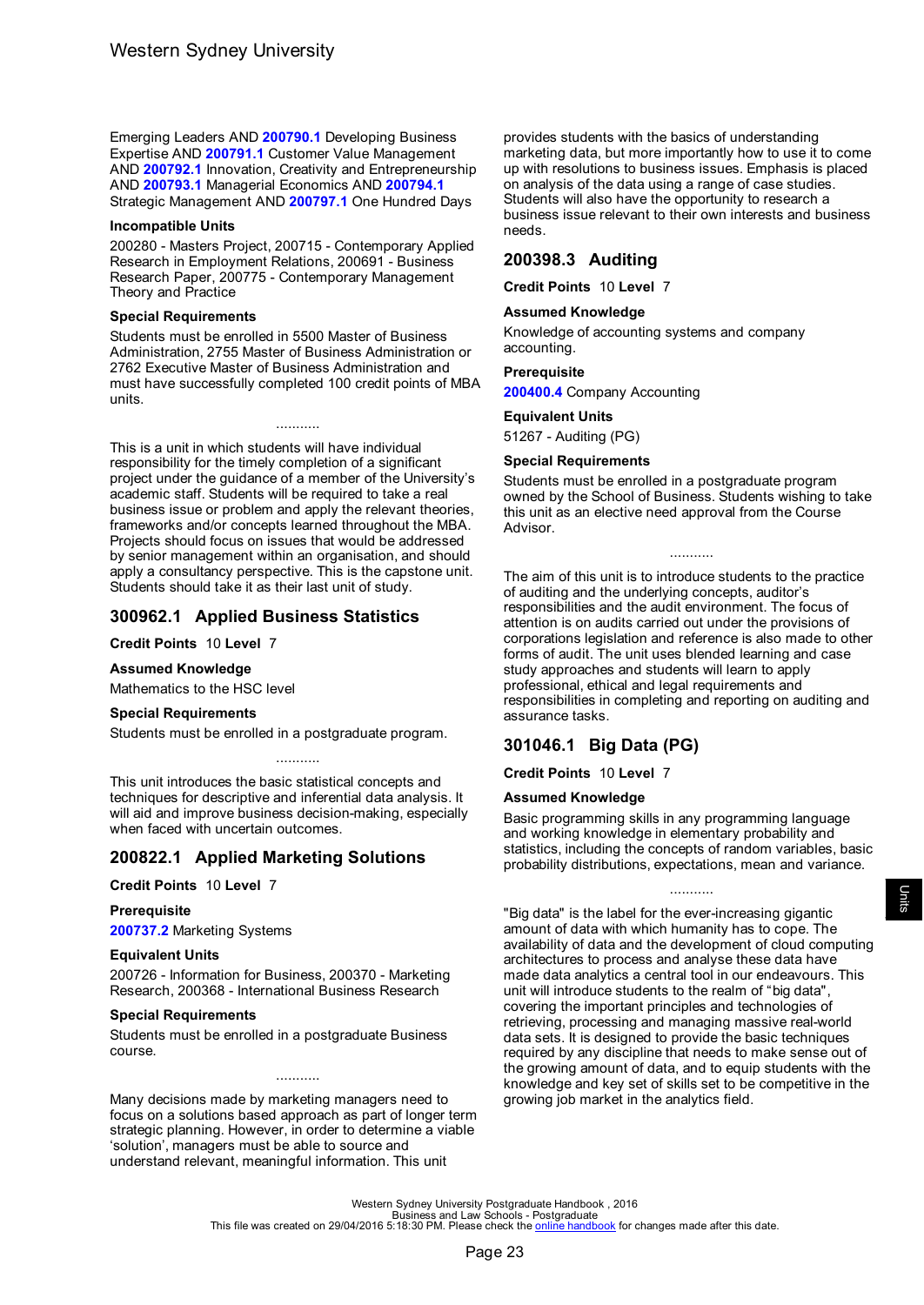Emerging Leaders AND **200790.1** Developing Business Expertise AND **200791.1** Customer Value Management AND **200792.1** Innovation, Creativity and Entrepreneurship AND **200793.1** Managerial Economics AND **200794.1** Strategic Management AND **200797.1** One Hundred Days

**Incompatible Units**

200280 - Masters Project, 200715 - Contemporary Applied Research in Employment Relations, 200691 - Business Research Paper, 200775 - Contemporary Management Theory and Practice

**Special Requirements**

Students must be enrolled in 5500 Master of Business Administration, 2755 Master of Business Administration or 2762 Executive Master of Business Administration and must have successfully completed 100 credit points of MBA units.

...........

This is a unit in which students will have individual responsibility for the timely completion of a significant project under the guidance of a member of the University's academic staff. Students will be required to take a real business issue or problem and apply the relevant theories, frameworks and/or concepts learned throughout the MBA. Projects should focus on issues that would be addressed by senior management within an organisation, and should apply a consultancy perspective. This is the capstone unit. Students should take it as their last unit of study.

## 300962.1 Applied Business Statistics

**Credit Points** 10 **Level** 7

**Assumed Knowledge**

Mathematics to the HSC level

**Special Requirements**

Students must be enrolled in a postgraduate program.

...........

This unit introduces the basic statistical concepts and techniques for descriptive and inferential data analysis. It will aid and improve business decision-making, especially when faced with uncertain outcomes.

## 200822.1 Applied Marketing Solutions

**Credit Points** 10 **Level** 7

**Prerequisite**

**200737.2** Marketing Systems

**Equivalent Units**

200726 - Information for Business, 200370 - Marketing Research, 200368 - International Business Research

**Special Requirements**

Students must be enrolled in a postgraduate Business course.

...........

Many decisions made by marketing managers need to focus on a solutions based approach as part of longer term strategic planning. However, in order to determine a viable 'solution', managers must be able to source and understand relevant, meaningful information. This unit provides students with the basics of understanding marketing data, but more importantly how to use it to come up with resolutions to business issues. Emphasis is placed on analysis of the data using a range of case studies. Students will also have the opportunity to research a business issue relevant to their own interests and business needs.

## 200398.3 Auditing

**Credit Points** 10 **Level** 7

**Assumed Knowledge**

Knowledge of accounting systems and company accounting.

**Prerequisite**

**200400.4** Company Accounting

**Equivalent Units**

51267 - Auditing (PG)

**Special Requirements**

Students must be enrolled in a postgraduate program owned by the School of Business. Students wishing to take this unit as an elective need approval from the Course Advisor.

...........

The aim of this unit is to introduce students to the practice of auditing and the underlying concepts, auditor's responsibilities and the audit environment. The focus of attention is on audits carried out under the provisions of corporations legislation and reference is also made to other forms of audit. The unit uses blended learning and case study approaches and students will learn to apply professional, ethical and legal requirements and responsibilities in completing and reporting on auditing and assurance tasks.

## 301046.1 Big Data (PG)

**Credit Points** 10 **Level** 7

**Assumed Knowledge**

Basic programming skills in any programming language and working knowledge in elementary probability and statistics, including the concepts of random variables, basic probability distributions, expectations, mean and variance.

...........

"Big data" is the label for the ever-increasing gigantic amount of data with which humanity has to cope. The availability of data and the development of cloud computing architectures to process and analyse these data have made data analytics a central tool in our endeavours. This unit will introduce students to the realm of "big data", covering the important principles and technologies of retrieving, processing and managing massive real-world data sets. It is designed to provide the basic techniques required by any discipline that needs to make sense out of the growing amount of data, and to equip students with the knowledge and key set of skills set to be competitive in the growing job market in the analytics field.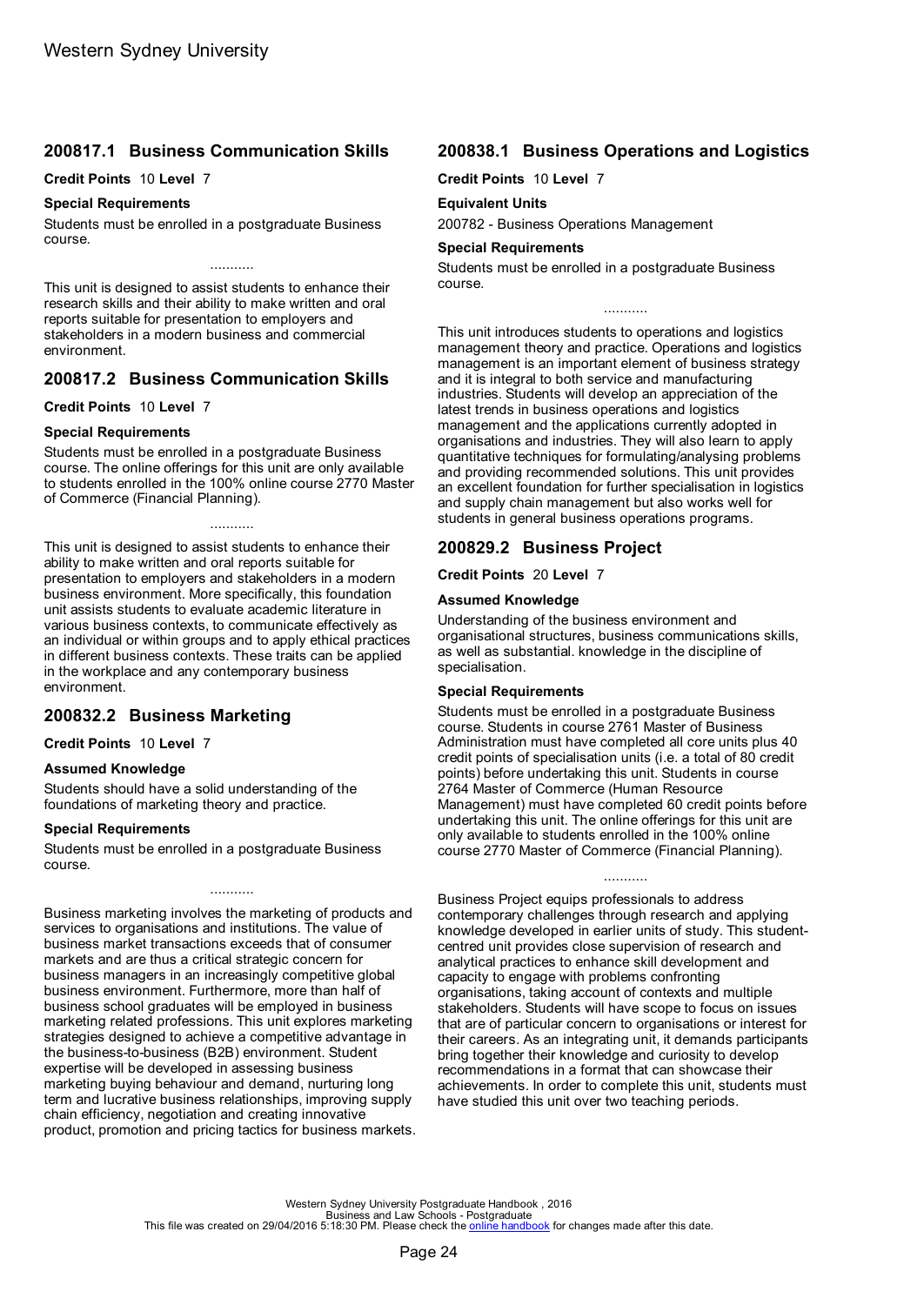## 200817.1 Business Communication Skills

**Credit Points** 10 **Level** 7

### Special Requirements

Students must be enrolled in a postgraduate Business course.

...........

This unit is designed to assist students to enhance their research skills and their ability to make written and oral reports suitable for presentation to employers and stakeholders in a modern business and commercial environment.

## 200817.2 Business Communication Skills

**Credit Points** 10 **Level** 7

### Special Requirements

Students must be enrolled in a postgraduate Business course. The online offerings for this unit are only available to students enrolled in the 100% online course 2770 Master of Commerce (Financial Planning).

...........

This unit is designed to assist students to enhance their ability to make written and oral reports suitable for presentation to employers and stakeholders in a modern business environment. More specifically, this foundation unit assists students to evaluate academic literature in various business contexts, to communicate effectively as an individual or within groups and to apply ethical practices in different business contexts. These traits can be applied in the workplace and any contemporary business environment.

## 200832.2 Business Marketing

**Credit Points** 10 **Level** 7

### Assumed Knowledge

Students should have a solid understanding of the foundations of marketing theory and practice.

### Special Requirements

Students must be enrolled in a postgraduate Business course.

...........

Business marketing involves the marketing of products and services to organisations and institutions. The value of business market transactions exceeds that of consumer markets and are thus a critical strategic concern for business managers in an increasingly competitive global business environment. Furthermore, more than half of business school graduates will be employed in business marketing related professions. This unit explores marketing strategies designed to achieve a competitive advantage in the business-to-business (B2B) environment. Student expertise will be developed in assessing business marketing buying behaviour and demand, nurturing long term and lucrative business relationships, improving supply chain efficiency, negotiation and creating innovative product, promotion and pricing tactics for business markets.

## 200838.1 Business Operations and Logistics

**Credit Points** 10 **Level** 7

### Equivalent Units

200782 - Business Operations Management

### Special Requirements

Students must be enrolled in a postgraduate Business course.

...........

This unit introduces students to operations and logistics management theory and practice. Operations and logistics management is an important element of business strategy and it is integral to both service and manufacturing industries. Students will develop an appreciation of the latest trends in business operations and logistics management and the applications currently adopted in organisations and industries. They will also learn to apply quantitative techniques for formulating/analysing problems and providing recommended solutions. This unit provides an excellent foundation for further specialisation in logistics and supply chain management but also works well for students in general business operations programs.

## 200829.2 Business Project

**Credit Points** 20 **Level** 7

### Assumed Knowledge

Understanding of the business environment and organisational structures, business communications skills, as well as substantial. knowledge in the discipline of specialisation.

### Special Requirements

Students must be enrolled in a postgraduate Business course. Students in course 2761 Master of Business Administration must have completed all core units plus 40 credit points of specialisation units (i.e. a total of 80 credit points) before undertaking this unit. Students in course 2764 Master of Commerce (Human Resource Management) must have completed 60 credit points before undertaking this unit. The online offerings for this unit are only available to students enrolled in the 100% online course 2770 Master of Commerce (Financial Planning).

...........

Business Project equips professionals to address contemporary challenges through research and applying knowledge developed in earlier units of study. This student-centred unit provides close supervision of research and analytical practices to enhance skill development and capacity to engage with problems confronting organisations, taking account of contexts and multiple stakeholders. Students will have scope to focus on issues that are of particular concern to organisations or interest for their careers. As an integrating unit, it demands participants bring together their knowledge and curiosity to develop recommendations in a format that can showcase their achievements. In order to complete this unit, students must have studied this unit over two teaching periods.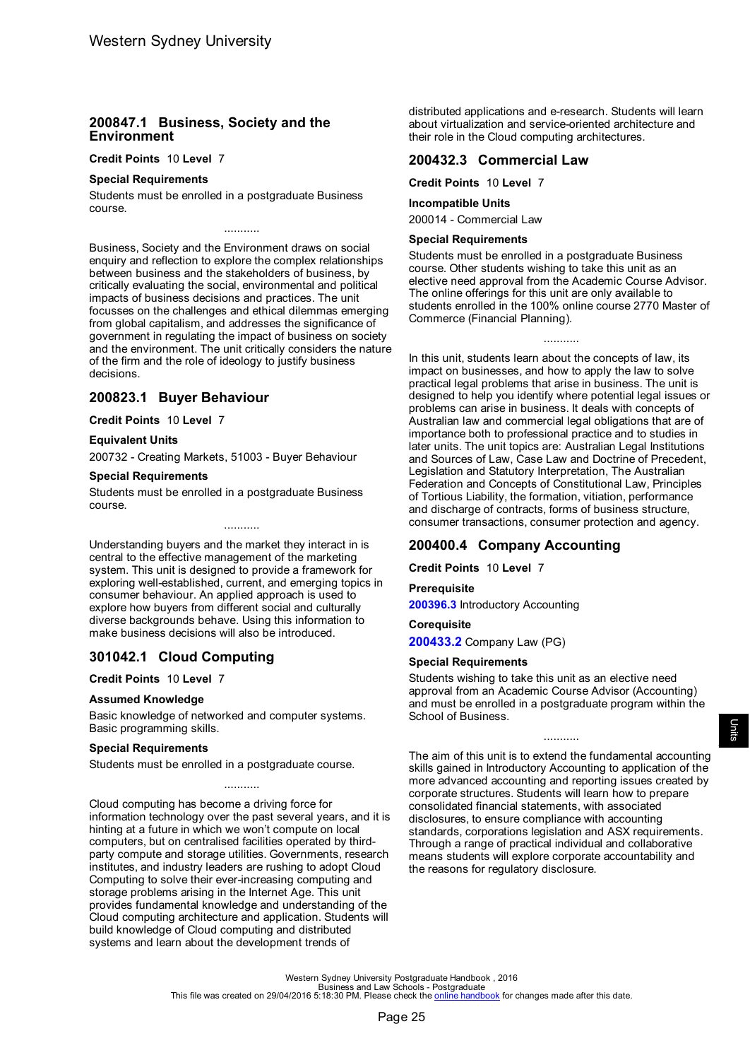## 200847.1 Business, Society and the Environment

**Credit Points** 10 **Level** 7

**Special Requirements**

Students must be enrolled in a postgraduate Business course.

...........

Business, Society and the Environment draws on social enquiry and reflection to explore the complex relationships between business and the stakeholders of business, by critically evaluating the social, environmental and political impacts of business decisions and practices. The unit focusses on the challenges and ethical dilemmas emerging from global capitalism, and addresses the significance of government in regulating the impact of business on society and the environment. The unit critically considers the nature of the firm and the role of ideology to justify business decisions.

## 200823.1 Buyer Behaviour

**Credit Points** 10 **Level** 7

**Equivalent Units**

200732 - Creating Markets, 51003 - Buyer Behaviour

**Special Requirements**

Students must be enrolled in a postgraduate Business course.

...........

Understanding buyers and the market they interact in is central to the effective management of the marketing system. This unit is designed to provide a framework for exploring well-established, current, and emerging topics in consumer behaviour. An applied approach is used to explore how buyers from different social and culturally diverse backgrounds behave. Using this information to make business decisions will also be introduced.

## 301042.1 Cloud Computing

**Credit Points** 10 **Level** 7

**Assumed Knowledge**

Basic knowledge of networked and computer systems. Basic programming skills.

**Special Requirements**

Students must be enrolled in a postgraduate course.

...........

Cloud computing has become a driving force for information technology over the past several years, and it is hinting at a future in which we won't compute on local computers, but on centralised facilities operated by third-party compute and storage utilities. Governments, research institutes, and industry leaders are rushing to adopt Cloud Computing to solve their ever-increasing computing and storage problems arising in the Internet Age. This unit provides fundamental knowledge and understanding of the Cloud computing architecture and application. Students will build knowledge of Cloud computing and distributed systems and learn about the development trends of distributed applications and e-research. Students will learn about virtualization and service-oriented architecture and their role in the Cloud computing architectures.

## 200432.3 Commercial Law

**Credit Points** 10 **Level** 7

**Incompatible Units**

200014 - Commercial Law

**Special Requirements**

Students must be enrolled in a postgraduate Business course. Other students wishing to take this unit as an elective need approval from the Academic Course Advisor. The online offerings for this unit are only available to students enrolled in the 100% online course 2770 Master of Commerce (Financial Planning).

...........

In this unit, students learn about the concepts of law, its impact on businesses, and how to apply the law to solve practical legal problems that arise in business. The unit is designed to help you identify where potential legal issues or problems can arise in business. It deals with concepts of Australian law and commercial legal obligations that are of importance both to professional practice and to studies in later units. The unit topics are: Australian Legal Institutions and Sources of Law, Case Law and Doctrine of Precedent, Legislation and Statutory Interpretation, The Australian Federation and Concepts of Constitutional Law, Principles of Tortious Liability, the formation, vitiation, performance and discharge of contracts, forms of business structure, consumer transactions, consumer protection and agency.

## 200400.4 Company Accounting

**Credit Points** 10 **Level** 7

**Prerequisite**

**200396.3** Introductory Accounting

**Corequisite**

**200433.2** Company Law (PG)

**Special Requirements**

Students wishing to take this unit as an elective need approval from an Academic Course Advisor (Accounting) and must be enrolled in a postgraduate program within the School of Business.

...........

The aim of this unit is to extend the fundamental accounting skills gained in Introductory Accounting to application of the more advanced accounting and reporting issues created by corporate structures. Students will learn how to prepare consolidated financial statements, with associated disclosures, to ensure compliance with accounting standards, corporations legislation and ASX requirements. Through a range of practical individual and collaborative means students will explore corporate accountability and the reasons for regulatory disclosure.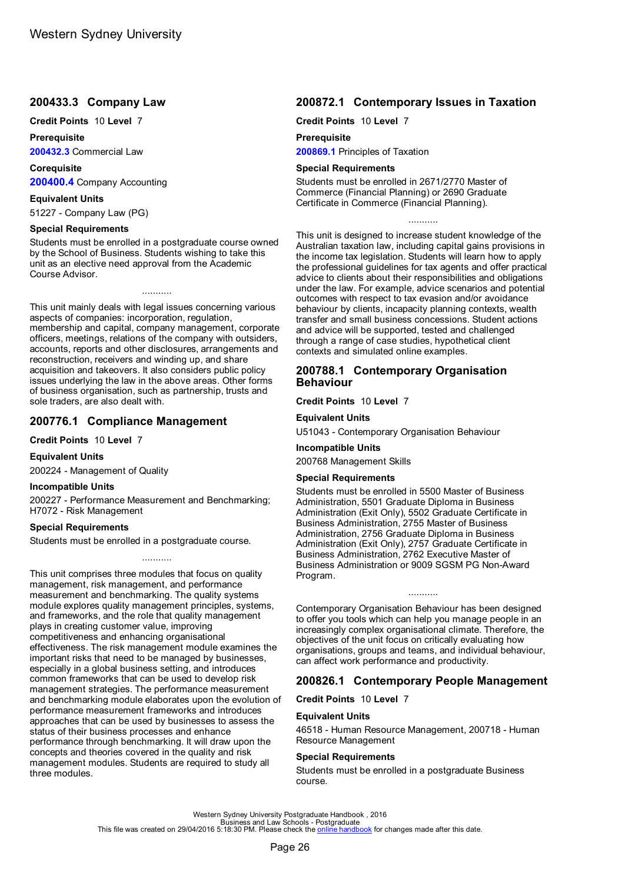## 200433.3 Company Law

**Credit Points** 10 **Level** 7

**Prerequisite**

**200432.3** Commercial Law

**Corequisite**

**200400.4** Company Accounting

**Equivalent Units**

51227 - Company Law (PG)

**Special Requirements**

Students must be enrolled in a postgraduate course owned by the School of Business. Students wishing to take this unit as an elective need approval from the Academic Course Advisor.

...........

This unit mainly deals with legal issues concerning various aspects of companies: incorporation, regulation, membership and capital, company management, corporate officers, meetings, relations of the company with outsiders, accounts, reports and other disclosures, arrangements and reconstruction, receivers and winding up, and share acquisition and takeovers. It also considers public policy issues underlying the law in the above areas. Other forms of business organisation, such as partnership, trusts and sole traders, are also dealt with.

## 200776.1 Compliance Management

**Credit Points** 10 **Level** 7

**Equivalent Units**

200224 - Management of Quality

**Incompatible Units**

200227 - Performance Measurement and Benchmarking; H7072 - Risk Management

**Special Requirements**

Students must be enrolled in a postgraduate course.

...........

This unit comprises three modules that focus on quality management, risk management, and performance measurement and benchmarking. The quality systems module explores quality management principles, systems, and frameworks, and the role that quality management plays in creating customer value, improving competitiveness and enhancing organisational effectiveness. The risk management module examines the important risks that need to be managed by businesses, especially in a global business setting, and introduces common frameworks that can be used to develop risk management strategies. The performance measurement and benchmarking module elaborates upon the evolution of performance measurement frameworks and introduces approaches that can be used by businesses to assess the status of their business processes and enhance performance through benchmarking. It will draw upon the concepts and theories covered in the quality and risk management modules. Students are required to study all three modules.

## 200872.1 Contemporary Issues in Taxation

**Credit Points** 10 **Level** 7

**Prerequisite**

**200869.1** Principles of Taxation

**Special Requirements**

Students must be enrolled in 2671/2770 Master of Commerce (Financial Planning) or 2690 Graduate Certificate in Commerce (Financial Planning).

...........

This unit is designed to increase student knowledge of the Australian taxation law, including capital gains provisions in the income tax legislation. Students will learn how to apply the professional guidelines for tax agents and offer practical advice to clients about their responsibilities and obligations under the law. For example, advice scenarios and potential outcomes with respect to tax evasion and/or avoidance behaviour by clients, incapacity planning contexts, wealth transfer and small business concessions. Student actions and advice will be supported, tested and challenged through a range of case studies, hypothetical client contexts and simulated online examples.

## 200788.1 Contemporary Organisation Behaviour

**Credit Points** 10 **Level** 7

**Equivalent Units**

U51043 - Contemporary Organisation Behaviour

**Incompatible Units**

200768 Management Skills

**Special Requirements**

Students must be enrolled in 5500 Master of Business Administration, 5501 Graduate Diploma in Business Administration (Exit Only), 5502 Graduate Certificate in Business Administration, 2755 Master of Business Administration, 2756 Graduate Diploma in Business Administration (Exit Only), 2757 Graduate Certificate in Business Administration, 2762 Executive Master of Business Administration or 9009 SGSM PG Non-Award Program.

...........

Contemporary Organisation Behaviour has been designed to offer you tools which can help you manage people in an increasingly complex organisational climate. Therefore, the objectives of the unit focus on critically evaluating how organisations, groups and teams, and individual behaviour, can affect work performance and productivity.

## 200826.1 Contemporary People Management

**Credit Points** 10 **Level** 7

**Equivalent Units**

46518 - Human Resource Management, 200718 - Human Resource Management

**Special Requirements**

Students must be enrolled in a postgraduate Business course.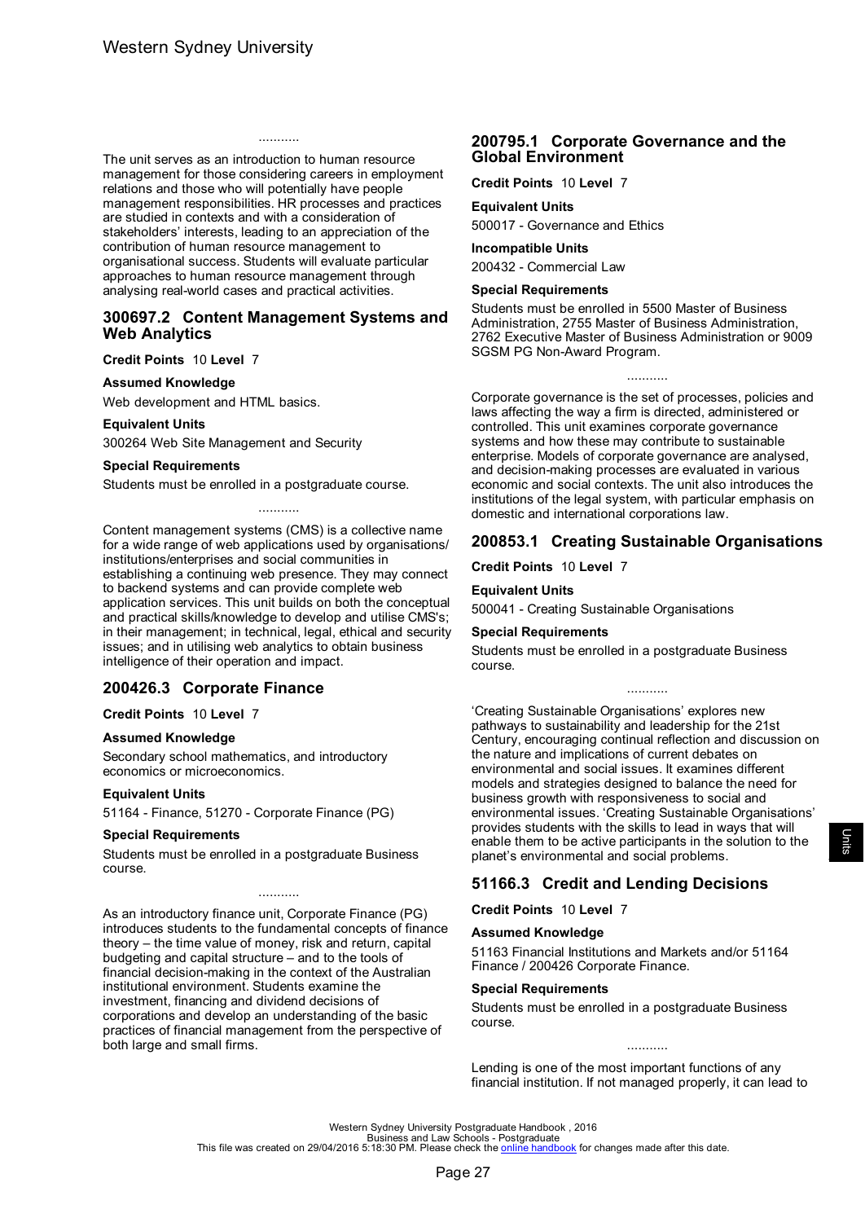...........

The unit serves as an introduction to human resource management for those considering careers in employment relations and those who will potentially have people management responsibilities. HR processes and practices are studied in contexts and with a consideration of stakeholders' interests, leading to an appreciation of the contribution of human resource management to organisational success. Students will evaluate particular approaches to human resource management through analysing real-world cases and practical activities.

## 300697.2 Content Management Systems and Web Analytics

**Credit Points** 10 **Level** 7

**Assumed Knowledge**

Web development and HTML basics.

**Equivalent Units**

300264 Web Site Management and Security

**Special Requirements**

Students must be enrolled in a postgraduate course.

...........

Content management systems (CMS) is a collective name for a wide range of web applications used by organisations/ institutions/enterprises and social communities in establishing a continuing web presence. They may connect to backend systems and can provide complete web application services. This unit builds on both the conceptual and practical skills/knowledge to develop and utilise CMS's; in their management; in technical, legal, ethical and security issues; and in utilising web analytics to obtain business intelligence of their operation and impact.

## 200426.3 Corporate Finance

**Credit Points** 10 **Level** 7

**Assumed Knowledge**

Secondary school mathematics, and introductory economics or microeconomics.

**Equivalent Units**

51164 - Finance, 51270 - Corporate Finance (PG)

**Special Requirements**

Students must be enrolled in a postgraduate Business course.

...........

As an introductory finance unit, Corporate Finance (PG) introduces students to the fundamental concepts of finance theory – the time value of money, risk and return, capital budgeting and capital structure – and to the tools of financial decision-making in the context of the Australian institutional environment. Students examine the investment, financing and dividend decisions of corporations and develop an understanding of the basic practices of financial management from the perspective of both large and small firms.

## 200795.1 Corporate Governance and the Global Environment

**Credit Points** 10 **Level** 7

**Equivalent Units**

500017 - Governance and Ethics

**Incompatible Units**

200432 - Commercial Law

**Special Requirements**

Students must be enrolled in 5500 Master of Business Administration, 2755 Master of Business Administration, 2762 Executive Master of Business Administration or 9009 SGSM PG Non-Award Program.

...........

Corporate governance is the set of processes, policies and laws affecting the way a firm is directed, administered or controlled. This unit examines corporate governance systems and how these may contribute to sustainable enterprise. Models of corporate governance are analysed, and decision-making processes are evaluated in various economic and social contexts. The unit also introduces the institutions of the legal system, with particular emphasis on domestic and international corporations law.

## 200853.1 Creating Sustainable Organisations

**Credit Points** 10 **Level** 7

**Equivalent Units**

500041 - Creating Sustainable Organisations

**Special Requirements**

Students must be enrolled in a postgraduate Business course.

...........

'Creating Sustainable Organisations' explores new pathways to sustainability and leadership for the 21st Century, encouraging continual reflection and discussion on the nature and implications of current debates on environmental and social issues. It examines different models and strategies designed to balance the need for business growth with responsiveness to social and environmental issues. 'Creating Sustainable Organisations' provides students with the skills to lead in ways that will enable them to be active participants in the solution to the planet's environmental and social problems.

## 51166.3 Credit and Lending Decisions

**Credit Points** 10 **Level** 7

**Assumed Knowledge**

51163 Financial Institutions and Markets and/or 51164 Finance / 200426 Corporate Finance.

**Special Requirements**

Students must be enrolled in a postgraduate Business course.

...........

Lending is one of the most important functions of any financial institution. If not managed properly, it can lead to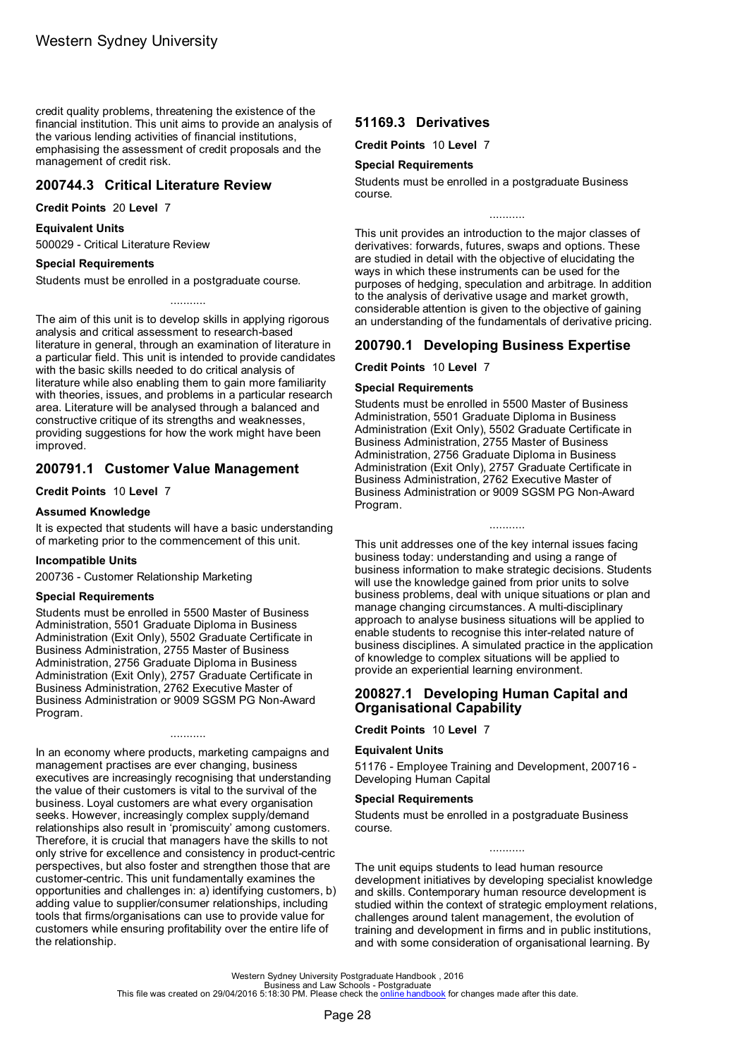credit quality problems, threatening the existence of the financial institution. This unit aims to provide an analysis of the various lending activities of financial institutions, emphasising the assessment of credit proposals and the management of credit risk.

## 200744.3 Critical Literature Review

**Credit Points** 20 **Level** 7

### Equivalent Units

500029 - Critical Literature Review

### Special Requirements

Students must be enrolled in a postgraduate course.

...........

The aim of this unit is to develop skills in applying rigorous analysis and critical assessment to research-based literature in general, through an examination of literature in a particular field. This unit is intended to provide candidates with the basic skills needed to do critical analysis of literature while also enabling them to gain more familiarity with theories, issues, and problems in a particular research area. Literature will be analysed through a balanced and constructive critique of its strengths and weaknesses, providing suggestions for how the work might have been improved.

## 200791.1 Customer Value Management

**Credit Points** 10 **Level** 7

### Assumed Knowledge

It is expected that students will have a basic understanding of marketing prior to the commencement of this unit.

### Incompatible Units

200736 - Customer Relationship Marketing

### Special Requirements

Students must be enrolled in 5500 Master of Business Administration, 5501 Graduate Diploma in Business Administration (Exit Only), 5502 Graduate Certificate in Business Administration, 2755 Master of Business Administration, 2756 Graduate Diploma in Business Administration (Exit Only), 2757 Graduate Certificate in Business Administration, 2762 Executive Master of Business Administration or 9009 SGSM PG Non-Award Program.

...........

In an economy where products, marketing campaigns and management practises are ever changing, business executives are increasingly recognising that understanding the value of their customers is vital to the survival of the business. Loyal customers are what every organisation seeks. However, increasingly complex supply/demand relationships also result in 'promiscuity' among customers. Therefore, it is crucial that managers have the skills to not only strive for excellence and consistency in product-centric perspectives, but also foster and strengthen those that are customer-centric. This unit fundamentally examines the opportunities and challenges in: a) identifying customers, b) adding value to supplier/consumer relationships, including tools that firms/organisations can use to provide value for customers while ensuring profitability over the entire life of the relationship.

## 51169.3 Derivatives

**Credit Points** 10 **Level** 7

### Special Requirements

Students must be enrolled in a postgraduate Business course.

...........

This unit provides an introduction to the major classes of derivatives: forwards, futures, swaps and options. These are studied in detail with the objective of elucidating the ways in which these instruments can be used for the purposes of hedging, speculation and arbitrage. In addition to the analysis of derivative usage and market growth, considerable attention is given to the objective of gaining an understanding of the fundamentals of derivative pricing.

## 200790.1 Developing Business Expertise

**Credit Points** 10 **Level** 7

### Special Requirements

Students must be enrolled in 5500 Master of Business Administration, 5501 Graduate Diploma in Business Administration (Exit Only), 5502 Graduate Certificate in Business Administration, 2755 Master of Business Administration, 2756 Graduate Diploma in Business Administration (Exit Only), 2757 Graduate Certificate in Business Administration, 2762 Executive Master of Business Administration or 9009 SGSM PG Non-Award Program.

...........

This unit addresses one of the key internal issues facing business today: understanding and using a range of business information to make strategic decisions. Students will use the knowledge gained from prior units to solve business problems, deal with unique situations or plan and manage changing circumstances. A multi-disciplinary approach to analyse business situations will be applied to enable students to recognise this inter-related nature of business disciplines. A simulated practice in the application of knowledge to complex situations will be applied to provide an experiential learning environment.

## 200827.1 Developing Human Capital and Organisational Capability

**Credit Points** 10 **Level** 7

### Equivalent Units

51176 - Employee Training and Development, 200716 - Developing Human Capital

### Special Requirements

Students must be enrolled in a postgraduate Business course.

...........

The unit equips students to lead human resource development initiatives by developing specialist knowledge and skills. Contemporary human resource development is studied within the context of strategic employment relations, challenges around talent management, the evolution of training and development in firms and in public institutions, and with some consideration of organisational learning. By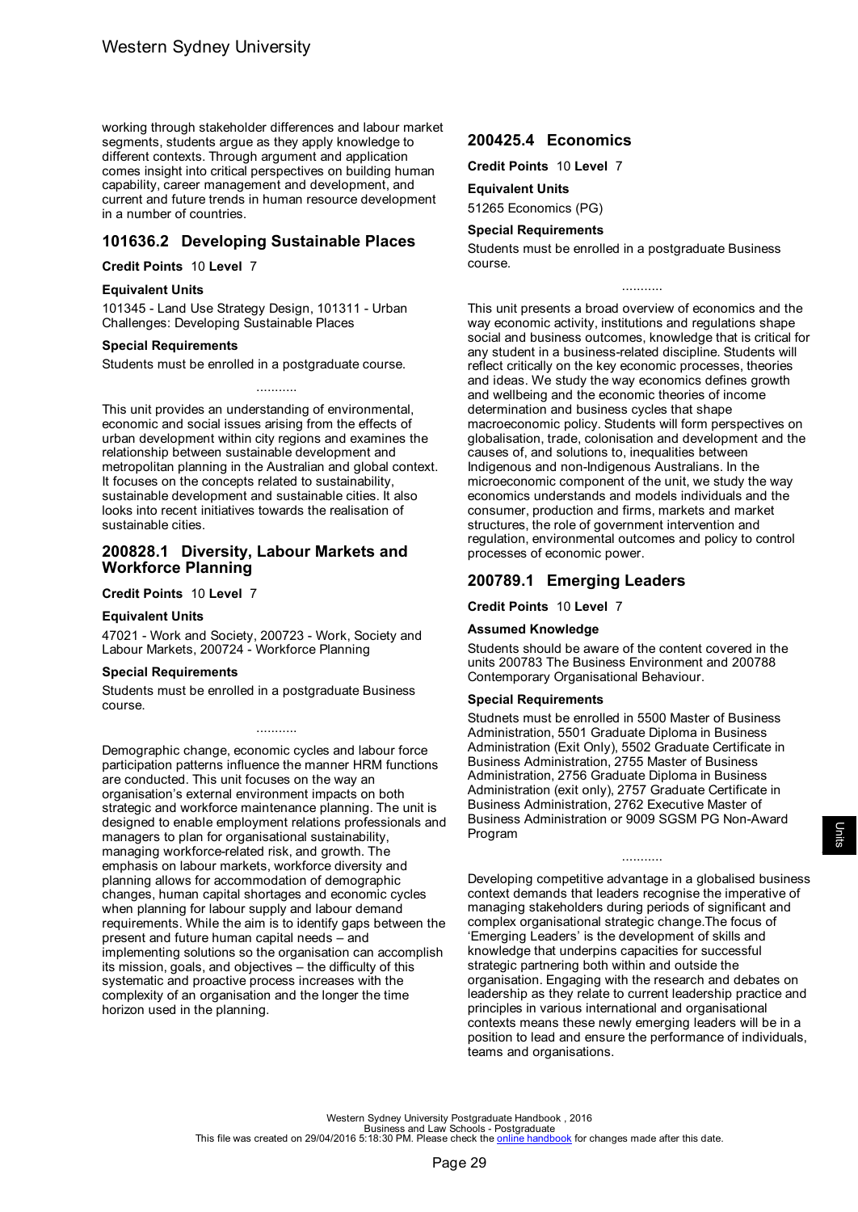working through stakeholder differences and labour market segments, students argue as they apply knowledge to different contexts. Through argument and application comes insight into critical perspectives on building human capability, career management and development, and current and future trends in human resource development in a number of countries.

## 101636.2 Developing Sustainable Places

**Credit Points** 10 **Level** 7

### Equivalent Units

101345 - Land Use Strategy Design, 101311 - Urban Challenges: Developing Sustainable Places

### Special Requirements

Students must be enrolled in a postgraduate course.

...........

This unit provides an understanding of environmental, economic and social issues arising from the effects of urban development within city regions and examines the relationship between sustainable development and metropolitan planning in the Australian and global context. It focuses on the concepts related to sustainability, sustainable development and sustainable cities. It also looks into recent initiatives towards the realisation of sustainable cities.

## 200828.1 Diversity, Labour Markets and Workforce Planning

**Credit Points** 10 **Level** 7

### Equivalent Units

47021 - Work and Society, 200723 - Work, Society and Labour Markets, 200724 - Workforce Planning

### Special Requirements

Students must be enrolled in a postgraduate Business course.

...........

Demographic change, economic cycles and labour force participation patterns influence the manner HRM functions are conducted. This unit focuses on the way an organisation's external environment impacts on both strategic and workforce maintenance planning. The unit is designed to enable employment relations professionals and managers to plan for organisational sustainability, managing workforce-related risk, and growth. The emphasis on labour markets, workforce diversity and planning allows for accommodation of demographic changes, human capital shortages and economic cycles when planning for labour supply and labour demand requirements. While the aim is to identify gaps between the present and future human capital needs – and implementing solutions so the organisation can accomplish its mission, goals, and objectives – the difficulty of this systematic and proactive process increases with the complexity of an organisation and the longer the time horizon used in the planning.

## 200425.4 Economics

**Credit Points** 10 **Level** 7

### Equivalent Units

51265 Economics (PG)

### Special Requirements

Students must be enrolled in a postgraduate Business course.

...........

This unit presents a broad overview of economics and the way economic activity, institutions and regulations shape social and business outcomes, knowledge that is critical for any student in a business-related discipline. Students will reflect critically on the key economic processes, theories and ideas. We study the way economics defines growth and wellbeing and the economic theories of income determination and business cycles that shape macroeconomic policy. Students will form perspectives on globalisation, trade, colonisation and development and the causes of, and solutions to, inequalities between Indigenous and non-Indigenous Australians. In the microeconomic component of the unit, we study the way economics understands and models individuals and the consumer, production and firms, markets and market structures, the role of government intervention and regulation, environmental outcomes and policy to control processes of economic power.

## 200789.1 Emerging Leaders

**Credit Points** 10 **Level** 7

### Assumed Knowledge

Students should be aware of the content covered in the units 200783 The Business Environment and 200788 Contemporary Organisational Behaviour.

### Special Requirements

Studnets must be enrolled in 5500 Master of Business Administration, 5501 Graduate Diploma in Business Administration (Exit Only), 5502 Graduate Certificate in Business Administration, 2755 Master of Business Administration, 2756 Graduate Diploma in Business Administration (exit only), 2757 Graduate Certificate in Business Administration, 2762 Executive Master of Business Administration or 9009 SGSM PG Non-Award Program

...........

Developing competitive advantage in a globalised business context demands that leaders recognise the imperative of managing stakeholders during periods of significant and complex organisational strategic change.The focus of 'Emerging Leaders' is the development of skills and knowledge that underpins capacities for successful strategic partnering both within and outside the organisation. Engaging with the research and debates on leadership as they relate to current leadership practice and principles in various international and organisational contexts means these newly emerging leaders will be in a position to lead and ensure the performance of individuals, teams and organisations.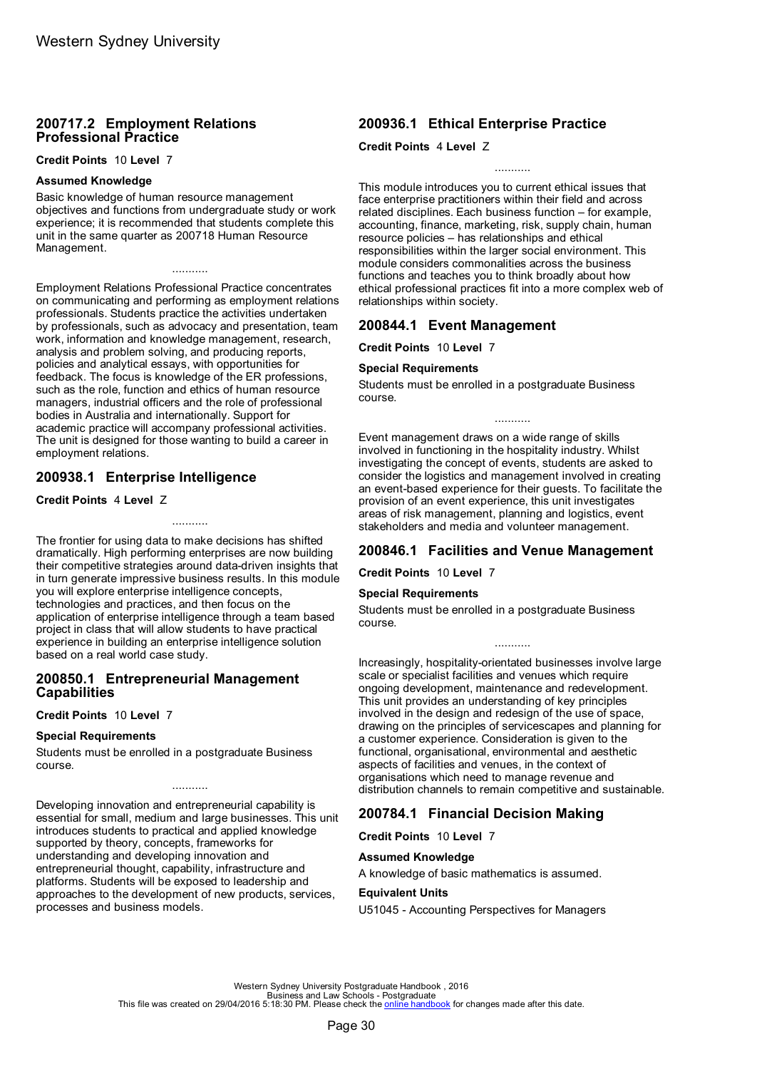## 200717.2 Employment Relations Professional Practice

**Credit Points** 10 **Level** 7

### Assumed Knowledge

Basic knowledge of human resource management objectives and functions from undergraduate study or work experience; it is recommended that students complete this unit in the same quarter as 200718 Human Resource Management.

...........

Employment Relations Professional Practice concentrates on communicating and performing as employment relations professionals. Students practice the activities undertaken by professionals, such as advocacy and presentation, team work, information and knowledge management, research, analysis and problem solving, and producing reports, policies and analytical essays, with opportunities for feedback. The focus is knowledge of the ER professions, such as the role, function and ethics of human resource managers, industrial officers and the role of professional bodies in Australia and internationally. Support for academic practice will accompany professional activities. The unit is designed for those wanting to build a career in employment relations.

## 200938.1 Enterprise Intelligence

**Credit Points** 4 **Level** Z

...........

The frontier for using data to make decisions has shifted dramatically. High performing enterprises are now building their competitive strategies around data-driven insights that in turn generate impressive business results. In this module you will explore enterprise intelligence concepts, technologies and practices, and then focus on the application of enterprise intelligence through a team based project in class that will allow students to have practical experience in building an enterprise intelligence solution based on a real world case study.

## 200850.1 Entrepreneurial Management Capabilities

**Credit Points** 10 **Level** 7

### Special Requirements

Students must be enrolled in a postgraduate Business course.

...........

Developing innovation and entrepreneurial capability is essential for small, medium and large businesses. This unit introduces students to practical and applied knowledge supported by theory, concepts, frameworks for understanding and developing innovation and entrepreneurial thought, capability, infrastructure and platforms. Students will be exposed to leadership and approaches to the development of new products, services, processes and business models.

## 200936.1 Ethical Enterprise Practice

**Credit Points** 4 **Level** Z

...........

This module introduces you to current ethical issues that face enterprise practitioners within their field and across related disciplines. Each business function – for example, accounting, finance, marketing, risk, supply chain, human resource policies – has relationships and ethical responsibilities within the larger social environment. This module considers commonalities across the business functions and teaches you to think broadly about how ethical professional practices fit into a more complex web of relationships within society.

## 200844.1 Event Management

**Credit Points** 10 **Level** 7

### Special Requirements

Students must be enrolled in a postgraduate Business course.

...........

Event management draws on a wide range of skills involved in functioning in the hospitality industry. Whilst investigating the concept of events, students are asked to consider the logistics and management involved in creating an event-based experience for their guests. To facilitate the provision of an event experience, this unit investigates areas of risk management, planning and logistics, event stakeholders and media and volunteer management.

## 200846.1 Facilities and Venue Management

**Credit Points** 10 **Level** 7

### Special Requirements

Students must be enrolled in a postgraduate Business course.

...........

Increasingly, hospitality-orientated businesses involve large scale or specialist facilities and venues which require ongoing development, maintenance and redevelopment. This unit provides an understanding of key principles involved in the design and redesign of the use of space, drawing on the principles of servicescapes and planning for a customer experience. Consideration is given to the functional, organisational, environmental and aesthetic aspects of facilities and venues, in the context of organisations which need to manage revenue and distribution channels to remain competitive and sustainable.

## 200784.1 Financial Decision Making

**Credit Points** 10 **Level** 7

### Assumed Knowledge

A knowledge of basic mathematics is assumed.

### Equivalent Units

U51045 - Accounting Perspectives for Managers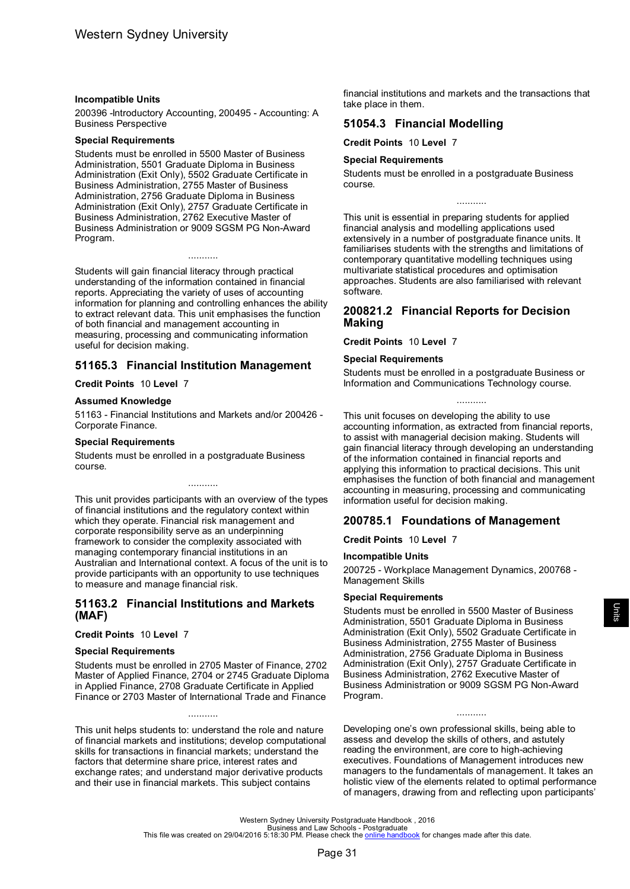### Incompatible Units

200396 -Introductory Accounting, 200495 - Accounting: A Business Perspective

### Special Requirements

Students must be enrolled in 5500 Master of Business Administration, 5501 Graduate Diploma in Business Administration (Exit Only), 5502 Graduate Certificate in Business Administration, 2755 Master of Business Administration, 2756 Graduate Diploma in Business Administration (Exit Only), 2757 Graduate Certificate in Business Administration, 2762 Executive Master of Business Administration or 9009 SGSM PG Non-Award Program.

...........

Students will gain financial literacy through practical understanding of the information contained in financial reports. Appreciating the variety of uses of accounting information for planning and controlling enhances the ability to extract relevant data. This unit emphasises the function of both financial and management accounting in measuring, processing and communicating information useful for decision making.

## 51165.3 Financial Institution Management

**Credit Points** 10 **Level** 7

### Assumed Knowledge

51163 - Financial Institutions and Markets and/or 200426 - Corporate Finance.

### Special Requirements

Students must be enrolled in a postgraduate Business course.

...........

This unit provides participants with an overview of the types of financial institutions and the regulatory context within which they operate. Financial risk management and corporate responsibility serve as an underpinning framework to consider the complexity associated with managing contemporary financial institutions in an Australian and International context. A focus of the unit is to provide participants with an opportunity to use techniques to measure and manage financial risk.

## 51163.2 Financial Institutions and Markets (MAF)

**Credit Points** 10 **Level** 7

### Special Requirements

Students must be enrolled in 2705 Master of Finance, 2702 Master of Applied Finance, 2704 or 2745 Graduate Diploma in Applied Finance, 2708 Graduate Certificate in Applied Finance or 2703 Master of International Trade and Finance

...........

This unit helps students to: understand the role and nature of financial markets and institutions; develop computational skills for transactions in financial markets; understand the factors that determine share price, interest rates and exchange rates; and understand major derivative products and their use in financial markets. This subject contains financial institutions and markets and the transactions that take place in them.

## 51054.3 Financial Modelling

**Credit Points** 10 **Level** 7

### Special Requirements

Students must be enrolled in a postgraduate Business course.

...........

This unit is essential in preparing students for applied financial analysis and modelling applications used extensively in a number of postgraduate finance units. It familiarises students with the strengths and limitations of contemporary quantitative modelling techniques using multivariate statistical procedures and optimisation approaches. Students are also familiarised with relevant software.

## 200821.2 Financial Reports for Decision Making

**Credit Points** 10 **Level** 7

### Special Requirements

Students must be enrolled in a postgraduate Business or Information and Communications Technology course.

...........

This unit focuses on developing the ability to use accounting information, as extracted from financial reports, to assist with managerial decision making. Students will gain financial literacy through developing an understanding of the information contained in financial reports and applying this information to practical decisions. This unit emphasises the function of both financial and management accounting in measuring, processing and communicating information useful for decision making.

## 200785.1 Foundations of Management

**Credit Points** 10 **Level** 7

### Incompatible Units

200725 - Workplace Management Dynamics, 200768 - Management Skills

### Special Requirements

Students must be enrolled in 5500 Master of Business Administration, 5501 Graduate Diploma in Business Administration (Exit Only), 5502 Graduate Certificate in Business Administration, 2755 Master of Business Administration, 2756 Graduate Diploma in Business Administration (Exit Only), 2757 Graduate Certificate in Business Administration, 2762 Executive Master of Business Administration or 9009 SGSM PG Non-Award Program.

...........

Developing one's own professional skills, being able to assess and develop the skills of others, and astutely reading the environment, are core to high-achieving executives. Foundations of Management introduces new managers to the fundamentals of management. It takes an holistic view of the elements related to optimal performance of managers, drawing from and reflecting upon participants'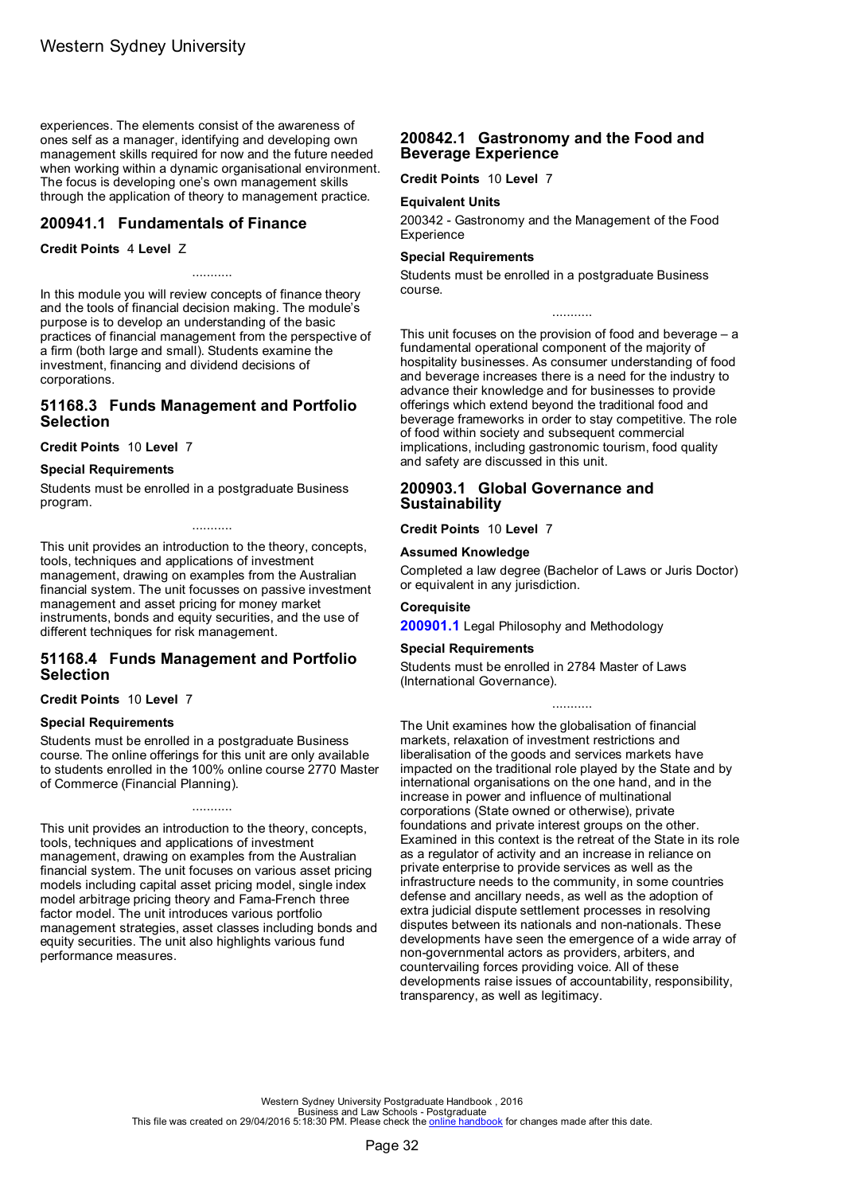experiences. The elements consist of the awareness of ones self as a manager, identifying and developing own management skills required for now and the future needed when working within a dynamic organisational environment. The focus is developing one's own management skills through the application of theory to management practice.

## 200941.1 Fundamentals of Finance

**Credit Points** 4 **Level** Z

...........

In this module you will review concepts of finance theory and the tools of financial decision making. The module's purpose is to develop an understanding of the basic practices of financial management from the perspective of a firm (both large and small). Students examine the investment, financing and dividend decisions of corporations.

## 51168.3 Funds Management and Portfolio Selection

**Credit Points** 10 **Level** 7

### Special Requirements

Students must be enrolled in a postgraduate Business program.

...........

This unit provides an introduction to the theory, concepts, tools, techniques and applications of investment management, drawing on examples from the Australian financial system. The unit focusses on passive investment management and asset pricing for money market instruments, bonds and equity securities, and the use of different techniques for risk management.

## 51168.4 Funds Management and Portfolio Selection

**Credit Points** 10 **Level** 7

### Special Requirements

Students must be enrolled in a postgraduate Business course. The online offerings for this unit are only available to students enrolled in the 100% online course 2770 Master of Commerce (Financial Planning).

...........

This unit provides an introduction to the theory, concepts, tools, techniques and applications of investment management, drawing on examples from the Australian financial system. The unit focuses on various asset pricing models including capital asset pricing model, single index model arbitrage pricing theory and Fama-French three factor model. The unit introduces various portfolio management strategies, asset classes including bonds and equity securities. The unit also highlights various fund performance measures.

## 200842.1 Gastronomy and the Food and Beverage Experience

**Credit Points** 10 **Level** 7

### Equivalent Units

200342 - Gastronomy and the Management of the Food Experience

### Special Requirements

Students must be enrolled in a postgraduate Business course.

...........

This unit focuses on the provision of food and beverage – a fundamental operational component of the majority of hospitality businesses. As consumer understanding of food and beverage increases there is a need for the industry to advance their knowledge and for businesses to provide offerings which extend beyond the traditional food and beverage frameworks in order to stay competitive. The role of food within society and subsequent commercial implications, including gastronomic tourism, food quality and safety are discussed in this unit.

## 200903.1 Global Governance and Sustainability

**Credit Points** 10 **Level** 7

### Assumed Knowledge

Completed a law degree (Bachelor of Laws or Juris Doctor) or equivalent in any jurisdiction.

### Corequisite

**200901.1** Legal Philosophy and Methodology

### Special Requirements

Students must be enrolled in 2784 Master of Laws (International Governance).

...........

The Unit examines how the globalisation of financial markets, relaxation of investment restrictions and liberalisation of the goods and services markets have impacted on the traditional role played by the State and by international organisations on the one hand, and in the increase in power and influence of multinational corporations (State owned or otherwise), private foundations and private interest groups on the other. Examined in this context is the retreat of the State in its role as a regulator of activity and an increase in reliance on private enterprise to provide services as well as the infrastructure needs to the community, in some countries defense and ancillary needs, as well as the adoption of extra judicial dispute settlement processes in resolving disputes between its nationals and non-nationals. These developments have seen the emergence of a wide array of non-governmental actors as providers, arbiters, and countervailing forces providing voice. All of these developments raise issues of accountability, responsibility, transparency, as well as legitimacy.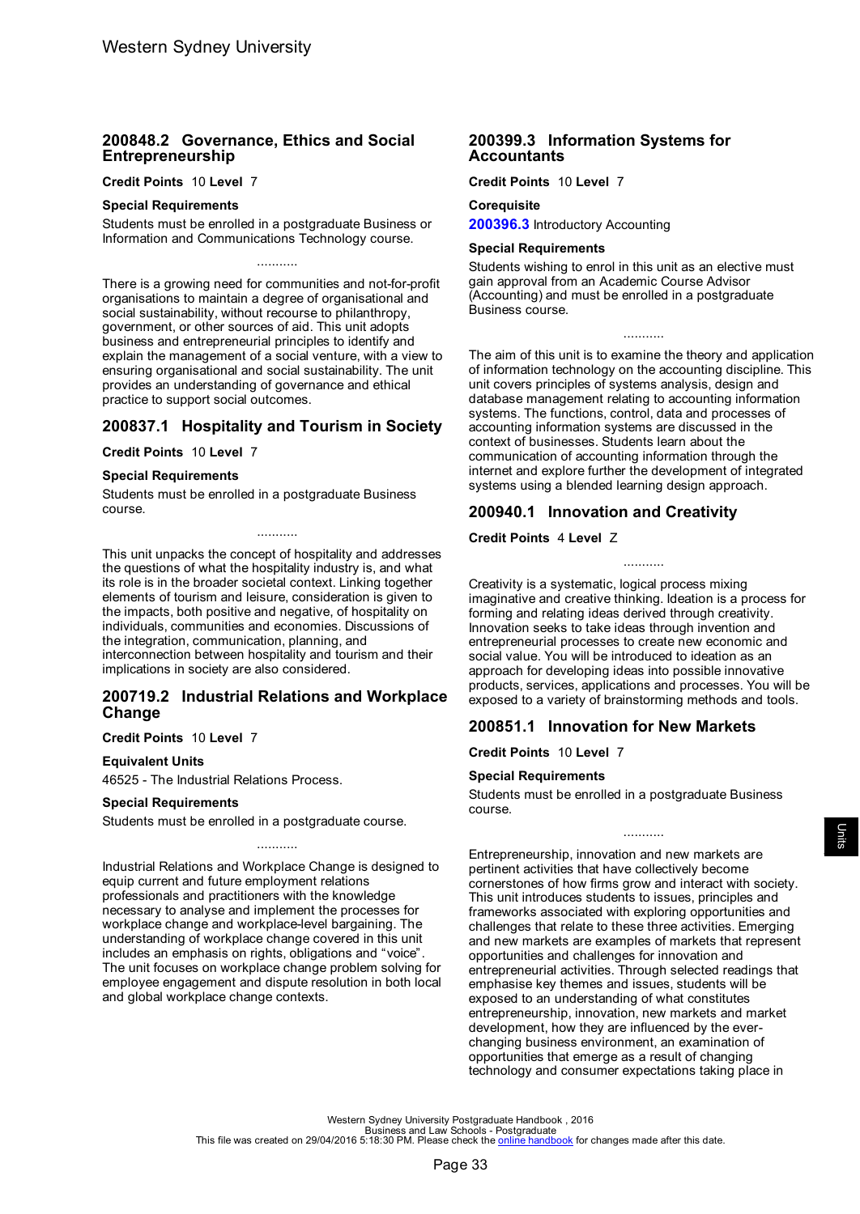## 200848.2 Governance, Ethics and Social Entrepreneurship

**Credit Points** 10 **Level** 7

**Special Requirements**

Students must be enrolled in a postgraduate Business or Information and Communications Technology course.

...........

There is a growing need for communities and not-for-profit organisations to maintain a degree of organisational and social sustainability, without recourse to philanthropy, government, or other sources of aid. This unit adopts business and entrepreneurial principles to identify and explain the management of a social venture, with a view to ensuring organisational and social sustainability. The unit provides an understanding of governance and ethical practice to support social outcomes.

## 200837.1 Hospitality and Tourism in Society

**Credit Points** 10 **Level** 7

**Special Requirements**

Students must be enrolled in a postgraduate Business course.

...........

This unit unpacks the concept of hospitality and addresses the questions of what the hospitality industry is, and what its role is in the broader societal context. Linking together elements of tourism and leisure, consideration is given to the impacts, both positive and negative, of hospitality on individuals, communities and economies. Discussions of the integration, communication, planning, and interconnection between hospitality and tourism and their implications in society are also considered.

## 200719.2 Industrial Relations and Workplace Change

**Credit Points** 10 **Level** 7

**Equivalent Units**

46525 - The Industrial Relations Process.

**Special Requirements**

Students must be enrolled in a postgraduate course.

...........

Industrial Relations and Workplace Change is designed to equip current and future employment relations professionals and practitioners with the knowledge necessary to analyse and implement the processes for workplace change and workplace-level bargaining. The understanding of workplace change covered in this unit includes an emphasis on rights, obligations and "voice". The unit focuses on workplace change problem solving for employee engagement and dispute resolution in both local and global workplace change contexts.

## 200399.3 Information Systems for Accountants

**Credit Points** 10 **Level** 7

**Corequisite**

200396.3 Introductory Accounting

**Special Requirements**

Students wishing to enrol in this unit as an elective must gain approval from an Academic Course Advisor (Accounting) and must be enrolled in a postgraduate Business course.

...........

The aim of this unit is to examine the theory and application of information technology on the accounting discipline. This unit covers principles of systems analysis, design and database management relating to accounting information systems. The functions, control, data and processes of accounting information systems are discussed in the context of businesses. Students learn about the communication of accounting information through the internet and explore further the development of integrated systems using a blended learning design approach.

## 200940.1 Innovation and Creativity

**Credit Points** 4 **Level** Z

...........

Creativity is a systematic, logical process mixing imaginative and creative thinking. Ideation is a process for forming and relating ideas derived through creativity. Innovation seeks to take ideas through invention and entrepreneurial processes to create new economic and social value. You will be introduced to ideation as an approach for developing ideas into possible innovative products, services, applications and processes. You will be exposed to a variety of brainstorming methods and tools.

## 200851.1 Innovation for New Markets

**Credit Points** 10 **Level** 7

**Special Requirements**

Students must be enrolled in a postgraduate Business course.

...........

Entrepreneurship, innovation and new markets are pertinent activities that have collectively become cornerstones of how firms grow and interact with society. This unit introduces students to issues, principles and frameworks associated with exploring opportunities and challenges that relate to these three activities. Emerging and new markets are examples of markets that represent opportunities and challenges for innovation and entrepreneurial activities. Through selected readings that emphasise key themes and issues, students will be exposed to an understanding of what constitutes entrepreneurship, innovation, new markets and market development, how they are influenced by the ever-changing business environment, an examination of opportunities that emerge as a result of changing technology and consumer expectations taking place in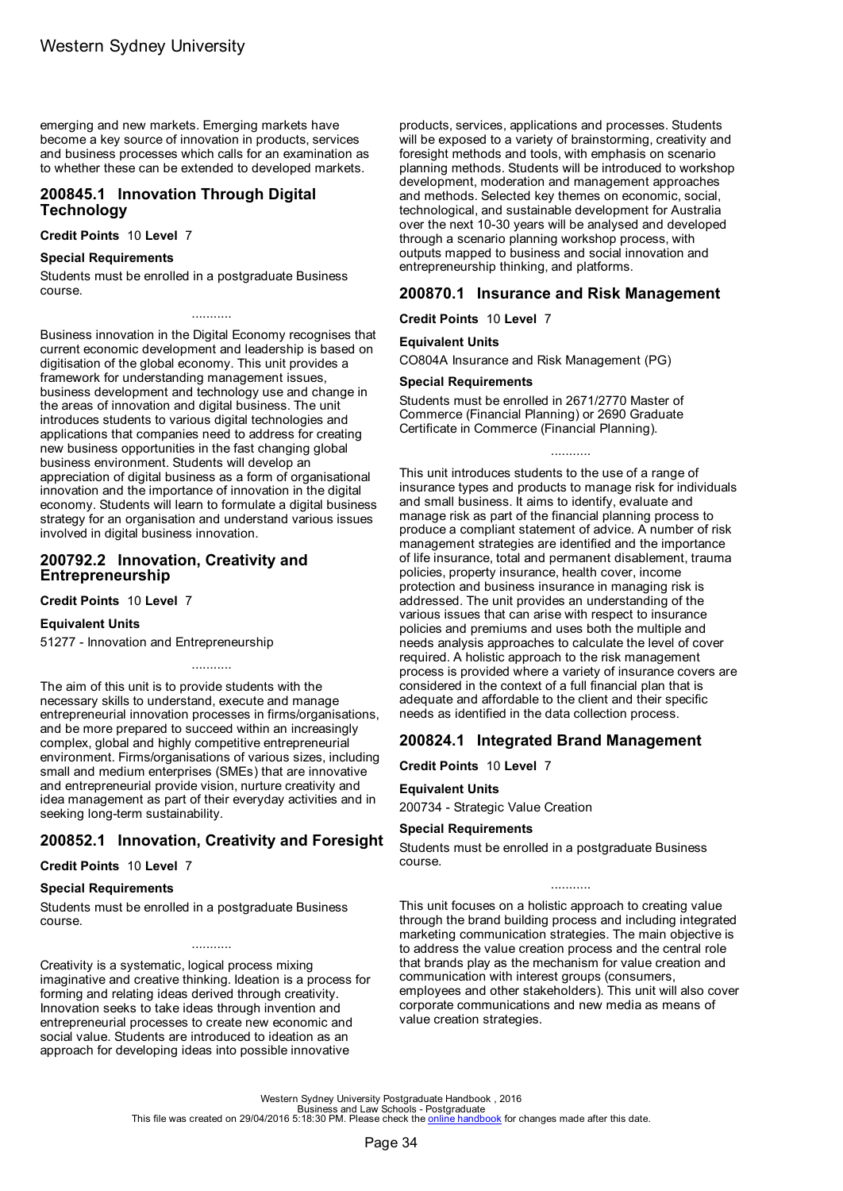emerging and new markets. Emerging markets have become a key source of innovation in products, services and business processes which calls for an examination as to whether these can be extended to developed markets.

## 200845.1 Innovation Through Digital Technology

**Credit Points** 10 **Level** 7

**Special Requirements**

Students must be enrolled in a postgraduate Business course.

...........

Business innovation in the Digital Economy recognises that current economic development and leadership is based on digitisation of the global economy. This unit provides a framework for understanding management issues, business development and technology use and change in the areas of innovation and digital business. The unit introduces students to various digital technologies and applications that companies need to address for creating new business opportunities in the fast changing global business environment. Students will develop an appreciation of digital business as a form of organisational innovation and the importance of innovation in the digital economy. Students will learn to formulate a digital business strategy for an organisation and understand various issues involved in digital business innovation.

## 200792.2 Innovation, Creativity and Entrepreneurship

**Credit Points** 10 **Level** 7

**Equivalent Units**

51277 - Innovation and Entrepreneurship

...........

The aim of this unit is to provide students with the necessary skills to understand, execute and manage entrepreneurial innovation processes in firms/organisations, and be more prepared to succeed within an increasingly complex, global and highly competitive entrepreneurial environment. Firms/organisations of various sizes, including small and medium enterprises (SMEs) that are innovative and entrepreneurial provide vision, nurture creativity and idea management as part of their everyday activities and in seeking long-term sustainability.

## 200852.1 Innovation, Creativity and Foresight

**Credit Points** 10 **Level** 7

**Special Requirements**

Students must be enrolled in a postgraduate Business course.

...........

Creativity is a systematic, logical process mixing imaginative and creative thinking. Ideation is a process for forming and relating ideas derived through creativity. Innovation seeks to take ideas through invention and entrepreneurial processes to create new economic and social value. Students are introduced to ideation as an approach for developing ideas into possible innovative products, services, applications and processes. Students will be exposed to a variety of brainstorming, creativity and foresight methods and tools, with emphasis on scenario planning methods. Students will be introduced to workshop development, moderation and management approaches and methods. Selected key themes on economic, social, technological, and sustainable development for Australia over the next 10-30 years will be analysed and developed through a scenario planning workshop process, with outputs mapped to business and social innovation and entrepreneurship thinking, and platforms.

## 200870.1 Insurance and Risk Management

**Credit Points** 10 **Level** 7

**Equivalent Units**

CO804A Insurance and Risk Management (PG)

**Special Requirements**

Students must be enrolled in 2671/2770 Master of Commerce (Financial Planning) or 2690 Graduate Certificate in Commerce (Financial Planning).

...........

This unit introduces students to the use of a range of insurance types and products to manage risk for individuals and small business. It aims to identify, evaluate and manage risk as part of the financial planning process to produce a compliant statement of advice. A number of risk management strategies are identified and the importance of life insurance, total and permanent disablement, trauma policies, property insurance, health cover, income protection and business insurance in managing risk is addressed. The unit provides an understanding of the various issues that can arise with respect to insurance policies and premiums and uses both the multiple and needs analysis approaches to calculate the level of cover required. A holistic approach to the risk management process is provided where a variety of insurance covers are considered in the context of a full financial plan that is adequate and affordable to the client and their specific needs as identified in the data collection process.

## 200824.1 Integrated Brand Management

**Credit Points** 10 **Level** 7

**Equivalent Units**

200734 - Strategic Value Creation

**Special Requirements**

Students must be enrolled in a postgraduate Business course.

...........

This unit focuses on a holistic approach to creating value through the brand building process and including integrated marketing communication strategies. The main objective is to address the value creation process and the central role that brands play as the mechanism for value creation and communication with interest groups (consumers, employees and other stakeholders). This unit will also cover corporate communications and new media as means of value creation strategies.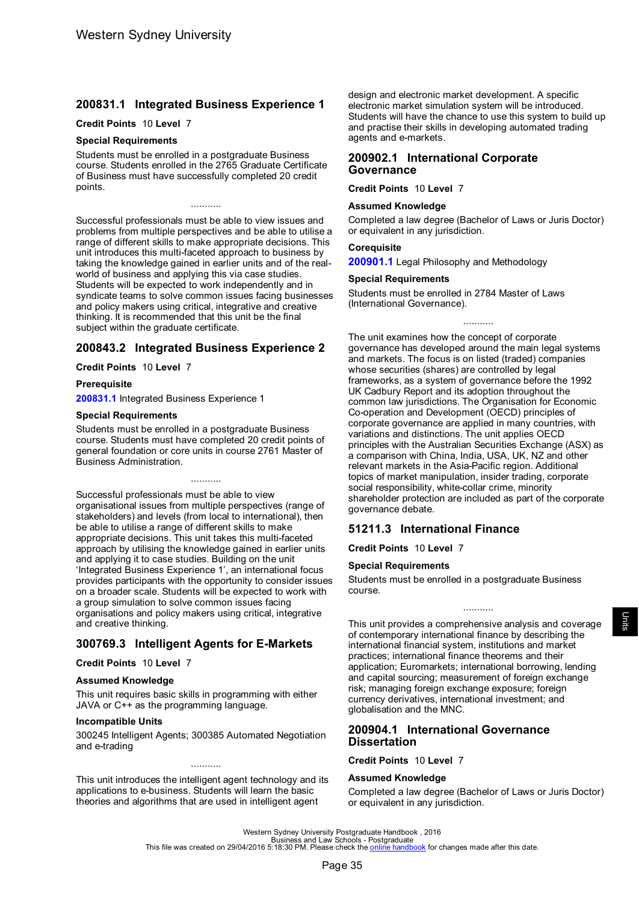## 200831.1 Integrated Business Experience 1

**Credit Points** 10 **Level** 7

**Special Requirements**

Students must be enrolled in a postgraduate Business course. Students enrolled in the 2765 Graduate Certificate of Business must have successfully completed 20 credit points.

...........

Successful professionals must be able to view issues and problems from multiple perspectives and be able to utilise a range of different skills to make appropriate decisions. This unit introduces this multi-faceted approach to business by taking the knowledge gained in earlier units and of the real-world of business and applying this via case studies. Students will be expected to work independently and in syndicate teams to solve common issues facing businesses and policy makers using critical, integrative and creative thinking. It is recommended that this unit be the final subject within the graduate certificate.

## 200843.2 Integrated Business Experience 2

**Credit Points** 10 **Level** 7

**Prerequisite**

**200831.1** Integrated Business Experience 1

**Special Requirements**

Students must be enrolled in a postgraduate Business course. Students must have completed 20 credit points of general foundation or core units in course 2761 Master of Business Administration.

...........

Successful professionals must be able to view organisational issues from multiple perspectives (range of stakeholders) and levels (from local to international), then be able to utilise a range of different skills to make appropriate decisions. This unit takes this multi-faceted approach by utilising the knowledge gained in earlier units and applying it to case studies. Building on the unit 'Integrated Business Experience 1', an international focus provides participants with the opportunity to consider issues on a broader scale. Students will be expected to work with a group simulation to solve common issues facing organisations and policy makers using critical, integrative and creative thinking.

## 300769.3 Intelligent Agents for E-Markets

**Credit Points** 10 **Level** 7

**Assumed Knowledge**

This unit requires basic skills in programming with either JAVA or C++ as the programming language.

**Incompatible Units**

300245 Intelligent Agents; 300385 Automated Negotiation and e-trading

...........

This unit introduces the intelligent agent technology and its applications to e-business. Students will learn the basic theories and algorithms that are used in intelligent agent design and electronic market development. A specific electronic market simulation system will be introduced. Students will have the chance to use this system to build up and practise their skills in developing automated trading agents and e-markets.

## 200902.1 International Corporate Governance

**Credit Points** 10 **Level** 7

**Assumed Knowledge**

Completed a law degree (Bachelor of Laws or Juris Doctor) or equivalent in any jurisdiction.

**Corequisite**

**200901.1** Legal Philosophy and Methodology

**Special Requirements**

Students must be enrolled in 2784 Master of Laws (International Governance).

...........

The unit examines how the concept of corporate governance has developed around the main legal systems and markets. The focus is on listed (traded) companies whose securities (shares) are controlled by legal frameworks, as a system of governance before the 1992 UK Cadbury Report and its adoption throughout the common law jurisdictions. The Organisation for Economic Co-operation and Development (OECD) principles of corporate governance are applied in many countries, with variations and distinctions. The unit applies OECD principles with the Australian Securities Exchange (ASX) as a comparison with China, India, USA, UK, NZ and other relevant markets in the Asia-Pacific region. Additional topics of market manipulation, insider trading, corporate social responsibility, white-collar crime, minority shareholder protection are included as part of the corporate governance debate.

## 51211.3 International Finance

**Credit Points** 10 **Level** 7

**Special Requirements**

Students must be enrolled in a postgraduate Business course.

...........

This unit provides a comprehensive analysis and coverage of contemporary international finance by describing the international financial system, institutions and market practices; international finance theorems and their application; Euromarkets; international borrowing, lending and capital sourcing; measurement of foreign exchange risk; managing foreign exchange exposure; foreign currency derivatives, international investment; and globalisation and the MNC.

## 200904.1 International Governance Dissertation

**Credit Points** 10 **Level** 7

**Assumed Knowledge**

Completed a law degree (Bachelor of Laws or Juris Doctor) or equivalent in any jurisdiction.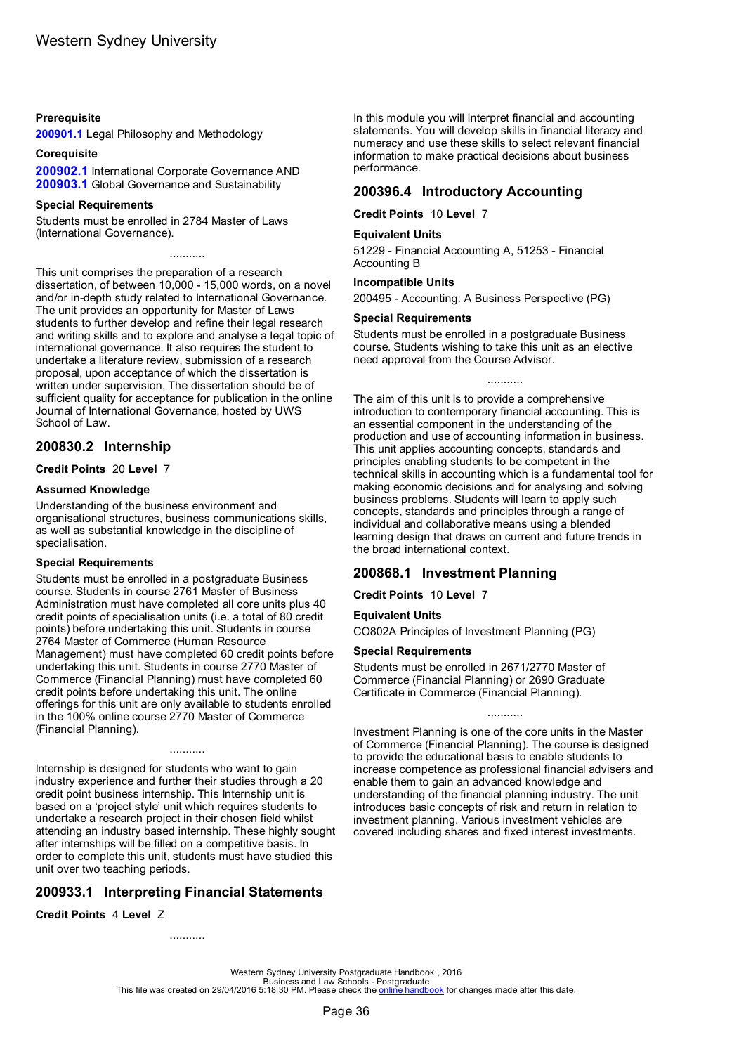**Prerequisite**

**200901.1** Legal Philosophy and Methodology

**Corequisite**

**200902.1** International Corporate Governance AND
**200903.1** Global Governance and Sustainability

**Special Requirements**

Students must be enrolled in 2784 Master of Laws (International Governance).

...........

This unit comprises the preparation of a research dissertation, of between 10,000 - 15,000 words, on a novel and/or in-depth study related to International Governance. The unit provides an opportunity for Master of Laws students to further develop and refine their legal research and writing skills and to explore and analyse a legal topic of international governance. It also requires the student to undertake a literature review, submission of a research proposal, upon acceptance of which the dissertation is written under supervision. The dissertation should be of sufficient quality for acceptance for publication in the online Journal of International Governance, hosted by UWS School of Law.

## 200830.2 Internship

**Credit Points** 20 **Level** 7

**Assumed Knowledge**

Understanding of the business environment and organisational structures, business communications skills, as well as substantial knowledge in the discipline of specialisation.

**Special Requirements**

Students must be enrolled in a postgraduate Business course. Students in course 2761 Master of Business Administration must have completed all core units plus 40 credit points of specialisation units (i.e. a total of 80 credit points) before undertaking this unit. Students in course 2764 Master of Commerce (Human Resource Management) must have completed 60 credit points before undertaking this unit. Students in course 2770 Master of Commerce (Financial Planning) must have completed 60 credit points before undertaking this unit. The online offerings for this unit are only available to students enrolled in the 100% online course 2770 Master of Commerce (Financial Planning).

...........

Internship is designed for students who want to gain industry experience and further their studies through a 20 credit point business internship. This Internship unit is based on a 'project style' unit which requires students to undertake a research project in their chosen field whilst attending an industry based internship. These highly sought after internships will be filled on a competitive basis. In order to complete this unit, students must have studied this unit over two teaching periods.

## 200933.1 Interpreting Financial Statements

**Credit Points** 4 **Level** Z

...........

In this module you will interpret financial and accounting statements. You will develop skills in financial literacy and numeracy and use these skills to select relevant financial information to make practical decisions about business performance.

## 200396.4 Introductory Accounting

**Credit Points** 10 **Level** 7

**Equivalent Units**

51229 - Financial Accounting A, 51253 - Financial Accounting B

**Incompatible Units**

200495 - Accounting: A Business Perspective (PG)

**Special Requirements**

Students must be enrolled in a postgraduate Business course. Students wishing to take this unit as an elective need approval from the Course Advisor.

...........

The aim of this unit is to provide a comprehensive introduction to contemporary financial accounting. This is an essential component in the understanding of the production and use of accounting information in business. This unit applies accounting concepts, standards and principles enabling students to be competent in the technical skills in accounting which is a fundamental tool for making economic decisions and for analysing and solving business problems. Students will learn to apply such concepts, standards and principles through a range of individual and collaborative means using a blended learning design that draws on current and future trends in the broad international context.

## 200868.1 Investment Planning

**Credit Points** 10 **Level** 7

**Equivalent Units**

CO802A Principles of Investment Planning (PG)

**Special Requirements**

Students must be enrolled in 2671/2770 Master of Commerce (Financial Planning) or 2690 Graduate Certificate in Commerce (Financial Planning).

...........

Investment Planning is one of the core units in the Master of Commerce (Financial Planning). The course is designed to provide the educational basis to enable students to increase competence as professional financial advisers and enable them to gain an advanced knowledge and understanding of the financial planning industry. The unit introduces basic concepts of risk and return in relation to investment planning. Various investment vehicles are covered including shares and fixed interest investments.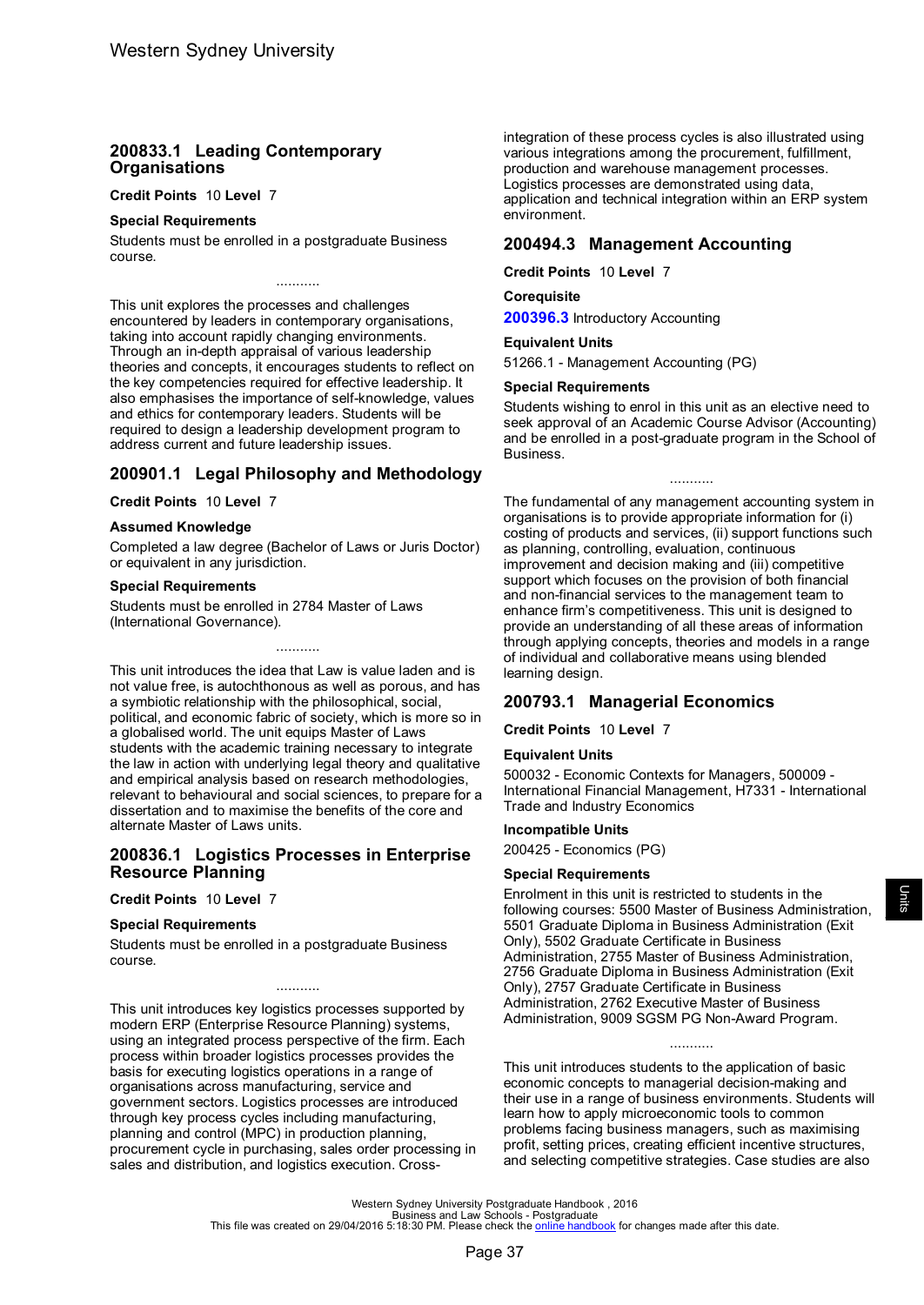## 200833.1 Leading Contemporary Organisations

**Credit Points** 10 **Level** 7

### Special Requirements

Students must be enrolled in a postgraduate Business course.

...........

This unit explores the processes and challenges encountered by leaders in contemporary organisations, taking into account rapidly changing environments. Through an in-depth appraisal of various leadership theories and concepts, it encourages students to reflect on the key competencies required for effective leadership. It also emphasises the importance of self-knowledge, values and ethics for contemporary leaders. Students will be required to design a leadership development program to address current and future leadership issues.

## 200901.1 Legal Philosophy and Methodology

**Credit Points** 10 **Level** 7

### Assumed Knowledge

Completed a law degree (Bachelor of Laws or Juris Doctor) or equivalent in any jurisdiction.

### Special Requirements

Students must be enrolled in 2784 Master of Laws (International Governance).

...........

This unit introduces the idea that Law is value laden and is not value free, is autochthonous as well as porous, and has a symbiotic relationship with the philosophical, social, political, and economic fabric of society, which is more so in a globalised world. The unit equips Master of Laws students with the academic training necessary to integrate the law in action with underlying legal theory and qualitative and empirical analysis based on research methodologies, relevant to behavioural and social sciences, to prepare for a dissertation and to maximise the benefits of the core and alternate Master of Laws units.

## 200836.1 Logistics Processes in Enterprise Resource Planning

**Credit Points** 10 **Level** 7

### Special Requirements

Students must be enrolled in a postgraduate Business course.

...........

This unit introduces key logistics processes supported by modern ERP (Enterprise Resource Planning) systems, using an integrated process perspective of the firm. Each process within broader logistics processes provides the basis for executing logistics operations in a range of organisations across manufacturing, service and government sectors. Logistics processes are introduced through key process cycles including manufacturing, planning and control (MPC) in production planning, procurement cycle in purchasing, sales order processing in sales and distribution, and logistics execution. Cross-integration of these process cycles is also illustrated using various integrations among the procurement, fulfillment, production and warehouse management processes. Logistics processes are demonstrated using data, application and technical integration within an ERP system environment.

## 200494.3 Management Accounting

**Credit Points** 10 **Level** 7

### Corequisite

**200396.3** Introductory Accounting

### Equivalent Units

51266.1 - Management Accounting (PG)

### Special Requirements

Students wishing to enrol in this unit as an elective need to seek approval of an Academic Course Advisor (Accounting) and be enrolled in a post-graduate program in the School of Business.

...........

The fundamental of any management accounting system in organisations is to provide appropriate information for (i) costing of products and services, (ii) support functions such as planning, controlling, evaluation, continuous improvement and decision making and (iii) competitive support which focuses on the provision of both financial and non-financial services to the management team to enhance firm's competitiveness. This unit is designed to provide an understanding of all these areas of information through applying concepts, theories and models in a range of individual and collaborative means using blended learning design.

## 200793.1 Managerial Economics

**Credit Points** 10 **Level** 7

### Equivalent Units

500032 - Economic Contexts for Managers, 500009 - International Financial Management, H7331 - International Trade and Industry Economics

### Incompatible Units

200425 - Economics (PG)

### Special Requirements

Enrolment in this unit is restricted to students in the following courses: 5500 Master of Business Administration, 5501 Graduate Diploma in Business Administration (Exit Only), 5502 Graduate Certificate in Business Administration, 2755 Master of Business Administration, 2756 Graduate Diploma in Business Administration (Exit Only), 2757 Graduate Certificate in Business Administration, 2762 Executive Master of Business Administration, 9009 SGSM PG Non-Award Program.

...........

This unit introduces students to the application of basic economic concepts to managerial decision-making and their use in a range of business environments. Students will learn how to apply microeconomic tools to common problems facing business managers, such as maximising profit, setting prices, creating efficient incentive structures, and selecting competitive strategies. Case studies are also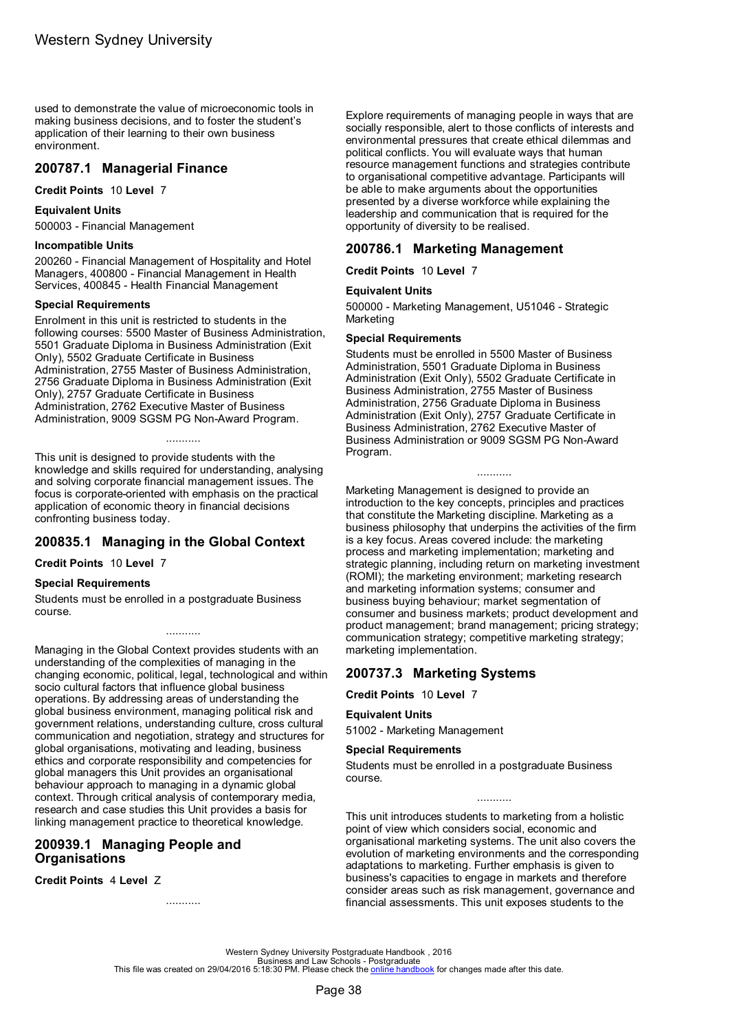used to demonstrate the value of microeconomic tools in making business decisions, and to foster the student's application of their learning to their own business environment.

## 200787.1 Managerial Finance

**Credit Points** 10 **Level** 7

**Equivalent Units**

500003 - Financial Management

**Incompatible Units**

200260 - Financial Management of Hospitality and Hotel Managers, 400800 - Financial Management in Health Services, 400845 - Health Financial Management

**Special Requirements**

Enrolment in this unit is restricted to students in the following courses: 5500 Master of Business Administration, 5501 Graduate Diploma in Business Administration (Exit Only), 5502 Graduate Certificate in Business Administration, 2755 Master of Business Administration, 2756 Graduate Diploma in Business Administration (Exit Only), 2757 Graduate Certificate in Business Administration, 2762 Executive Master of Business Administration, 9009 SGSM PG Non-Award Program.

...........

This unit is designed to provide students with the knowledge and skills required for understanding, analysing and solving corporate financial management issues. The focus is corporate-oriented with emphasis on the practical application of economic theory in financial decisions confronting business today.

## 200835.1 Managing in the Global Context

**Credit Points** 10 **Level** 7

**Special Requirements**

Students must be enrolled in a postgraduate Business course.

...........

Managing in the Global Context provides students with an understanding of the complexities of managing in the changing economic, political, legal, technological and within socio cultural factors that influence global business operations. By addressing areas of understanding the global business environment, managing political risk and government relations, understanding culture, cross cultural communication and negotiation, strategy and structures for global organisations, motivating and leading, business ethics and corporate responsibility and competencies for global managers this Unit provides an organisational behaviour approach to managing in a dynamic global context. Through critical analysis of contemporary media, research and case studies this Unit provides a basis for linking management practice to theoretical knowledge.

## 200939.1 Managing People and Organisations

**Credit Points** 4 **Level** Z

...........

Explore requirements of managing people in ways that are socially responsible, alert to those conflicts of interests and environmental pressures that create ethical dilemmas and political conflicts. You will evaluate ways that human resource management functions and strategies contribute to organisational competitive advantage. Participants will be able to make arguments about the opportunities presented by a diverse workforce while explaining the leadership and communication that is required for the opportunity of diversity to be realised.

## 200786.1 Marketing Management

**Credit Points** 10 **Level** 7

**Equivalent Units**

500000 - Marketing Management, U51046 - Strategic Marketing

**Special Requirements**

Students must be enrolled in 5500 Master of Business Administration, 5501 Graduate Diploma in Business Administration (Exit Only), 5502 Graduate Certificate in Business Administration, 2755 Master of Business Administration, 2756 Graduate Diploma in Business Administration (Exit Only), 2757 Graduate Certificate in Business Administration, 2762 Executive Master of Business Administration or 9009 SGSM PG Non-Award Program.

...........

Marketing Management is designed to provide an introduction to the key concepts, principles and practices that constitute the Marketing discipline. Marketing as a business philosophy that underpins the activities of the firm is a key focus. Areas covered include: the marketing process and marketing implementation; marketing and strategic planning, including return on marketing investment (ROMI); the marketing environment; marketing research and marketing information systems; consumer and business buying behaviour; market segmentation of consumer and business markets; product development and product management; brand management; pricing strategy; communication strategy; competitive marketing strategy; marketing implementation.

## 200737.3 Marketing Systems

**Credit Points** 10 **Level** 7

**Equivalent Units**

51002 - Marketing Management

**Special Requirements**

Students must be enrolled in a postgraduate Business course.

...........

This unit introduces students to marketing from a holistic point of view which considers social, economic and organisational marketing systems. The unit also covers the evolution of marketing environments and the corresponding adaptations to marketing. Further emphasis is given to business's capacities to engage in markets and therefore consider areas such as risk management, governance and financial assessments. This unit exposes students to the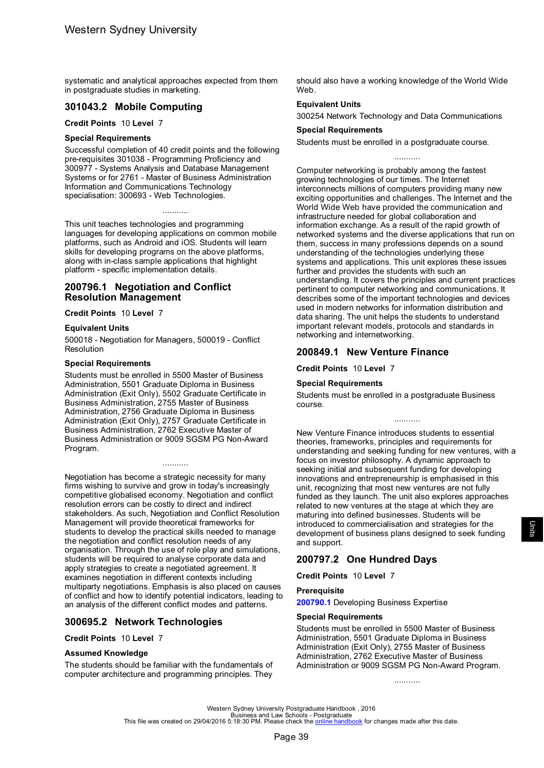systematic and analytical approaches expected from them in postgraduate studies in marketing.

## 301043.2 Mobile Computing

**Credit Points** 10 **Level** 7

### Special Requirements

Successful completion of 40 credit points and the following pre-requisites 301038 - Programming Proficiency and 300977 - Systems Analysis and Database Management Systems or for 2761 - Master of Business Administration Information and Communications Technology specialisation: 300693 - Web Technologies.

...........

This unit teaches technologies and programming languages for developing applications on common mobile platforms, such as Android and iOS. Students will learn skills for developing programs on the above platforms, along with in-class sample applications that highlight platform - specific implementation details.

## 200796.1 Negotiation and Conflict Resolution Management

**Credit Points** 10 **Level** 7

### Equivalent Units

500018 - Negotiation for Managers, 500019 - Conflict Resolution

### Special Requirements

Students must be enrolled in 5500 Master of Business Administration, 5501 Graduate Diploma in Business Administration (Exit Only), 5502 Graduate Certificate in Business Administration, 2755 Master of Business Administration, 2756 Graduate Diploma in Business Administration (Exit Only), 2757 Graduate Certificate in Business Administration, 2762 Executive Master of Business Administration or 9009 SGSM PG Non-Award Program.

...........

Negotiation has become a strategic necessity for many firms wishing to survive and grow in today's increasingly competitive globalised economy. Negotiation and conflict resolution errors can be costly to direct and indirect stakeholders. As such, Negotiation and Conflict Resolution Management will provide theoretical frameworks for students to develop the practical skills needed to manage the negotiation and conflict resolution needs of any organisation. Through the use of role play and simulations, students will be required to analyse corporate data and apply strategies to create a negotiated agreement. It examines negotiation in different contexts including multiparty negotiations. Emphasis is also placed on causes of conflict and how to identify potential indicators, leading to an analysis of the different conflict modes and patterns.

## 300695.2 Network Technologies

**Credit Points** 10 **Level** 7

### Assumed Knowledge

The students should be familiar with the fundamentals of computer architecture and programming principles. They should also have a working knowledge of the World Wide Web.

### Equivalent Units

300254 Network Technology and Data Communications

### Special Requirements

Students must be enrolled in a postgraduate course.

...........

Computer networking is probably among the fastest growing technologies of our times. The Internet interconnects millions of computers providing many new exciting opportunities and challenges. The Internet and the World Wide Web have provided the communication and infrastructure needed for global collaboration and information exchange. As a result of the rapid growth of networked systems and the diverse applications that run on them, success in many professions depends on a sound understanding of the technologies underlying these systems and applications. This unit explores these issues further and provides the students with such an understanding. It covers the principles and current practices pertinent to computer networking and communications. It describes some of the important technologies and devices used in modern networks for information distribution and data sharing. The unit helps the students to understand important relevant models, protocols and standards in networking and internetworking.

## 200849.1 New Venture Finance

**Credit Points** 10 **Level** 7

### Special Requirements

Students must be enrolled in a postgraduate Business course.

...........

New Venture Finance introduces students to essential theories, frameworks, principles and requirements for understanding and seeking funding for new ventures, with a focus on investor philosophy. A dynamic approach to seeking initial and subsequent funding for developing innovations and entrepreneurship is emphasised in this unit, recognizing that most new ventures are not fully funded as they launch. The unit also explores approaches related to new ventures at the stage at which they are maturing into defined businesses. Students will be introduced to commercialisation and strategies for the development of business plans designed to seek funding and support.

## 200797.2 One Hundred Days

**Credit Points** 10 **Level** 7

### Prerequisite

200790.1 Developing Business Expertise

### Special Requirements

Students must be enrolled in 5500 Master of Business Administration, 5501 Graduate Diploma in Business Administration (Exit Only), 2755 Master of Business Administration, 2762 Executive Master of Business Administration or 9009 SGSM PG Non-Award Program.

...........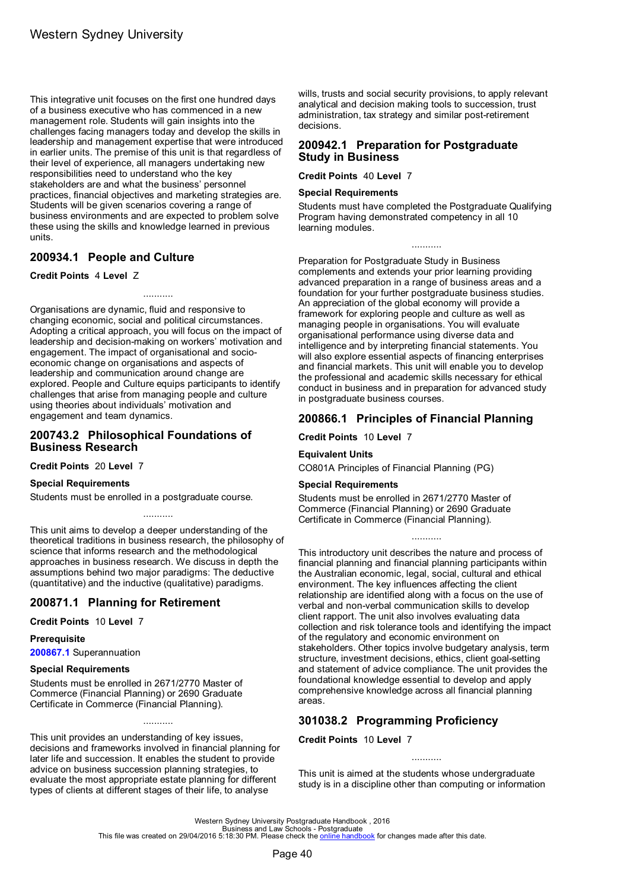This integrative unit focuses on the first one hundred days of a business executive who has commenced in a new management role. Students will gain insights into the challenges facing managers today and develop the skills in leadership and management expertise that were introduced in earlier units. The premise of this unit is that regardless of their level of experience, all managers undertaking new responsibilities need to understand who the key stakeholders are and what the business' personnel practices, financial objectives and marketing strategies are. Students will be given scenarios covering a range of business environments and are expected to problem solve these using the skills and knowledge learned in previous units.

## 200934.1 People and Culture

**Credit Points** 4 **Level** Z

...........

Organisations are dynamic, fluid and responsive to changing economic, social and political circumstances. Adopting a critical approach, you will focus on the impact of leadership and decision-making on workers' motivation and engagement. The impact of organisational and socio-economic change on organisations and aspects of leadership and communication around change are explored. People and Culture equips participants to identify challenges that arise from managing people and culture using theories about individuals' motivation and engagement and team dynamics.

## 200743.2 Philosophical Foundations of Business Research

**Credit Points** 20 **Level** 7

**Special Requirements**

Students must be enrolled in a postgraduate course.

...........

This unit aims to develop a deeper understanding of the theoretical traditions in business research, the philosophy of science that informs research and the methodological approaches in business research. We discuss in depth the assumptions behind two major paradigms: The deductive (quantitative) and the inductive (qualitative) paradigms.

## 200871.1 Planning for Retirement

**Credit Points** 10 **Level** 7

**Prerequisite**

**200867.1** Superannuation

**Special Requirements**

Students must be enrolled in 2671/2770 Master of Commerce (Financial Planning) or 2690 Graduate Certificate in Commerce (Financial Planning).

...........

This unit provides an understanding of key issues, decisions and frameworks involved in financial planning for later life and succession. It enables the student to provide advice on business succession planning strategies, to evaluate the most appropriate estate planning for different types of clients at different stages of their life, to analyse wills, trusts and social security provisions, to apply relevant analytical and decision making tools to succession, trust administration, tax strategy and similar post-retirement decisions.

## 200942.1 Preparation for Postgraduate Study in Business

**Credit Points** 40 **Level** 7

**Special Requirements**

Students must have completed the Postgraduate Qualifying Program having demonstrated competency in all 10 learning modules.

...........

Preparation for Postgraduate Study in Business complements and extends your prior learning providing advanced preparation in a range of business areas and a foundation for your further postgraduate business studies. An appreciation of the global economy will provide a framework for exploring people and culture as well as managing people in organisations. You will evaluate organisational performance using diverse data and intelligence and by interpreting financial statements. You will also explore essential aspects of financing enterprises and financial markets. This unit will enable you to develop the professional and academic skills necessary for ethical conduct in business and in preparation for advanced study in postgraduate business courses.

## 200866.1 Principles of Financial Planning

**Credit Points** 10 **Level** 7

**Equivalent Units**

CO801A Principles of Financial Planning (PG)

**Special Requirements**

Students must be enrolled in 2671/2770 Master of Commerce (Financial Planning) or 2690 Graduate Certificate in Commerce (Financial Planning).

...........

This introductory unit describes the nature and process of financial planning and financial planning participants within the Australian economic, legal, social, cultural and ethical environment. The key influences affecting the client relationship are identified along with a focus on the use of verbal and non-verbal communication skills to develop client rapport. The unit also involves evaluating data collection and risk tolerance tools and identifying the impact of the regulatory and economic environment on stakeholders. Other topics involve budgetary analysis, term structure, investment decisions, ethics, client goal-setting and statement of advice compliance. The unit provides the foundational knowledge essential to develop and apply comprehensive knowledge across all financial planning areas.

## 301038.2 Programming Proficiency

**Credit Points** 10 **Level** 7

...........

This unit is aimed at the students whose undergraduate study is in a discipline other than computing or information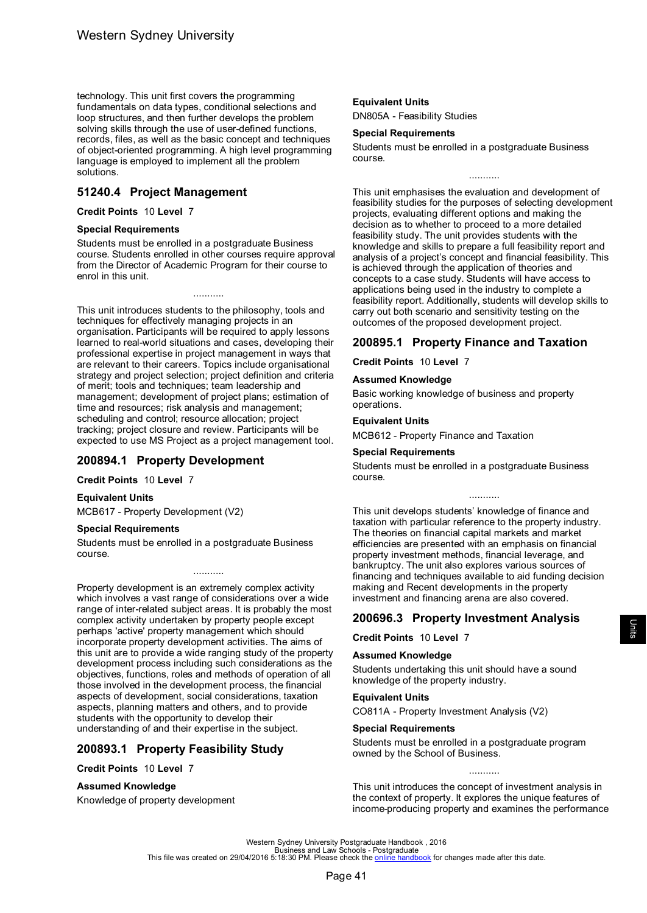technology. This unit first covers the programming fundamentals on data types, conditional selections and loop structures, and then further develops the problem solving skills through the use of user-defined functions, records, files, as well as the basic concept and techniques of object-oriented programming. A high level programming language is employed to implement all the problem solutions.

## 51240.4 Project Management

**Credit Points** 10 **Level** 7

**Special Requirements**

Students must be enrolled in a postgraduate Business course. Students enrolled in other courses require approval from the Director of Academic Program for their course to enrol in this unit.

...........

This unit introduces students to the philosophy, tools and techniques for effectively managing projects in an organisation. Participants will be required to apply lessons learned to real-world situations and cases, developing their professional expertise in project management in ways that are relevant to their careers. Topics include organisational strategy and project selection; project definition and criteria of merit; tools and techniques; team leadership and management; development of project plans; estimation of time and resources; risk analysis and management; scheduling and control; resource allocation; project tracking; project closure and review. Participants will be expected to use MS Project as a project management tool.

## 200894.1 Property Development

**Credit Points** 10 **Level** 7

**Equivalent Units**

MCB617 - Property Development (V2)

**Special Requirements**

Students must be enrolled in a postgraduate Business course.

...........

Property development is an extremely complex activity which involves a vast range of considerations over a wide range of inter-related subject areas. It is probably the most complex activity undertaken by property people except perhaps 'active' property management which should incorporate property development activities. The aims of this unit are to provide a wide ranging study of the property development process including such considerations as the objectives, functions, roles and methods of operation of all those involved in the development process, the financial aspects of development, social considerations, taxation aspects, planning matters and others, and to provide students with the opportunity to develop their understanding of and their expertise in the subject.

## 200893.1 Property Feasibility Study

**Credit Points** 10 **Level** 7

**Assumed Knowledge**

Knowledge of property development

**Equivalent Units**

DN805A - Feasibility Studies

**Special Requirements**

Students must be enrolled in a postgraduate Business course.

...........

This unit emphasises the evaluation and development of feasibility studies for the purposes of selecting development projects, evaluating different options and making the decision as to whether to proceed to a more detailed feasibility study. The unit provides students with the knowledge and skills to prepare a full feasibility report and analysis of a project's concept and financial feasibility. This is achieved through the application of theories and concepts to a case study. Students will have access to applications being used in the industry to complete a feasibility report. Additionally, students will develop skills to carry out both scenario and sensitivity testing on the outcomes of the proposed development project.

## 200895.1 Property Finance and Taxation

**Credit Points** 10 **Level** 7

**Assumed Knowledge**

Basic working knowledge of business and property operations.

**Equivalent Units**

MCB612 - Property Finance and Taxation

**Special Requirements**

Students must be enrolled in a postgraduate Business course.

...........

This unit develops students' knowledge of finance and taxation with particular reference to the property industry. The theories on financial capital markets and market efficiencies are presented with an emphasis on financial property investment methods, financial leverage, and bankruptcy. The unit also explores various sources of financing and techniques available to aid funding decision making and Recent developments in the property investment and financing arena are also covered.

## 200696.3 Property Investment Analysis

**Credit Points** 10 **Level** 7

**Assumed Knowledge**

Students undertaking this unit should have a sound knowledge of the property industry.

**Equivalent Units**

CO811A - Property Investment Analysis (V2)

**Special Requirements**

Students must be enrolled in a postgraduate program owned by the School of Business.

...........

This unit introduces the concept of investment analysis in the context of property. It explores the unique features of income-producing property and examines the performance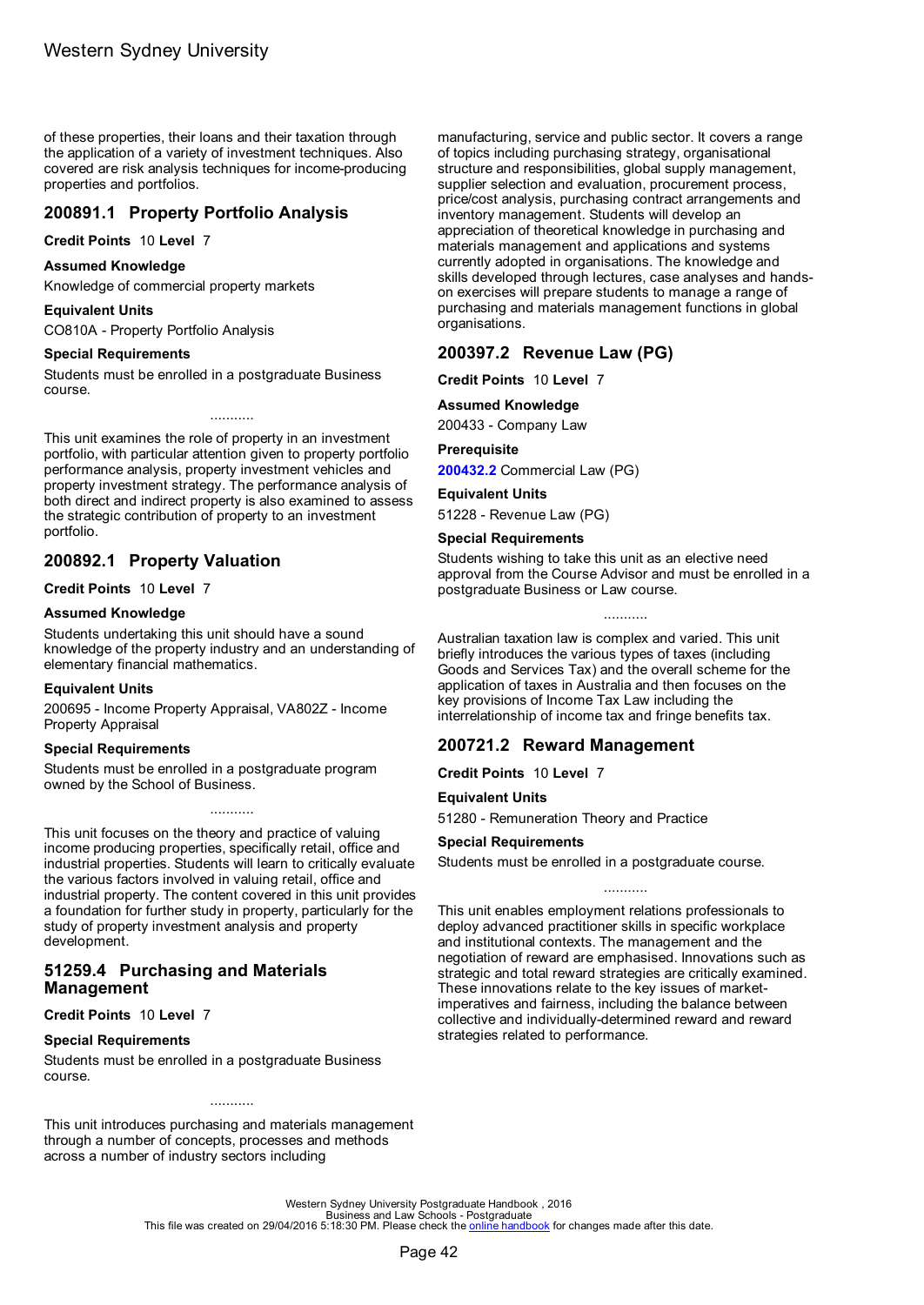of these properties, their loans and their taxation through the application of a variety of investment techniques. Also covered are risk analysis techniques for income-producing properties and portfolios.

## 200891.1 Property Portfolio Analysis

**Credit Points** 10 **Level** 7

**Assumed Knowledge**

Knowledge of commercial property markets

**Equivalent Units**

CO810A - Property Portfolio Analysis

**Special Requirements**

Students must be enrolled in a postgraduate Business course.

...........

This unit examines the role of property in an investment portfolio, with particular attention given to property portfolio performance analysis, property investment vehicles and property investment strategy. The performance analysis of both direct and indirect property is also examined to assess the strategic contribution of property to an investment portfolio.

## 200892.1 Property Valuation

**Credit Points** 10 **Level** 7

**Assumed Knowledge**

Students undertaking this unit should have a sound knowledge of the property industry and an understanding of elementary financial mathematics.

**Equivalent Units**

200695 - Income Property Appraisal, VA802Z - Income Property Appraisal

**Special Requirements**

Students must be enrolled in a postgraduate program owned by the School of Business.

...........

This unit focuses on the theory and practice of valuing income producing properties, specifically retail, office and industrial properties. Students will learn to critically evaluate the various factors involved in valuing retail, office and industrial property. The content covered in this unit provides a foundation for further study in property, particularly for the study of property investment analysis and property development.

## 51259.4 Purchasing and Materials Management

**Credit Points** 10 **Level** 7

**Special Requirements**

Students must be enrolled in a postgraduate Business course.

...........

This unit introduces purchasing and materials management through a number of concepts, processes and methods across a number of industry sectors including manufacturing, service and public sector. It covers a range of topics including purchasing strategy, organisational structure and responsibilities, global supply management, supplier selection and evaluation, procurement process, price/cost analysis, purchasing contract arrangements and inventory management. Students will develop an appreciation of theoretical knowledge in purchasing and materials management and applications and systems currently adopted in organisations. The knowledge and skills developed through lectures, case analyses and hands-on exercises will prepare students to manage a range of purchasing and materials management functions in global organisations.

## 200397.2 Revenue Law (PG)

**Credit Points** 10 **Level** 7

**Assumed Knowledge**

200433 - Company Law

**Prerequisite**

**200432.2** Commercial Law (PG)

**Equivalent Units**

51228 - Revenue Law (PG)

**Special Requirements**

Students wishing to take this unit as an elective need approval from the Course Advisor and must be enrolled in a postgraduate Business or Law course.

...........

Australian taxation law is complex and varied. This unit briefly introduces the various types of taxes (including Goods and Services Tax) and the overall scheme for the application of taxes in Australia and then focuses on the key provisions of Income Tax Law including the interrelationship of income tax and fringe benefits tax.

## 200721.2 Reward Management

**Credit Points** 10 **Level** 7

**Equivalent Units**

51280 - Remuneration Theory and Practice

**Special Requirements**

Students must be enrolled in a postgraduate course.

...........

This unit enables employment relations professionals to deploy advanced practitioner skills in specific workplace and institutional contexts. The management and the negotiation of reward are emphasised. Innovations such as strategic and total reward strategies are critically examined. These innovations relate to the key issues of market-imperatives and fairness, including the balance between collective and individually-determined reward and reward strategies related to performance.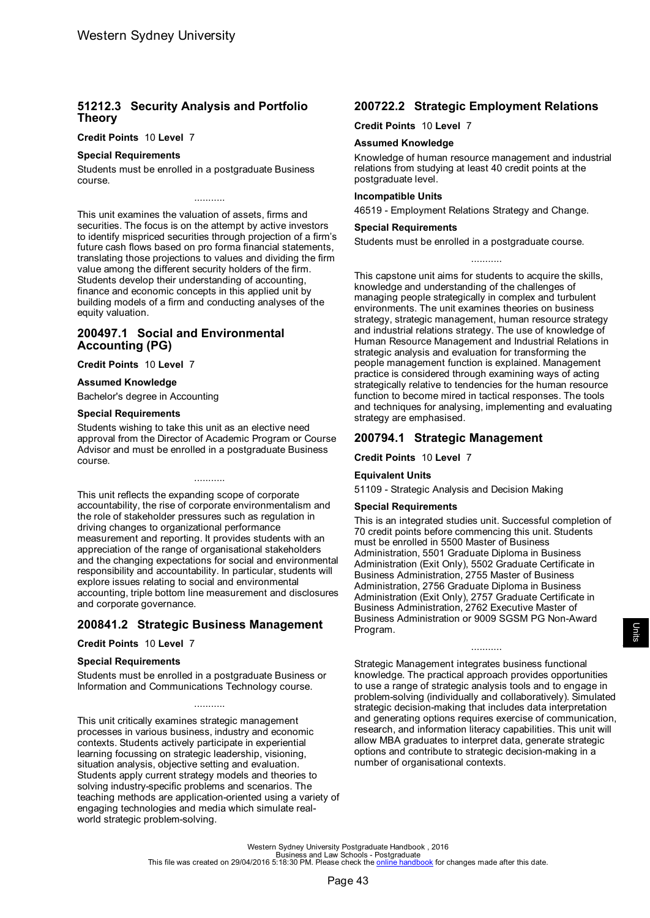## 51212.3 Security Analysis and Portfolio Theory

**Credit Points** 10 **Level** 7

### Special Requirements

Students must be enrolled in a postgraduate Business course.

...........

This unit examines the valuation of assets, firms and securities. The focus is on the attempt by active investors to identify mispriced securities through projection of a firm's future cash flows based on pro forma financial statements, translating those projections to values and dividing the firm value among the different security holders of the firm. Students develop their understanding of accounting, finance and economic concepts in this applied unit by building models of a firm and conducting analyses of the equity valuation.

## 200497.1 Social and Environmental Accounting (PG)

**Credit Points** 10 **Level** 7

### Assumed Knowledge

Bachelor's degree in Accounting

### Special Requirements

Students wishing to take this unit as an elective need approval from the Director of Academic Program or Course Advisor and must be enrolled in a postgraduate Business course.

...........

This unit reflects the expanding scope of corporate accountability, the rise of corporate environmentalism and the role of stakeholder pressures such as regulation in driving changes to organizational performance measurement and reporting. It provides students with an appreciation of the range of organisational stakeholders and the changing expectations for social and environmental responsibility and accountability. In particular, students will explore issues relating to social and environmental accounting, triple bottom line measurement and disclosures and corporate governance.

## 200841.2 Strategic Business Management

**Credit Points** 10 **Level** 7

### Special Requirements

Students must be enrolled in a postgraduate Business or Information and Communications Technology course.

...........

This unit critically examines strategic management processes in various business, industry and economic contexts. Students actively participate in experiential learning focussing on strategic leadership, visioning, situation analysis, objective setting and evaluation. Students apply current strategy models and theories to solving industry-specific problems and scenarios. The teaching methods are application-oriented using a variety of engaging technologies and media which simulate real-world strategic problem-solving.

## 200722.2 Strategic Employment Relations

**Credit Points** 10 **Level** 7

### Assumed Knowledge

Knowledge of human resource management and industrial relations from studying at least 40 credit points at the postgraduate level.

### Incompatible Units

46519 - Employment Relations Strategy and Change.

### Special Requirements

Students must be enrolled in a postgraduate course.

...........

This capstone unit aims for students to acquire the skills, knowledge and understanding of the challenges of managing people strategically in complex and turbulent environments. The unit examines theories on business strategy, strategic management, human resource strategy and industrial relations strategy. The use of knowledge of Human Resource Management and Industrial Relations in strategic analysis and evaluation for transforming the people management function is explained. Management practice is considered through examining ways of acting strategically relative to tendencies for the human resource function to become mired in tactical responses. The tools and techniques for analysing, implementing and evaluating strategy are emphasised.

## 200794.1 Strategic Management

**Credit Points** 10 **Level** 7

### Equivalent Units

51109 - Strategic Analysis and Decision Making

### Special Requirements

This is an integrated studies unit. Successful completion of 70 credit points before commencing this unit. Students must be enrolled in 5500 Master of Business Administration, 5501 Graduate Diploma in Business Administration (Exit Only), 5502 Graduate Certificate in Business Administration, 2755 Master of Business Administration, 2756 Graduate Diploma in Business Administration (Exit Only), 2757 Graduate Certificate in Business Administration, 2762 Executive Master of Business Administration or 9009 SGSM PG Non-Award Program.

...........

Strategic Management integrates business functional knowledge. The practical approach provides opportunities to use a range of strategic analysis tools and to engage in problem-solving (individually and collaboratively). Simulated strategic decision-making that includes data interpretation and generating options requires exercise of communication, research, and information literacy capabilities. This unit will allow MBA graduates to interpret data, generate strategic options and contribute to strategic decision-making in a number of organisational contexts.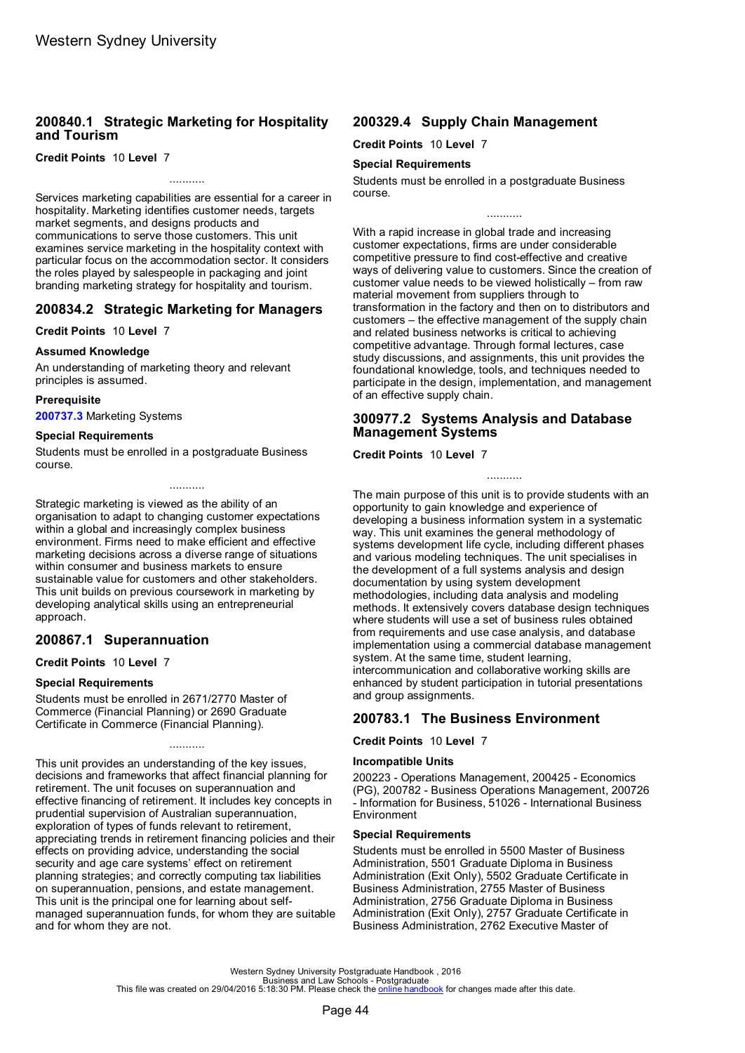## 200840.1 Strategic Marketing for Hospitality and Tourism

**Credit Points** 10 **Level** 7

...........

Services marketing capabilities are essential for a career in hospitality. Marketing identifies customer needs, targets market segments, and designs products and communications to serve those customers. This unit examines service marketing in the hospitality context with particular focus on the accommodation sector. It considers the roles played by salespeople in packaging and joint branding marketing strategy for hospitality and tourism.

## 200834.2 Strategic Marketing for Managers

**Credit Points** 10 **Level** 7

### Assumed Knowledge

An understanding of marketing theory and relevant principles is assumed.

### Prerequisite

**200737.3** Marketing Systems

### Special Requirements

Students must be enrolled in a postgraduate Business course.

...........

Strategic marketing is viewed as the ability of an organisation to adapt to changing customer expectations within a global and increasingly complex business environment. Firms need to make efficient and effective marketing decisions across a diverse range of situations within consumer and business markets to ensure sustainable value for customers and other stakeholders. This unit builds on previous coursework in marketing by developing analytical skills using an entrepreneurial approach.

## 200867.1 Superannuation

**Credit Points** 10 **Level** 7

### Special Requirements

Students must be enrolled in 2671/2770 Master of Commerce (Financial Planning) or 2690 Graduate Certificate in Commerce (Financial Planning).

...........

This unit provides an understanding of the key issues, decisions and frameworks that affect financial planning for retirement. The unit focuses on superannuation and effective financing of retirement. It includes key concepts in prudential supervision of Australian superannuation, exploration of types of funds relevant to retirement, appreciating trends in retirement financing policies and their effects on providing advice, understanding the social security and age care systems' effect on retirement planning strategies; and correctly computing tax liabilities on superannuation, pensions, and estate management. This unit is the principal one for learning about self-managed superannuation funds, for whom they are suitable and for whom they are not.

## 200329.4 Supply Chain Management

**Credit Points** 10 **Level** 7

### Special Requirements

Students must be enrolled in a postgraduate Business course.

...........

With a rapid increase in global trade and increasing customer expectations, firms are under considerable competitive pressure to find cost-effective and creative ways of delivering value to customers. Since the creation of customer value needs to be viewed holistically – from raw material movement from suppliers through to transformation in the factory and then on to distributors and customers – the effective management of the supply chain and related business networks is critical to achieving competitive advantage. Through formal lectures, case study discussions, and assignments, this unit provides the foundational knowledge, tools, and techniques needed to participate in the design, implementation, and management of an effective supply chain.

## 300977.2 Systems Analysis and Database Management Systems

**Credit Points** 10 **Level** 7

...........

The main purpose of this unit is to provide students with an opportunity to gain knowledge and experience of developing a business information system in a systematic way. This unit examines the general methodology of systems development life cycle, including different phases and various modeling techniques. The unit specialises in the development of a full systems analysis and design documentation by using system development methodologies, including data analysis and modeling methods. It extensively covers database design techniques where students will use a set of business rules obtained from requirements and use case analysis, and database implementation using a commercial database management system. At the same time, student learning, intercommunication and collaborative working skills are enhanced by student participation in tutorial presentations and group assignments.

## 200783.1 The Business Environment

**Credit Points** 10 **Level** 7

### Incompatible Units

200223 - Operations Management, 200425 - Economics (PG), 200782 - Business Operations Management, 200726 - Information for Business, 51026 - International Business Environment

### Special Requirements

Students must be enrolled in 5500 Master of Business Administration, 5501 Graduate Diploma in Business Administration (Exit Only), 5502 Graduate Certificate in Business Administration, 2755 Master of Business Administration, 2756 Graduate Diploma in Business Administration (Exit Only), 2757 Graduate Certificate in Business Administration, 2762 Executive Master of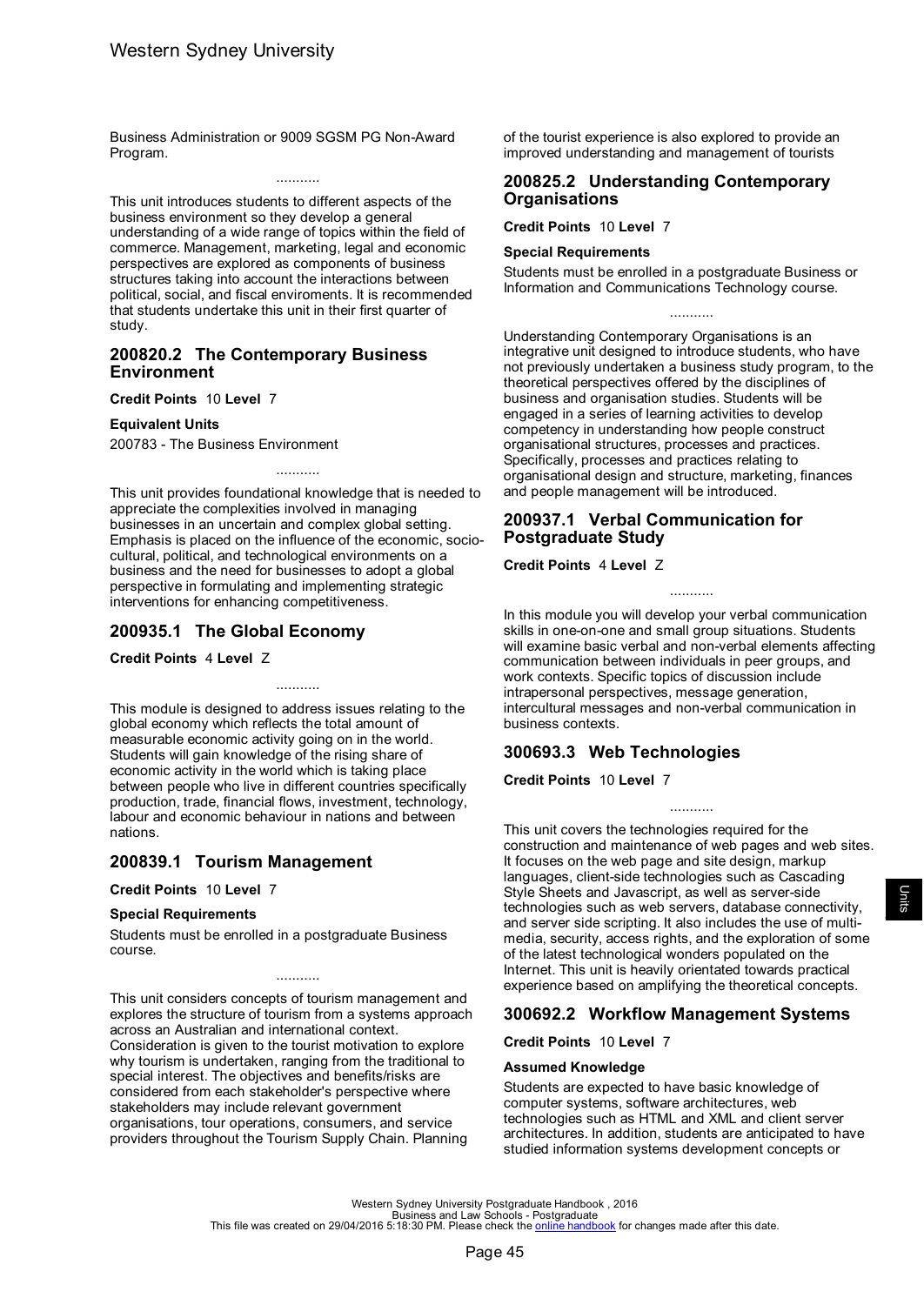Business Administration or 9009 SGSM PG Non-Award Program.

...........

This unit introduces students to different aspects of the business environment so they develop a general understanding of a wide range of topics within the field of commerce. Management, marketing, legal and economic perspectives are explored as components of business structures taking into account the interactions between political, social, and fiscal enviroments. It is recommended that students undertake this unit in their first quarter of study.

## 200820.2 The Contemporary Business Environment

**Credit Points** 10 **Level** 7

**Equivalent Units**

200783 - The Business Environment

...........

This unit provides foundational knowledge that is needed to appreciate the complexities involved in managing businesses in an uncertain and complex global setting. Emphasis is placed on the influence of the economic, socio-cultural, political, and technological environments on a business and the need for businesses to adopt a global perspective in formulating and implementing strategic interventions for enhancing competitiveness.

## 200935.1 The Global Economy

**Credit Points** 4 **Level** Z

...........

This module is designed to address issues relating to the global economy which reflects the total amount of measurable economic activity going on in the world. Students will gain knowledge of the rising share of economic activity in the world which is taking place between people who live in different countries specifically production, trade, financial flows, investment, technology, labour and economic behaviour in nations and between nations.

## 200839.1 Tourism Management

**Credit Points** 10 **Level** 7

**Special Requirements**

Students must be enrolled in a postgraduate Business course.

...........

This unit considers concepts of tourism management and explores the structure of tourism from a systems approach across an Australian and international context. Consideration is given to the tourist motivation to explore why tourism is undertaken, ranging from the traditional to special interest. The objectives and benefits/risks are considered from each stakeholder's perspective where stakeholders may include relevant government organisations, tour operations, consumers, and service providers throughout the Tourism Supply Chain. Planning of the tourist experience is also explored to provide an improved understanding and management of tourists

## 200825.2 Understanding Contemporary Organisations

**Credit Points** 10 **Level** 7

**Special Requirements**

Students must be enrolled in a postgraduate Business or Information and Communications Technology course.

...........

Understanding Contemporary Organisations is an integrative unit designed to introduce students, who have not previously undertaken a business study program, to the theoretical perspectives offered by the disciplines of business and organisation studies. Students will be engaged in a series of learning activities to develop competency in understanding how people construct organisational structures, processes and practices. Specifically, processes and practices relating to organisational design and structure, marketing, finances and people management will be introduced.

## 200937.1 Verbal Communication for Postgraduate Study

**Credit Points** 4 **Level** Z

...........

In this module you will develop your verbal communication skills in one-on-one and small group situations. Students will examine basic verbal and non-verbal elements affecting communication between individuals in peer groups, and work contexts. Specific topics of discussion include intrapersonal perspectives, message generation, intercultural messages and non-verbal communication in business contexts.

## 300693.3 Web Technologies

**Credit Points** 10 **Level** 7

...........

This unit covers the technologies required for the construction and maintenance of web pages and web sites. It focuses on the web page and site design, markup languages, client-side technologies such as Cascading Style Sheets and Javascript, as well as server-side technologies such as web servers, database connectivity, and server side scripting. It also includes the use of multi-media, security, access rights, and the exploration of some of the latest technological wonders populated on the Internet. This unit is heavily orientated towards practical experience based on amplifying the theoretical concepts.

## 300692.2 Workflow Management Systems

**Credit Points** 10 **Level** 7

**Assumed Knowledge**

Students are expected to have basic knowledge of computer systems, software architectures, web technologies such as HTML and XML and client server architectures. In addition, students are anticipated to have studied information systems development concepts or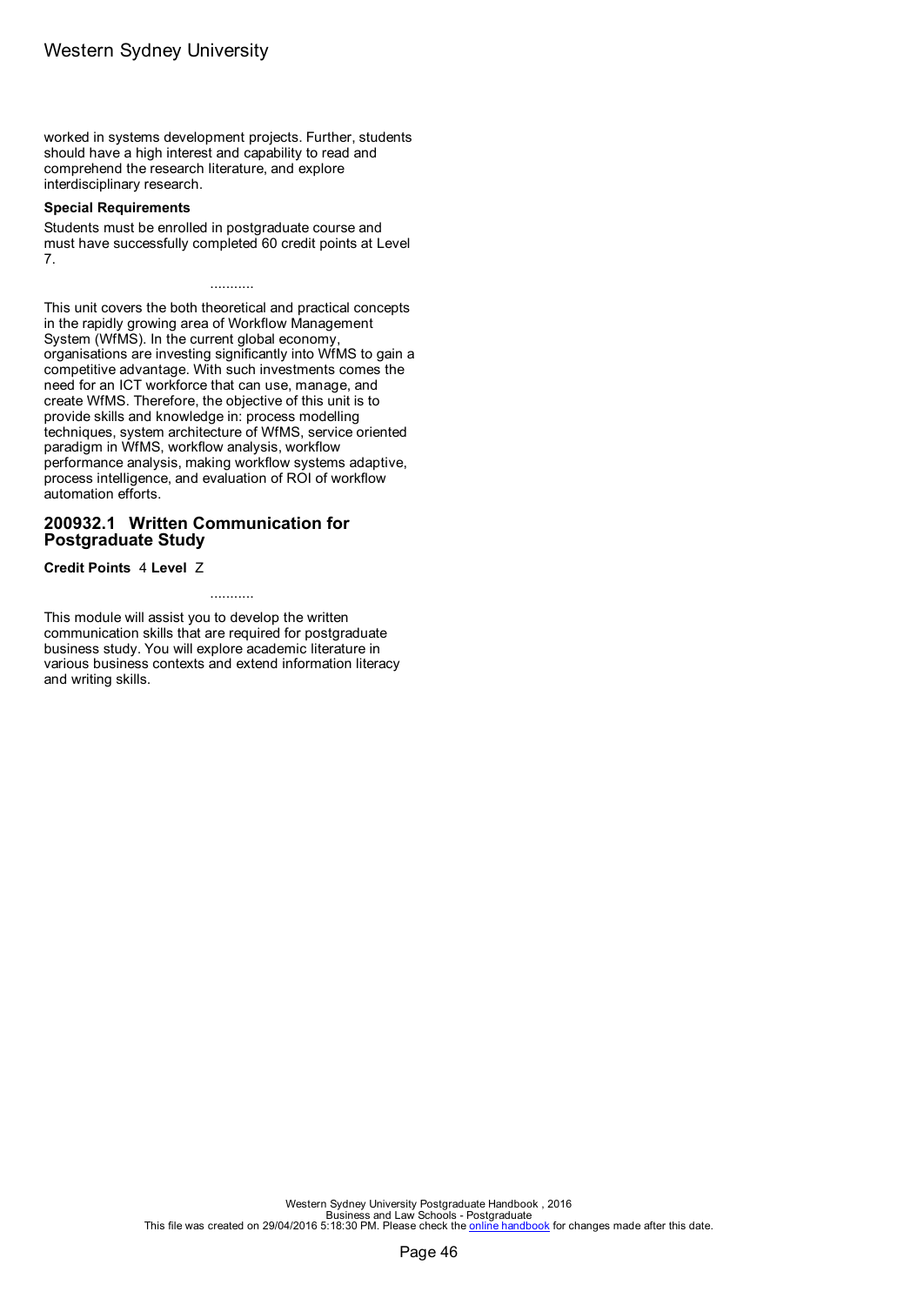worked in systems development projects. Further, students should have a high interest and capability to read and comprehend the research literature, and explore interdisciplinary research.

**Special Requirements**

Students must be enrolled in postgraduate course and must have successfully completed 60 credit points at Level 7.

...........

This unit covers the both theoretical and practical concepts in the rapidly growing area of Workflow Management System (WfMS). In the current global economy, organisations are investing significantly into WfMS to gain a competitive advantage. With such investments comes the need for an ICT workforce that can use, manage, and create WfMS. Therefore, the objective of this unit is to provide skills and knowledge in: process modelling techniques, system architecture of WfMS, service oriented paradigm in WfMS, workflow analysis, workflow performance analysis, making workflow systems adaptive, process intelligence, and evaluation of ROI of workflow automation efforts.

## 200932.1 Written Communication for Postgraduate Study

**Credit Points** 4 **Level** Z

...........

This module will assist you to develop the written communication skills that are required for postgraduate business study. You will explore academic literature in various business contexts and extend information literacy and writing skills.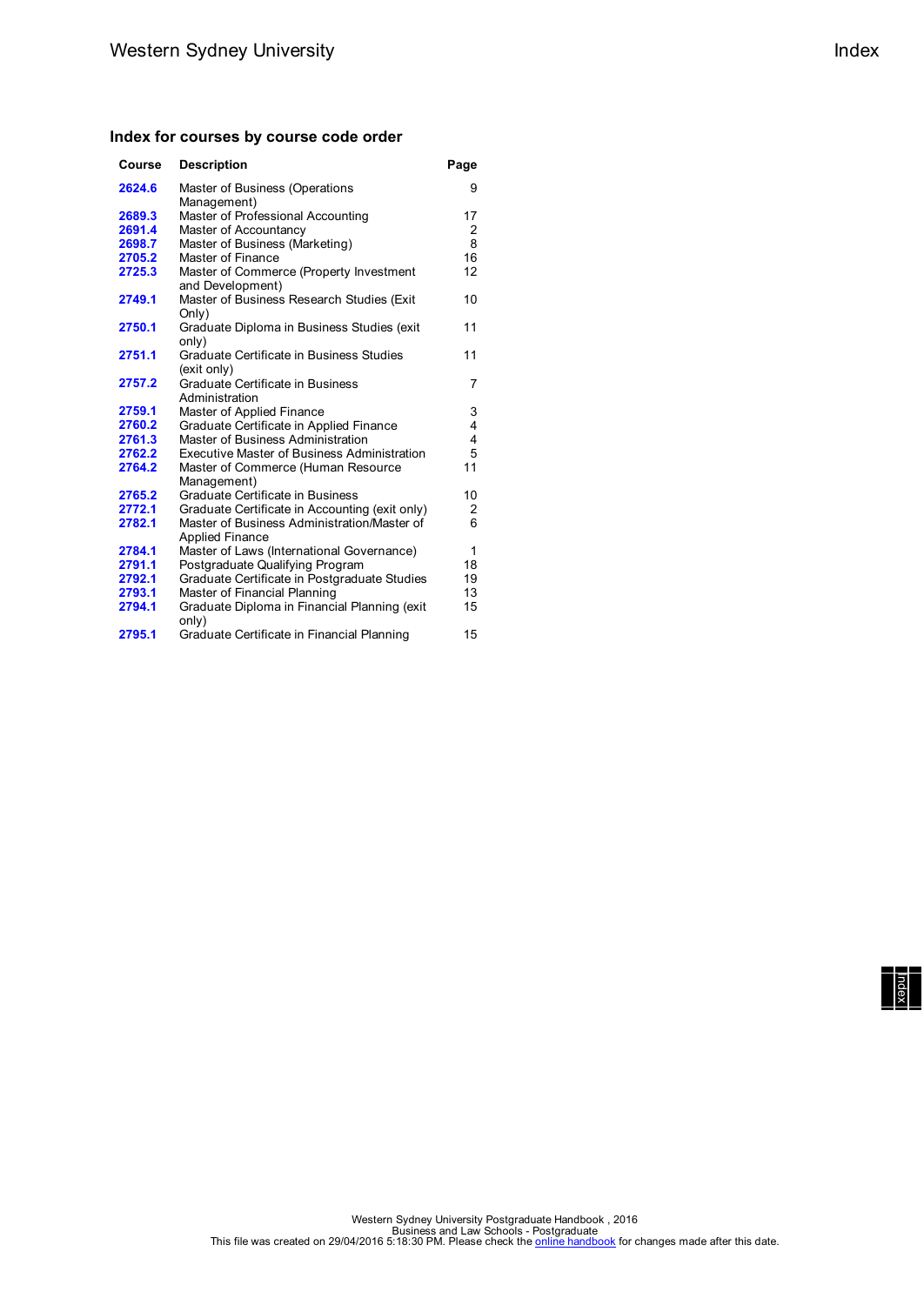## Index for courses by course code order

| Course | Description | Page |
|---|---|---|
| **2624.6** | Master of Business (Operations Management) | 9 |
| **2689.3** | Master of Professional Accounting | 17 |
| **2691.4** | Master of Accountancy | 2 |
| **2698.7** | Master of Business (Marketing) | 8 |
| **2705.2** | Master of Finance | 16 |
| **2725.3** | Master of Commerce (Property Investment and Development) | 12 |
| **2749.1** | Master of Business Research Studies (Exit Only) | 10 |
| **2750.1** | Graduate Diploma in Business Studies (exit only) | 11 |
| **2751.1** | Graduate Certificate in Business Studies (exit only) | 11 |
| **2757.2** | Graduate Certificate in Business Administration | 7 |
| **2759.1** | Master of Applied Finance | 3 |
| **2760.2** | Graduate Certificate in Applied Finance | 4 |
| **2761.3** | Master of Business Administration | 4 |
| **2762.2** | Executive Master of Business Administration | 5 |
| **2764.2** | Master of Commerce (Human Resource Management) | 11 |
| **2765.2** | Graduate Certificate in Business | 10 |
| **2772.1** | Graduate Certificate in Accounting (exit only) | 2 |
| **2782.1** | Master of Business Administration/Master of Applied Finance | 6 |
| **2784.1** | Master of Laws (International Governance) | 1 |
| **2791.1** | Postgraduate Qualifying Program | 18 |
| **2792.1** | Graduate Certificate in Postgraduate Studies | 19 |
| **2793.1** | Master of Financial Planning | 13 |
| **2794.1** | Graduate Diploma in Financial Planning (exit only) | 15 |
| **2795.1** | Graduate Certificate in Financial Planning | 15 |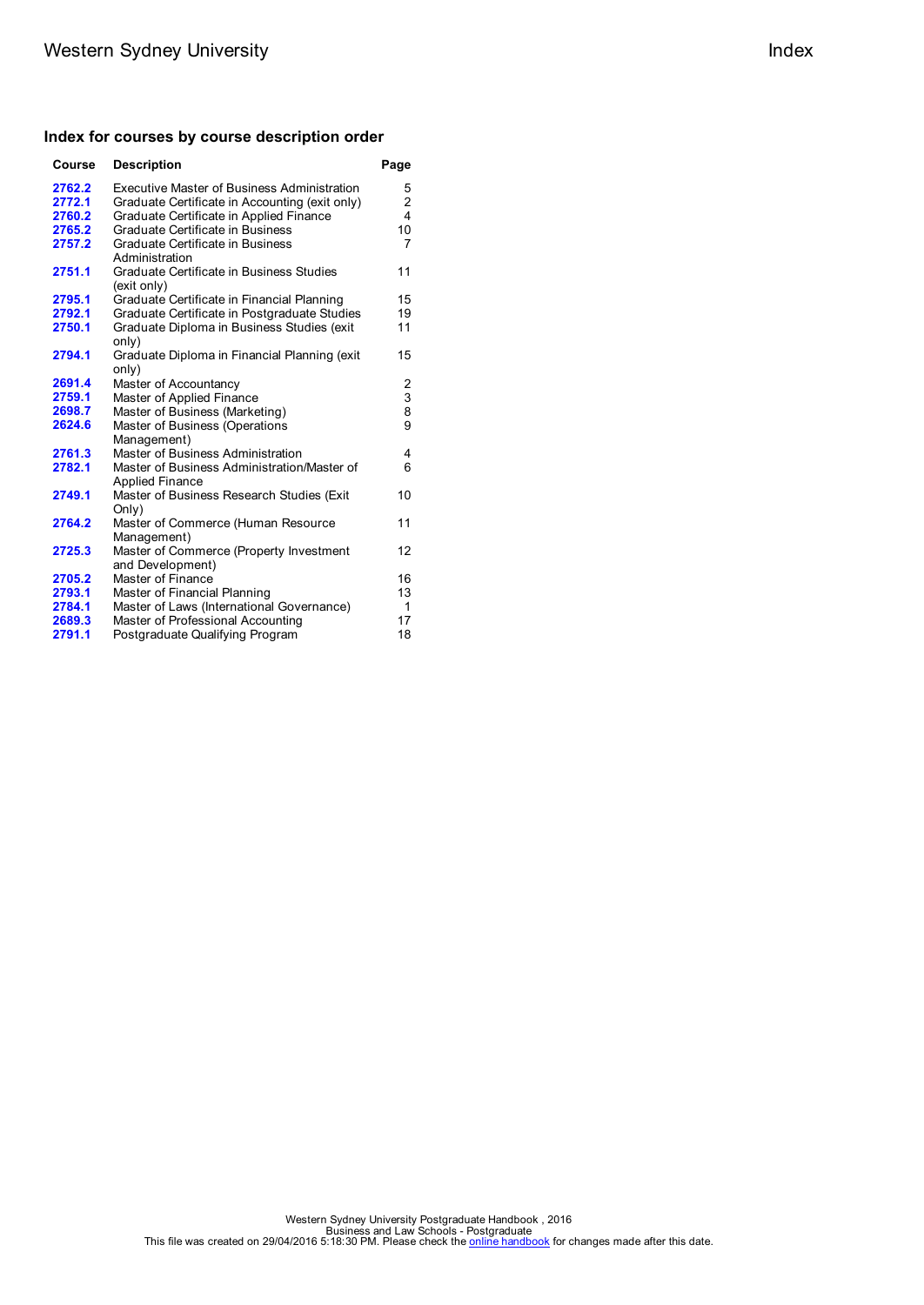## Index for courses by course description order

| Course | Description | Page |
|---|---|---|
| **2762.2** | Executive Master of Business Administration | 5 |
| **2772.1** | Graduate Certificate in Accounting (exit only) | 2 |
| **2760.2** | Graduate Certificate in Applied Finance | 4 |
| **2765.2** | Graduate Certificate in Business | 10 |
| **2757.2** | Graduate Certificate in Business Administration | 7 |
| **2751.1** | Graduate Certificate in Business Studies (exit only) | 11 |
| **2795.1** | Graduate Certificate in Financial Planning | 15 |
| **2792.1** | Graduate Certificate in Postgraduate Studies | 19 |
| **2750.1** | Graduate Diploma in Business Studies (exit only) | 11 |
| **2794.1** | Graduate Diploma in Financial Planning (exit only) | 15 |
| **2691.4** | Master of Accountancy | 2 |
| **2759.1** | Master of Applied Finance | 3 |
| **2698.7** | Master of Business (Marketing) | 8 |
| **2624.6** | Master of Business (Operations Management) | 9 |
| **2761.3** | Master of Business Administration | 4 |
| **2782.1** | Master of Business Administration/Master of Applied Finance | 6 |
| **2749.1** | Master of Business Research Studies (Exit Only) | 10 |
| **2764.2** | Master of Commerce (Human Resource Management) | 11 |
| **2725.3** | Master of Commerce (Property Investment and Development) | 12 |
| **2705.2** | Master of Finance | 16 |
| **2793.1** | Master of Financial Planning | 13 |
| **2784.1** | Master of Laws (International Governance) | 1 |
| **2689.3** | Master of Professional Accounting | 17 |
| **2791.1** | Postgraduate Qualifying Program | 18 |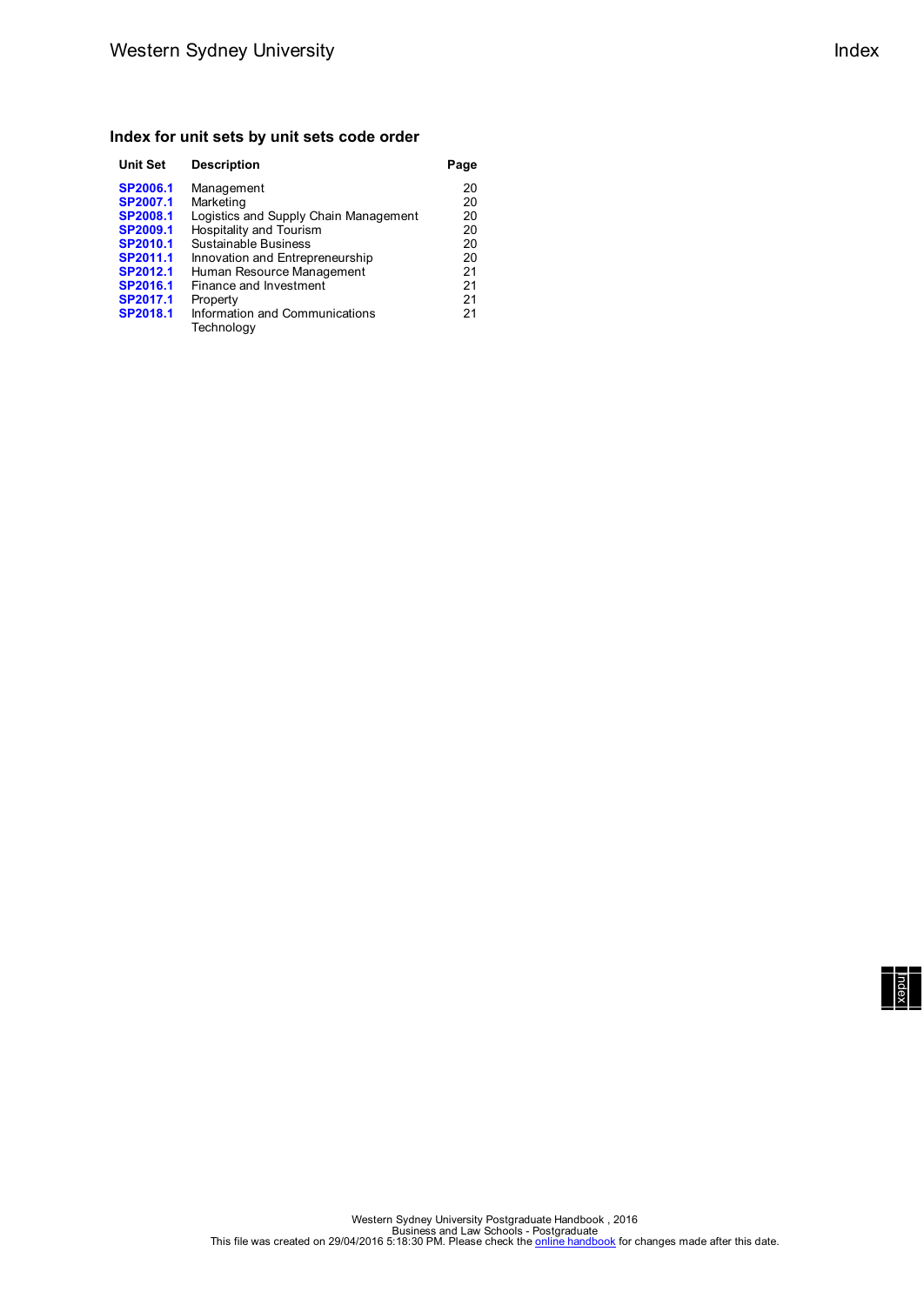## Index for unit sets by unit sets code order

| Unit Set | Description | Page |
|---|---|---|
| **SP2006.1** | Management | 20 |
| **SP2007.1** | Marketing | 20 |
| **SP2008.1** | Logistics and Supply Chain Management | 20 |
| **SP2009.1** | Hospitality and Tourism | 20 |
| **SP2010.1** | Sustainable Business | 20 |
| **SP2011.1** | Innovation and Entrepreneurship | 20 |
| **SP2012.1** | Human Resource Management | 21 |
| **SP2016.1** | Finance and Investment | 21 |
| **SP2017.1** | Property | 21 |
| **SP2018.1** | Information and Communications Technology | 21 |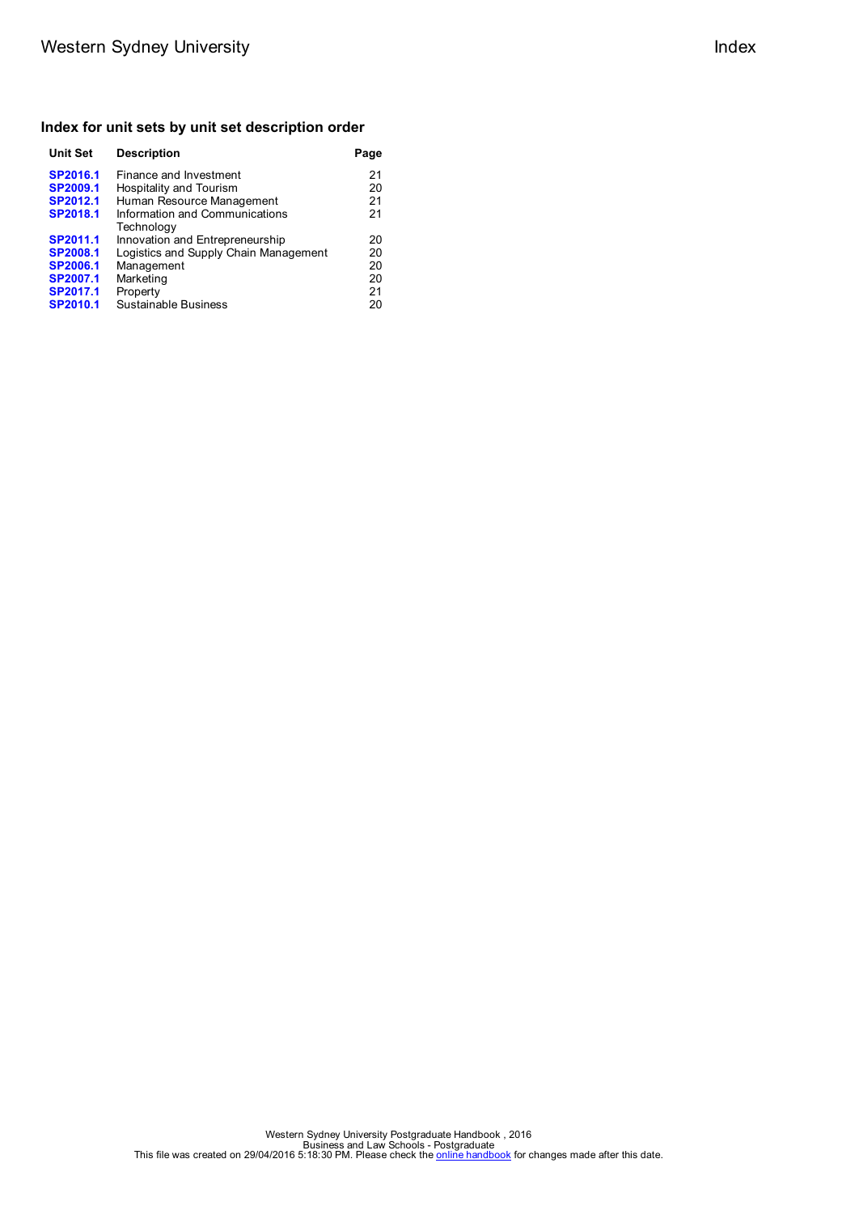## Index for unit sets by unit set description order

| Unit Set | Description | Page |
|---|---|---|
| **SP2016.1** | Finance and Investment | 21 |
| **SP2009.1** | Hospitality and Tourism | 20 |
| **SP2012.1** | Human Resource Management | 21 |
| **SP2018.1** | Information and Communications Technology | 21 |
| **SP2011.1** | Innovation and Entrepreneurship | 20 |
| **SP2008.1** | Logistics and Supply Chain Management | 20 |
| **SP2006.1** | Management | 20 |
| **SP2007.1** | Marketing | 20 |
| **SP2017.1** | Property | 21 |
| **SP2010.1** | Sustainable Business | 20 |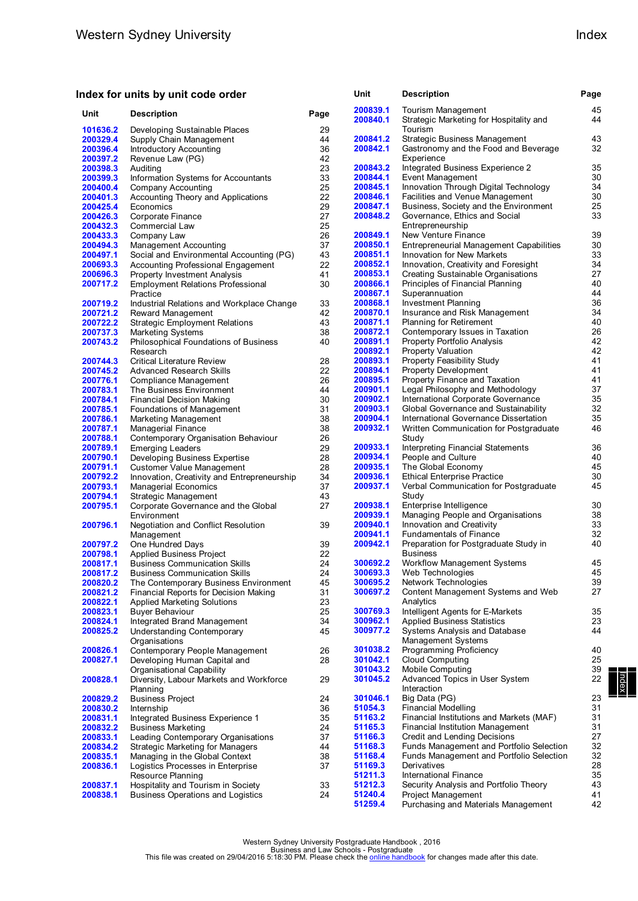## Index for units by unit code order

| Unit | Description | Page |
|---|---|---|
| 101636.2 | Developing Sustainable Places | 29 |
| 200329.4 | Supply Chain Management | 44 |
| 200396.4 | Introductory Accounting | 36 |
| 200397.2 | Revenue Law (PG) | 42 |
| 200398.3 | Auditing | 23 |
| 200399.3 | Information Systems for Accountants | 33 |
| 200400.4 | Company Accounting | 25 |
| 200401.3 | Accounting Theory and Applications | 22 |
| 200425.4 | Economics | 29 |
| 200426.3 | Corporate Finance | 27 |
| 200432.3 | Commercial Law | 25 |
| 200433.3 | Company Law | 26 |
| 200494.3 | Management Accounting | 37 |
| 200497.1 | Social and Environmental Accounting (PG) | 43 |
| 200693.3 | Accounting Professional Engagement | 22 |
| 200696.3 | Property Investment Analysis | 41 |
| 200717.2 | Employment Relations Professional Practice | 30 |
| 200719.2 | Industrial Relations and Workplace Change | 33 |
| 200721.2 | Reward Management | 42 |
| 200722.2 | Strategic Employment Relations | 43 |
| 200737.3 | Marketing Systems | 38 |
| 200743.2 | Philosophical Foundations of Business Research | 40 |
| 200744.3 | Critical Literature Review | 28 |
| 200745.2 | Advanced Research Skills | 22 |
| 200776.1 | Compliance Management | 26 |
| 200783.1 | The Business Environment | 44 |
| 200784.1 | Financial Decision Making | 30 |
| 200785.1 | Foundations of Management | 31 |
| 200786.1 | Marketing Management | 38 |
| 200787.1 | Managerial Finance | 38 |
| 200788.1 | Contemporary Organisation Behaviour | 26 |
| 200789.1 | Emerging Leaders | 29 |
| 200790.1 | Developing Business Expertise | 28 |
| 200791.1 | Customer Value Management | 28 |
| 200792.2 | Innovation, Creativity and Entrepreneurship | 34 |
| 200793.1 | Managerial Economics | 37 |
| 200794.1 | Strategic Management | 43 |
| 200795.1 | Corporate Governance and the Global Environment | 27 |
| 200796.1 | Negotiation and Conflict Resolution Management | 39 |
| 200797.2 | One Hundred Days | 39 |
| 200798.1 | Applied Business Project | 22 |
| 200817.1 | Business Communication Skills | 24 |
| 200817.2 | Business Communication Skills | 24 |
| 200820.2 | The Contemporary Business Environment | 45 |
| 200821.2 | Financial Reports for Decision Making | 31 |
| 200822.1 | Applied Marketing Solutions | 23 |
| 200823.1 | Buyer Behaviour | 25 |
| 200824.1 | Integrated Brand Management | 34 |
| 200825.2 | Understanding Contemporary Organisations | 45 |
| 200826.1 | Contemporary People Management | 26 |
| 200827.1 | Developing Human Capital and Organisational Capability | 28 |
| 200828.1 | Diversity, Labour Markets and Workforce Planning | 29 |
| 200829.2 | Business Project | 24 |
| 200830.2 | Internship | 36 |
| 200831.1 | Integrated Business Experience 1 | 35 |
| 200832.2 | Business Marketing | 24 |
| 200833.1 | Leading Contemporary Organisations | 37 |
| 200834.2 | Strategic Marketing for Managers | 44 |
| 200835.1 | Managing in the Global Context | 38 |
| 200836.1 | Logistics Processes in Enterprise Resource Planning | 37 |
| 200837.1 | Hospitality and Tourism in Society | 33 |
| 200838.1 | Business Operations and Logistics | 24 |
| 200839.1 | Tourism Management | 45 |
| 200840.1 | Strategic Marketing for Hospitality and Tourism | 44 |
| 200841.2 | Strategic Business Management | 43 |
| 200842.1 | Gastronomy and the Food and Beverage Experience | 32 |
| 200843.2 | Integrated Business Experience 2 | 35 |
| 200844.1 | Event Management | 30 |
| 200845.1 | Innovation Through Digital Technology | 34 |
| 200846.1 | Facilities and Venue Management | 30 |
| 200847.1 | Business, Society and the Environment | 25 |
| 200848.2 | Governance, Ethics and Social Entrepreneurship | 33 |
| 200849.1 | New Venture Finance | 39 |
| 200850.1 | Entrepreneurial Management Capabilities | 30 |
| 200851.1 | Innovation for New Markets | 33 |
| 200852.1 | Innovation, Creativity and Foresight | 34 |
| 200853.1 | Creating Sustainable Organisations | 27 |
| 200866.1 | Principles of Financial Planning | 40 |
| 200867.1 | Superannuation | 44 |
| 200868.1 | Investment Planning | 36 |
| 200870.1 | Insurance and Risk Management | 34 |
| 200871.1 | Planning for Retirement | 40 |
| 200872.1 | Contemporary Issues in Taxation | 26 |
| 200891.1 | Property Portfolio Analysis | 42 |
| 200892.1 | Property Valuation | 42 |
| 200893.1 | Property Feasibility Study | 41 |
| 200894.1 | Property Development | 41 |
| 200895.1 | Property Finance and Taxation | 41 |
| 200901.1 | Legal Philosophy and Methodology | 37 |
| 200902.1 | International Corporate Governance | 35 |
| 200903.1 | Global Governance and Sustainability | 32 |
| 200904.1 | International Governance Dissertation | 35 |
| 200932.1 | Written Communication for Postgraduate Study | 46 |
| 200933.1 | Interpreting Financial Statements | 36 |
| 200934.1 | People and Culture | 40 |
| 200935.1 | The Global Economy | 45 |
| 200936.1 | Ethical Enterprise Practice | 30 |
| 200937.1 | Verbal Communication for Postgraduate Study | 45 |
| 200938.1 | Enterprise Intelligence | 30 |
| 200939.1 | Managing People and Organisations | 38 |
| 200940.1 | Innovation and Creativity | 33 |
| 200941.1 | Fundamentals of Finance | 32 |
| 200942.1 | Preparation for Postgraduate Study in Business | 40 |
| 300692.2 | Workflow Management Systems | 45 |
| 300693.3 | Web Technologies | 45 |
| 300695.2 | Network Technologies | 39 |
| 300697.2 | Content Management Systems and Web Analytics | 27 |
| 300769.3 | Intelligent Agents for E-Markets | 35 |
| 300962.1 | Applied Business Statistics | 23 |
| 300977.2 | Systems Analysis and Database Management Systems | 44 |
| 301038.2 | Programming Proficiency | 40 |
| 301042.1 | Cloud Computing | 25 |
| 301043.2 | Mobile Computing | 39 |
| 301045.2 | Advanced Topics in User System Interaction | 22 |
| 301046.1 | Big Data (PG) | 23 |
| 51054.3 | Financial Modelling | 31 |
| 51163.2 | Financial Institutions and Markets (MAF) | 31 |
| 51165.3 | Financial Institution Management | 31 |
| 51166.3 | Credit and Lending Decisions | 27 |
| 51168.3 | Funds Management and Portfolio Selection | 32 |
| 51168.4 | Funds Management and Portfolio Selection | 32 |
| 51169.3 | Derivatives | 28 |
| 51211.3 | International Finance | 35 |
| 51212.3 | Security Analysis and Portfolio Theory | 43 |
| 51240.4 | Project Management | 41 |
| 51259.4 | Purchasing and Materials Management | 42 |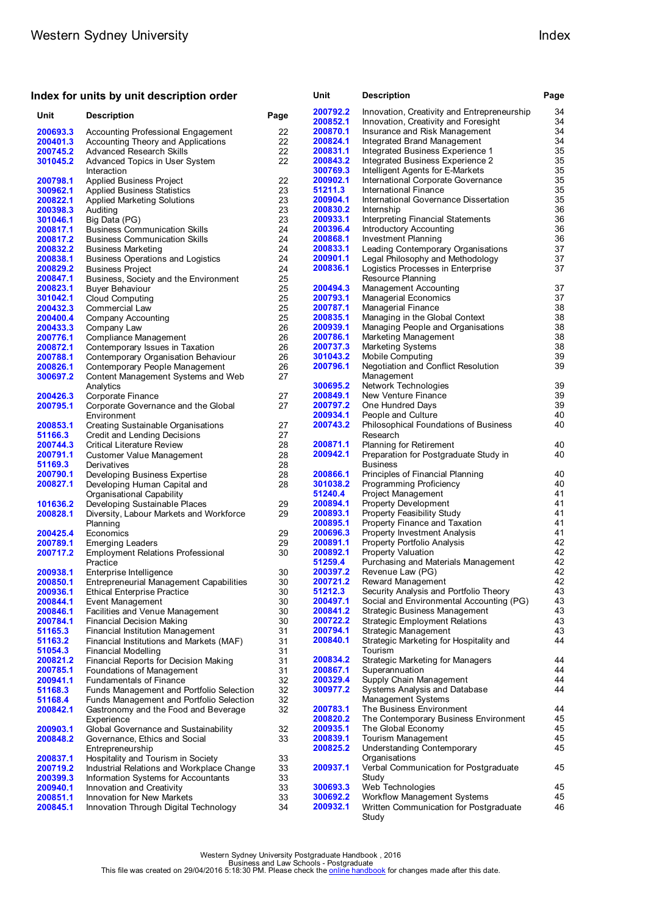## Index for units by unit description order

| Unit | Description | Page |
|---|---|---|
| 200693.3 | Accounting Professional Engagement | 22 |
| 200401.3 | Accounting Theory and Applications | 22 |
| 200745.2 | Advanced Research Skills | 22 |
| 301045.2 | Advanced Topics in User System Interaction | 22 |
| 200798.1 | Applied Business Project | 22 |
| 300962.1 | Applied Business Statistics | 23 |
| 200822.1 | Applied Marketing Solutions | 23 |
| 200398.3 | Auditing | 23 |
| 301046.1 | Big Data (PG) | 23 |
| 200817.1 | Business Communication Skills | 24 |
| 200817.2 | Business Communication Skills | 24 |
| 200832.2 | Business Marketing | 24 |
| 200838.1 | Business Operations and Logistics | 24 |
| 200829.2 | Business Project | 24 |
| 200847.1 | Business, Society and the Environment | 25 |
| 200823.1 | Buyer Behaviour | 25 |
| 301042.1 | Cloud Computing | 25 |
| 200432.3 | Commercial Law | 25 |
| 200400.4 | Company Accounting | 25 |
| 200433.3 | Company Law | 26 |
| 200776.1 | Compliance Management | 26 |
| 200872.1 | Contemporary Issues in Taxation | 26 |
| 200788.1 | Contemporary Organisation Behaviour | 26 |
| 200826.1 | Contemporary People Management | 26 |
| 300697.2 | Content Management Systems and Web Analytics | 27 |
| 200426.3 | Corporate Finance | 27 |
| 200795.1 | Corporate Governance and the Global Environment | 27 |
| 200853.1 | Creating Sustainable Organisations | 27 |
| 51166.3 | Credit and Lending Decisions | 27 |
| 200744.3 | Critical Literature Review | 28 |
| 200791.1 | Customer Value Management | 28 |
| 51169.3 | Derivatives | 28 |
| 200790.1 | Developing Business Expertise | 28 |
| 200827.1 | Developing Human Capital and Organisational Capability | 28 |
| 101636.2 | Developing Sustainable Places | 29 |
| 200828.1 | Diversity, Labour Markets and Workforce Planning | 29 |
| 200425.4 | Economics | 29 |
| 200789.1 | Emerging Leaders | 29 |
| 200717.2 | Employment Relations Professional Practice | 30 |
| 200938.1 | Enterprise Intelligence | 30 |
| 200850.1 | Entrepreneurial Management Capabilities | 30 |
| 200936.1 | Ethical Enterprise Practice | 30 |
| 200844.1 | Event Management | 30 |
| 200846.1 | Facilities and Venue Management | 30 |
| 200784.1 | Financial Decision Making | 30 |
| 51165.3 | Financial Institution Management | 31 |
| 51163.2 | Financial Institutions and Markets (MAF) | 31 |
| 51054.3 | Financial Modelling | 31 |
| 200821.2 | Financial Reports for Decision Making | 31 |
| 200785.1 | Foundations of Management | 31 |
| 200941.1 | Fundamentals of Finance | 32 |
| 51168.3 | Funds Management and Portfolio Selection | 32 |
| 51168.4 | Funds Management and Portfolio Selection | 32 |
| 200842.1 | Gastronomy and the Food and Beverage Experience | 32 |
| 200903.1 | Global Governance and Sustainability | 32 |
| 200848.2 | Governance, Ethics and Social Entrepreneurship | 33 |
| 200837.1 | Hospitality and Tourism in Society | 33 |
| 200719.2 | Industrial Relations and Workplace Change | 33 |
| 200399.3 | Information Systems for Accountants | 33 |
| 200940.1 | Innovation and Creativity | 33 |
| 200851.1 | Innovation for New Markets | 33 |
| 200845.1 | Innovation Through Digital Technology | 34 |
| 200792.2 | Innovation, Creativity and Entrepreneurship | 34 |
| 200852.1 | Innovation, Creativity and Foresight | 34 |
| 200870.1 | Insurance and Risk Management | 34 |
| 200824.1 | Integrated Brand Management | 34 |
| 200831.1 | Integrated Business Experience 1 | 35 |
| 200843.2 | Integrated Business Experience 2 | 35 |
| 300769.3 | Intelligent Agents for E-Markets | 35 |
| 200902.1 | International Corporate Governance | 35 |
| 51211.3 | International Finance | 35 |
| 200904.1 | International Governance Dissertation | 35 |
| 200830.2 | Internship | 36 |
| 200933.1 | Interpreting Financial Statements | 36 |
| 200396.4 | Introductory Accounting | 36 |
| 200868.1 | Investment Planning | 36 |
| 200833.1 | Leading Contemporary Organisations | 37 |
| 200901.1 | Legal Philosophy and Methodology | 37 |
| 200836.1 | Logistics Processes in Enterprise Resource Planning | 37 |
| 200494.3 | Management Accounting | 37 |
| 200793.1 | Managerial Economics | 37 |
| 200787.1 | Managerial Finance | 38 |
| 200835.1 | Managing in the Global Context | 38 |
| 200939.1 | Managing People and Organisations | 38 |
| 200786.1 | Marketing Management | 38 |
| 200737.3 | Marketing Systems | 38 |
| 301043.2 | Mobile Computing | 39 |
| 200796.1 | Negotiation and Conflict Resolution Management | 39 |
| 300695.2 | Network Technologies | 39 |
| 200849.1 | New Venture Finance | 39 |
| 200797.2 | One Hundred Days | 39 |
| 200934.1 | People and Culture | 40 |
| 200743.2 | Philosophical Foundations of Business Research | 40 |
| 200871.1 | Planning for Retirement | 40 |
| 200942.1 | Preparation for Postgraduate Study in Business | 40 |
| 200866.1 | Principles of Financial Planning | 40 |
| 301038.2 | Programming Proficiency | 40 |
| 51240.4 | Project Management | 41 |
| 200894.1 | Property Development | 41 |
| 200893.1 | Property Feasibility Study | 41 |
| 200895.1 | Property Finance and Taxation | 41 |
| 200696.3 | Property Investment Analysis | 41 |
| 200891.1 | Property Portfolio Analysis | 42 |
| 200892.1 | Property Valuation | 42 |
| 51259.4 | Purchasing and Materials Management | 42 |
| 200397.2 | Revenue Law (PG) | 42 |
| 200721.2 | Reward Management | 42 |
| 51212.3 | Security Analysis and Portfolio Theory | 43 |
| 200497.1 | Social and Environmental Accounting (PG) | 43 |
| 200841.2 | Strategic Business Management | 43 |
| 200722.2 | Strategic Employment Relations | 43 |
| 200794.1 | Strategic Management | 43 |
| 200840.1 | Strategic Marketing for Hospitality and Tourism | 44 |
| 200834.2 | Strategic Marketing for Managers | 44 |
| 200867.1 | Superannuation | 44 |
| 200329.4 | Supply Chain Management | 44 |
| 300977.2 | Systems Analysis and Database Management Systems | 44 |
| 200783.1 | The Business Environment | 44 |
| 200820.2 | The Contemporary Business Environment | 45 |
| 200935.1 | The Global Economy | 45 |
| 200839.1 | Tourism Management | 45 |
| 200825.2 | Understanding Contemporary Organisations | 45 |
| 200937.1 | Verbal Communication for Postgraduate Study | 45 |
| 300693.3 | Web Technologies | 45 |
| 300692.2 | Workflow Management Systems | 45 |
| 200932.1 | Written Communication for Postgraduate Study | 46 |